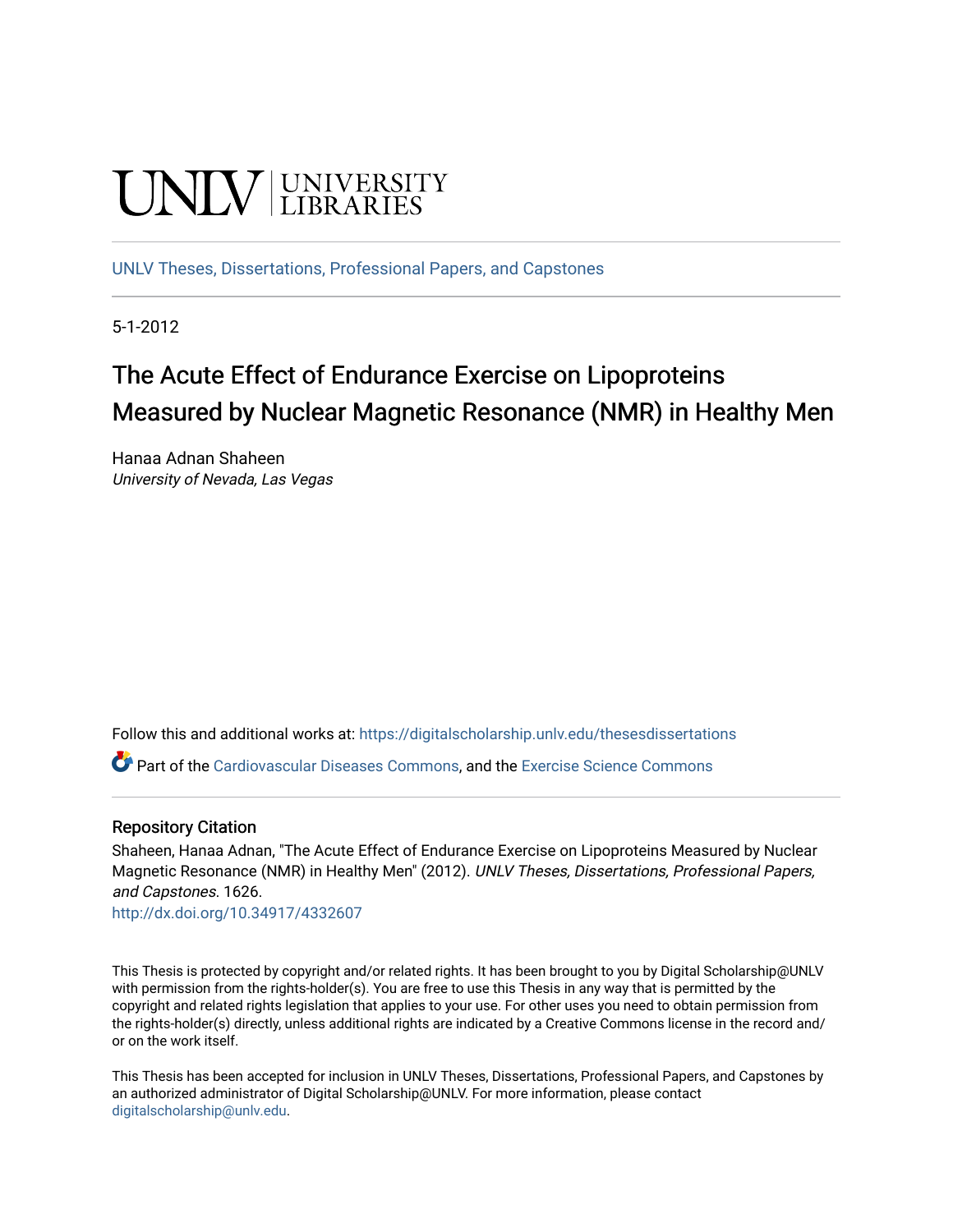UNLV | UNIVERSITY LIBRARIES

UNLV Theses, Dissertations, Professional Papers, and Capstones

5-1-2012

# The Acute Effect of Endurance Exercise on Lipoproteins Measured by Nuclear Magnetic Resonance (NMR) in Healthy Men

Hanaa Adnan Shaheen
*University of Nevada, Las Vegas*

Follow this and additional works at: https://digitalscholarship.unlv.edu/thesesdissertations

Part of the Cardiovascular Diseases Commons, and the Exercise Science Commons

## Repository Citation

Shaheen, Hanaa Adnan, "The Acute Effect of Endurance Exercise on Lipoproteins Measured by Nuclear Magnetic Resonance (NMR) in Healthy Men" (2012). *UNLV Theses, Dissertations, Professional Papers, and Capstones*. 1626.
http://dx.doi.org/10.34917/4332607

This Thesis is protected by copyright and/or related rights. It has been brought to you by Digital Scholarship@UNLV with permission from the rights-holder(s). You are free to use this Thesis in any way that is permitted by the copyright and related rights legislation that applies to your use. For other uses you need to obtain permission from the rights-holder(s) directly, unless additional rights are indicated by a Creative Commons license in the record and/or on the work itself.

This Thesis has been accepted for inclusion in UNLV Theses, Dissertations, Professional Papers, and Capstones by an authorized administrator of Digital Scholarship@UNLV. For more information, please contact digitalscholarship@unlv.edu.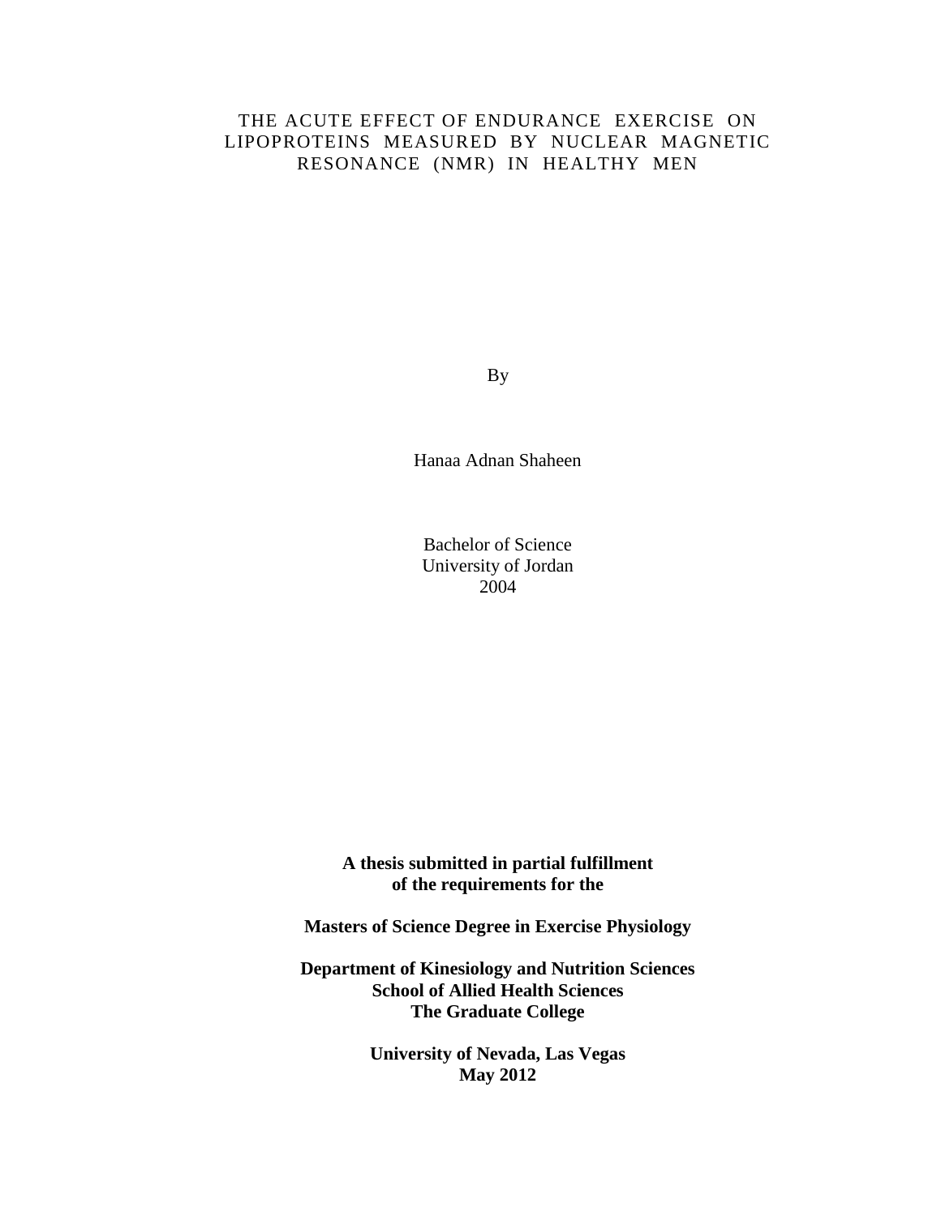# THE ACUTE EFFECT OF ENDURANCE EXERCISE ON LIPOPROTEINS MEASURED BY NUCLEAR MAGNETIC RESONANCE (NMR) IN HEALTHY MEN

By

Hanaa Adnan Shaheen

Bachelor of Science
University of Jordan
2004

**A thesis submitted in partial fulfillment of the requirements for the**

**Masters of Science Degree in Exercise Physiology**

**Department of Kinesiology and Nutrition Sciences**
**School of Allied Health Sciences**
**The Graduate College**

**University of Nevada, Las Vegas**
**May 2012**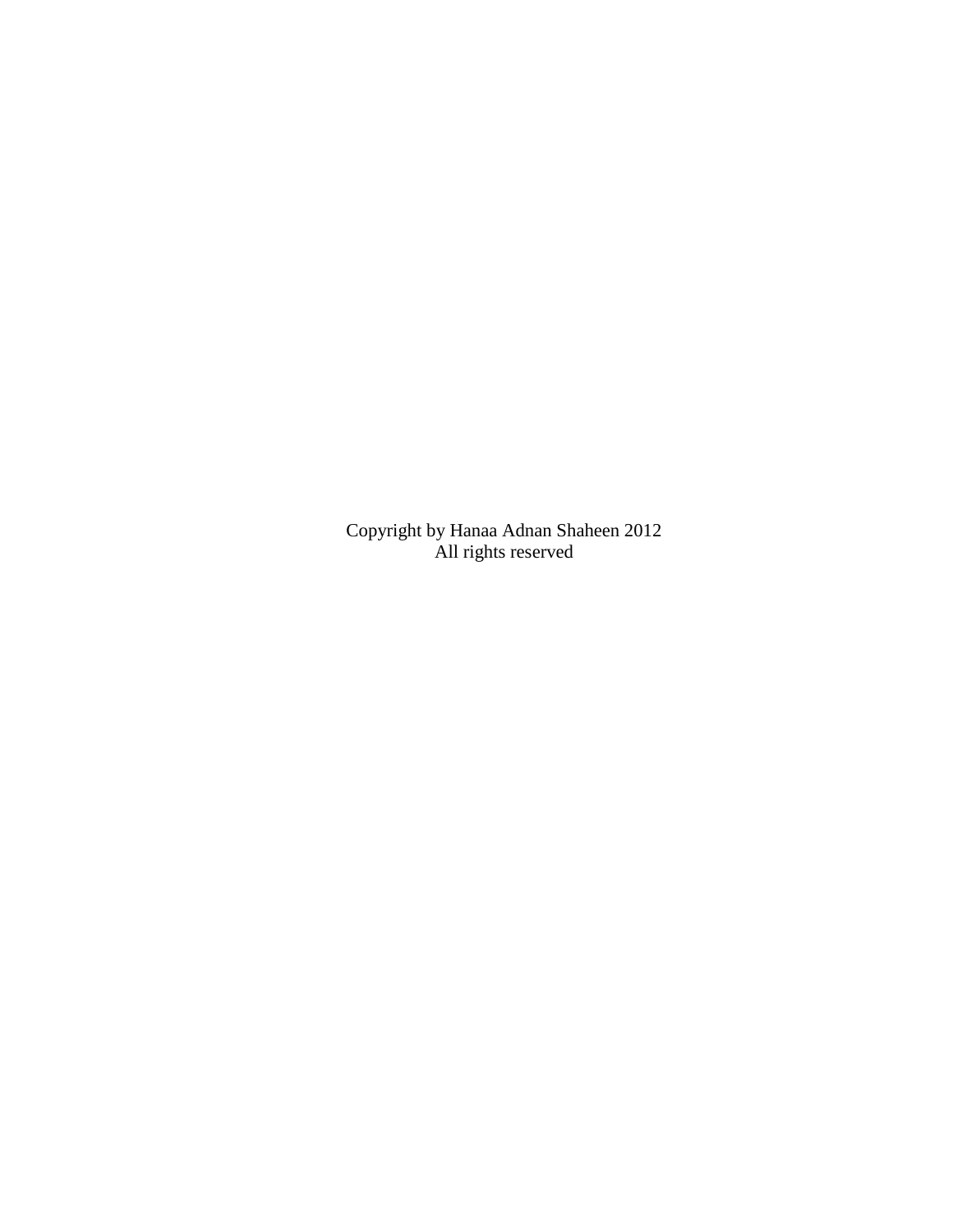Copyright by Hanaa Adnan Shaheen 2012
All rights reserved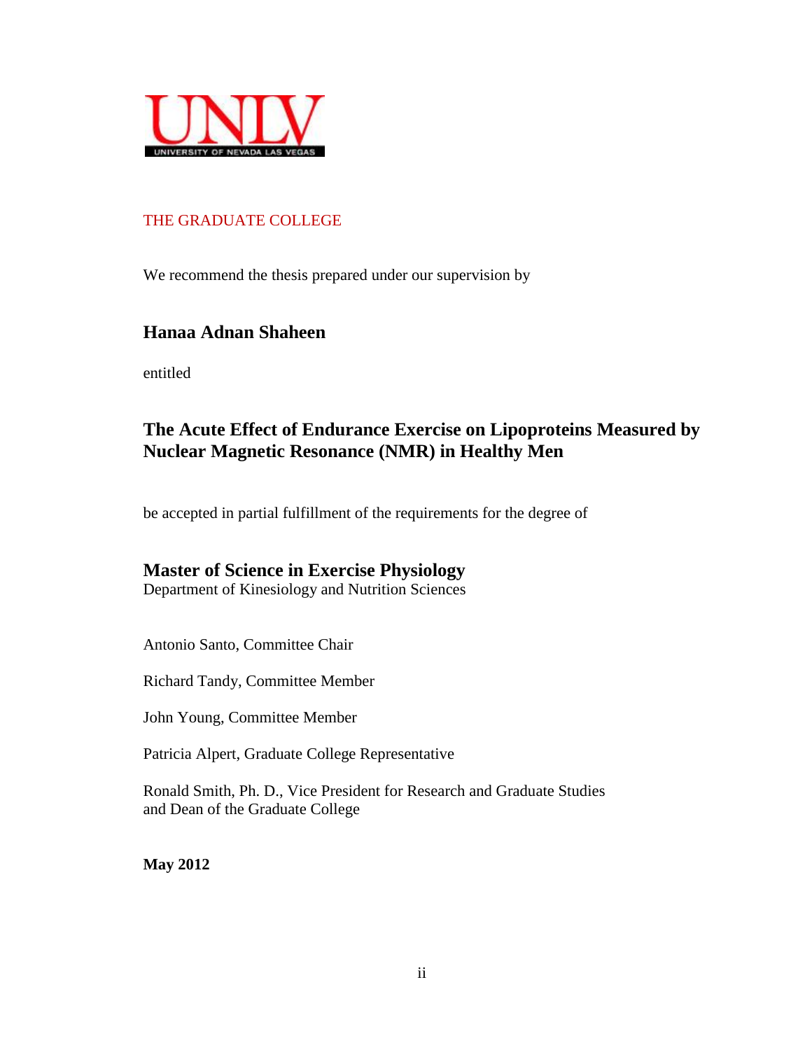UNLV
UNIVERSITY OF NEVADA LAS VEGAS

THE GRADUATE COLLEGE

We recommend the thesis prepared under our supervision by

**Hanaa Adnan Shaheen**

entitled

**The Acute Effect of Endurance Exercise on Lipoproteins Measured by Nuclear Magnetic Resonance (NMR) in Healthy Men**

be accepted in partial fulfillment of the requirements for the degree of

**Master of Science in Exercise Physiology**
Department of Kinesiology and Nutrition Sciences

Antonio Santo, Committee Chair

Richard Tandy, Committee Member

John Young, Committee Member

Patricia Alpert, Graduate College Representative

Ronald Smith, Ph. D., Vice President for Research and Graduate Studies
and Dean of the Graduate College

**May 2012**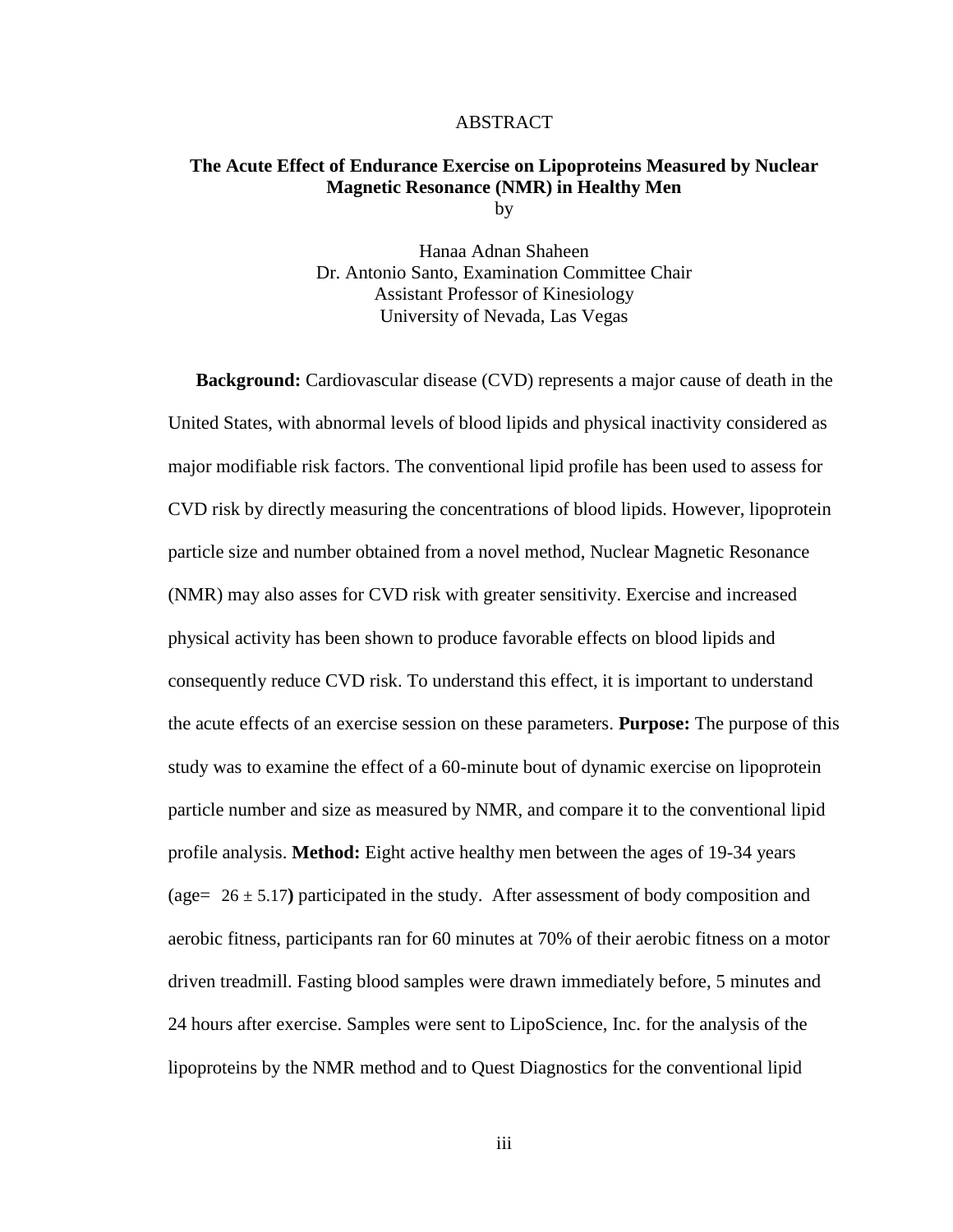# ABSTRACT

## The Acute Effect of Endurance Exercise on Lipoproteins Measured by Nuclear Magnetic Resonance (NMR) in Healthy Men

by

Hanaa Adnan Shaheen
Dr. Antonio Santo, Examination Committee Chair
Assistant Professor of Kinesiology
University of Nevada, Las Vegas

**Background:** Cardiovascular disease (CVD) represents a major cause of death in the United States, with abnormal levels of blood lipids and physical inactivity considered as major modifiable risk factors. The conventional lipid profile has been used to assess for CVD risk by directly measuring the concentrations of blood lipids. However, lipoprotein particle size and number obtained from a novel method, Nuclear Magnetic Resonance (NMR) may also asses for CVD risk with greater sensitivity. Exercise and increased physical activity has been shown to produce favorable effects on blood lipids and consequently reduce CVD risk. To understand this effect, it is important to understand the acute effects of an exercise session on these parameters. **Purpose:** The purpose of this study was to examine the effect of a 60-minute bout of dynamic exercise on lipoprotein particle number and size as measured by NMR, and compare it to the conventional lipid profile analysis. **Method:** Eight active healthy men between the ages of 19-34 years (age= $26 \pm 5.17$**)** participated in the study. After assessment of body composition and aerobic fitness, participants ran for 60 minutes at 70% of their aerobic fitness on a motor driven treadmill. Fasting blood samples were drawn immediately before, 5 minutes and 24 hours after exercise. Samples were sent to LipoScience, Inc. for the analysis of the lipoproteins by the NMR method and to Quest Diagnostics for the conventional lipid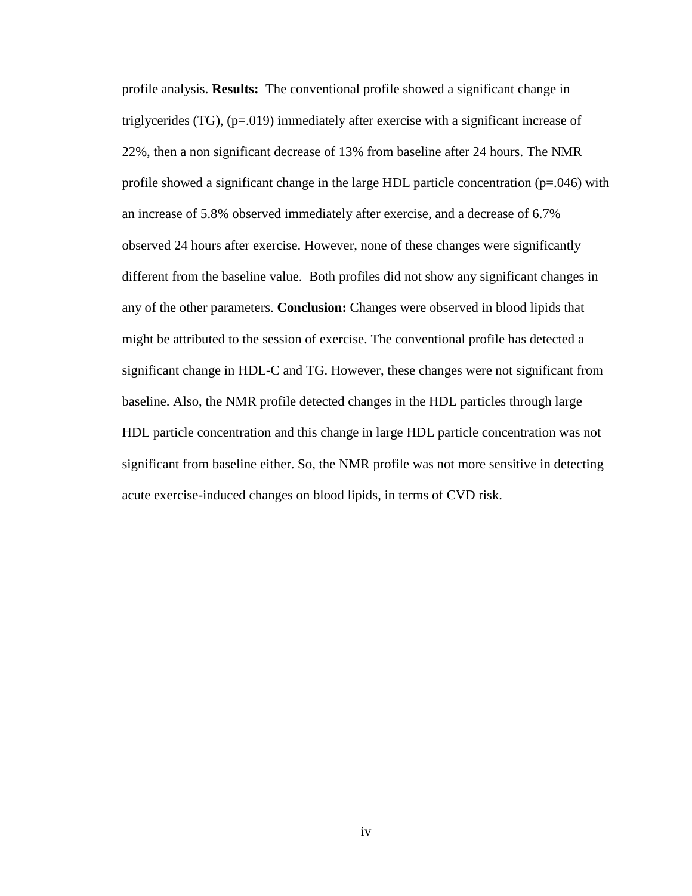profile analysis. **Results:** The conventional profile showed a significant change in triglycerides (TG), (p=.019) immediately after exercise with a significant increase of 22%, then a non significant decrease of 13% from baseline after 24 hours. The NMR profile showed a significant change in the large HDL particle concentration (p=.046) with an increase of 5.8% observed immediately after exercise, and a decrease of 6.7% observed 24 hours after exercise. However, none of these changes were significantly different from the baseline value. Both profiles did not show any significant changes in any of the other parameters. **Conclusion:** Changes were observed in blood lipids that might be attributed to the session of exercise. The conventional profile has detected a significant change in HDL-C and TG. However, these changes were not significant from baseline. Also, the NMR profile detected changes in the HDL particles through large HDL particle concentration and this change in large HDL particle concentration was not significant from baseline either. So, the NMR profile was not more sensitive in detecting acute exercise-induced changes on blood lipids, in terms of CVD risk.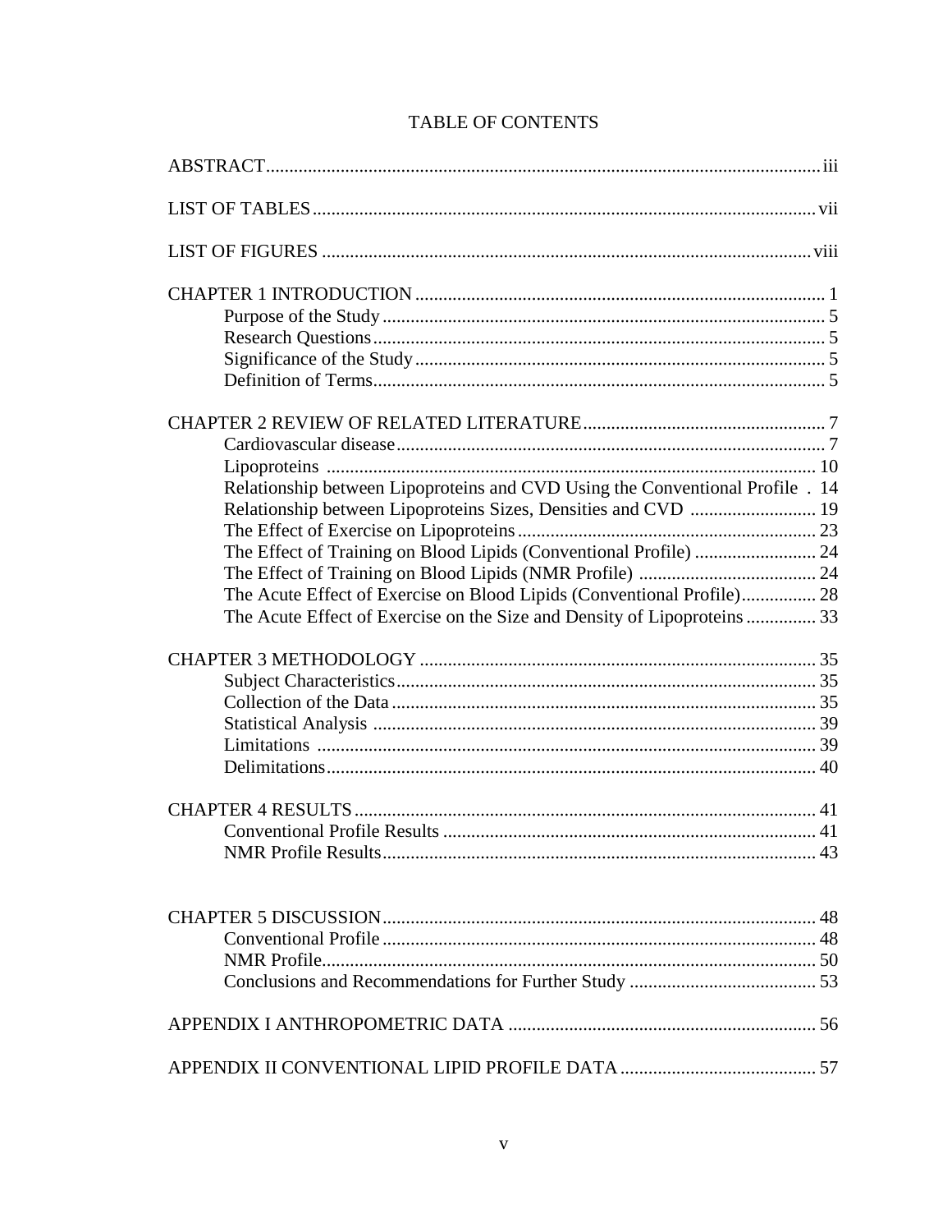# TABLE OF CONTENTS

ABSTRACT .......... iii

LIST OF TABLES .......... vii

LIST OF FIGURES .......... viii

CHAPTER 1 INTRODUCTION .......... 1
- Purpose of the Study .......... 5
- Research Questions .......... 5
- Significance of the Study .......... 5
- Definition of Terms .......... 5

CHAPTER 2 REVIEW OF RELATED LITERATURE .......... 7
- Cardiovascular disease .......... 7
- Lipoproteins .......... 10
- Relationship between Lipoproteins and CVD Using the Conventional Profile .......... 14
- Relationship between Lipoproteins Sizes, Densities and CVD .......... 19
- The Effect of Exercise on Lipoproteins .......... 23
- The Effect of Training on Blood Lipids (Conventional Profile) .......... 24
- The Effect of Training on Blood Lipids (NMR Profile) .......... 24
- The Acute Effect of Exercise on Blood Lipids (Conventional Profile) .......... 28
- The Acute Effect of Exercise on the Size and Density of Lipoproteins .......... 33

CHAPTER 3 METHODOLOGY .......... 35
- Subject Characteristics .......... 35
- Collection of the Data .......... 35
- Statistical Analysis .......... 39
- Limitations .......... 39
- Delimitations .......... 40

CHAPTER 4 RESULTS .......... 41
- Conventional Profile Results .......... 41
- NMR Profile Results .......... 43

CHAPTER 5 DISCUSSION .......... 48
- Conventional Profile .......... 48
- NMR Profile .......... 50
- Conclusions and Recommendations for Further Study .......... 53

APPENDIX I ANTHROPOMETRIC DATA .......... 56

APPENDIX II CONVENTIONAL LIPID PROFILE DATA .......... 57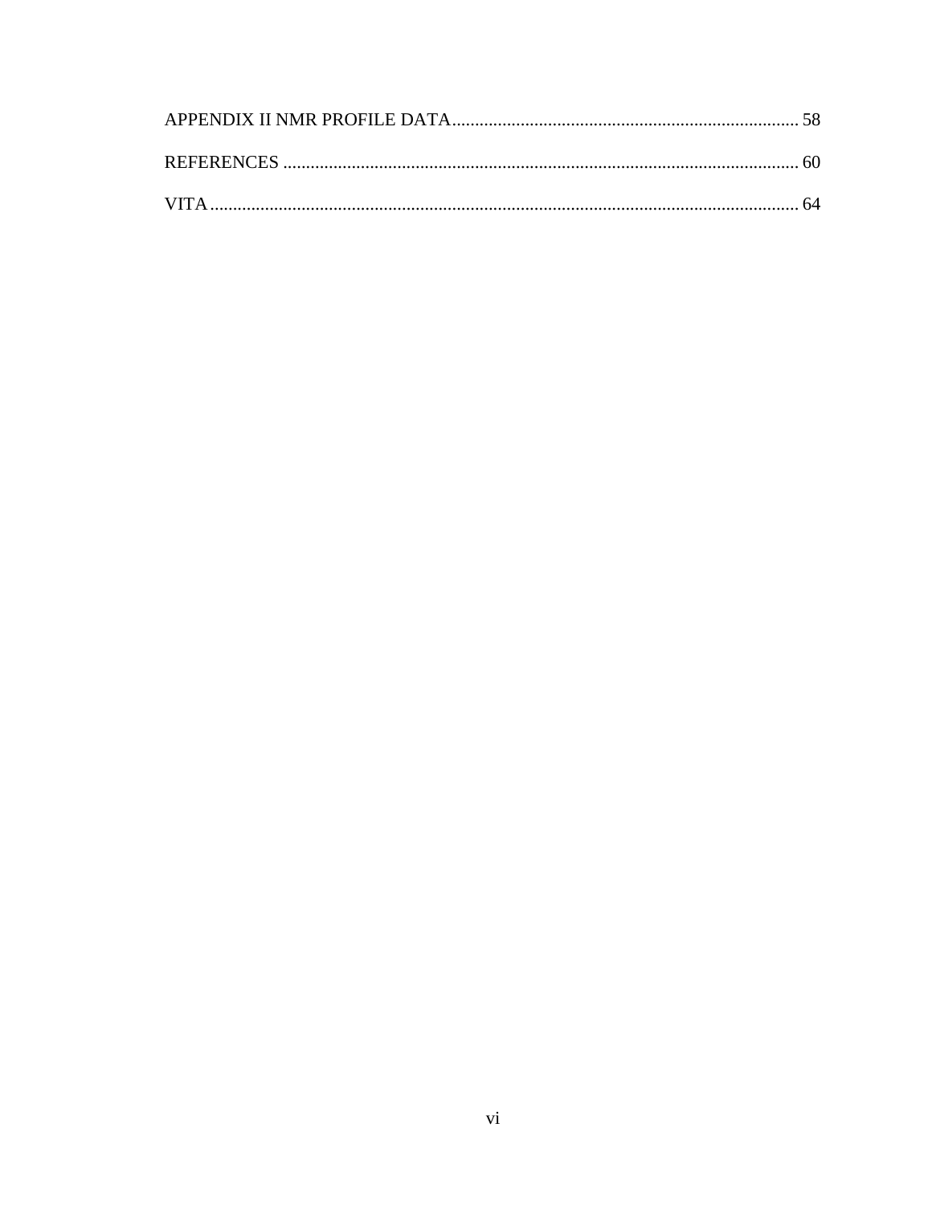APPENDIX II NMR PROFILE DATA ........................................................................... 58

REFERENCES ................................................................................................................ 60

VITA ................................................................................................................................ 64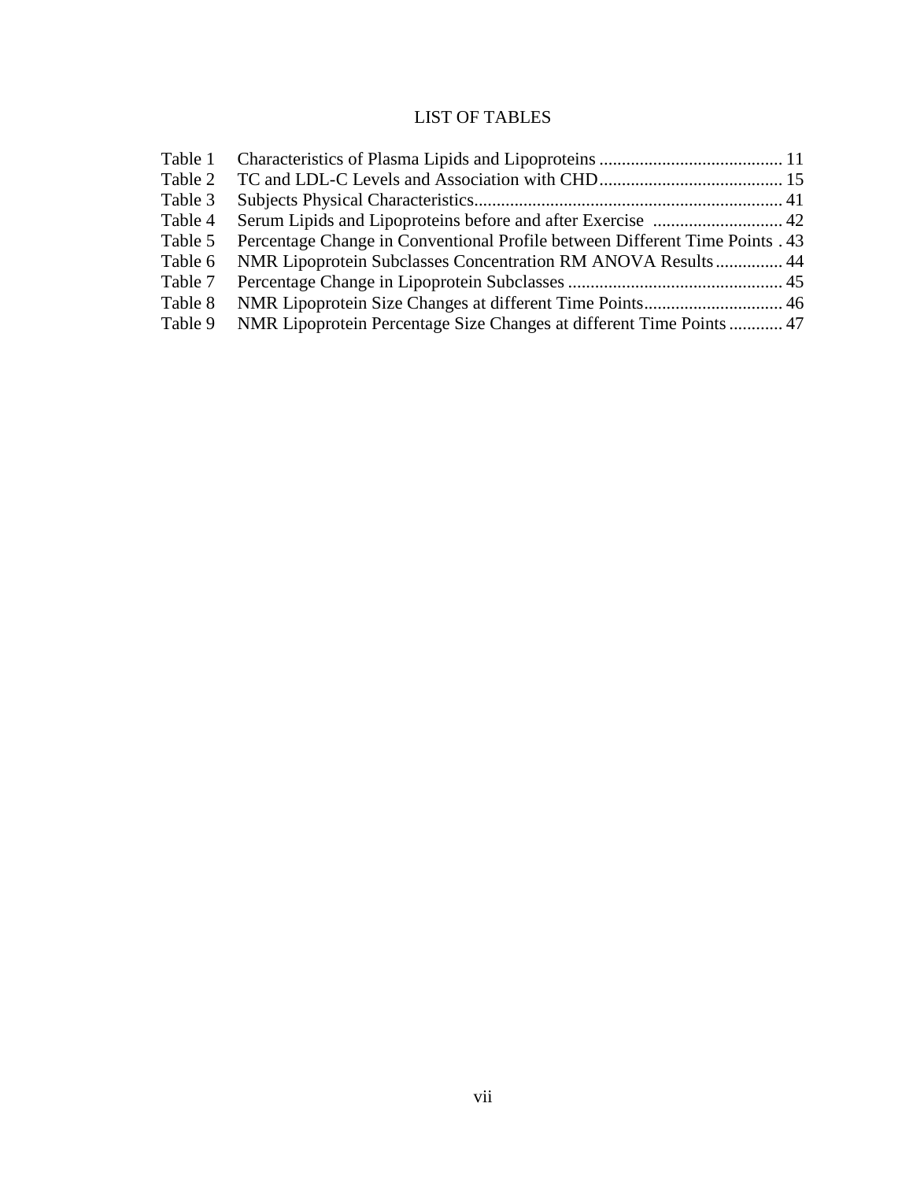# LIST OF TABLES

| | | |
|---|---|---|
| Table 1 | Characteristics of Plasma Lipids and Lipoproteins | 11 |
| Table 2 | TC and LDL-C Levels and Association with CHD | 15 |
| Table 3 | Subjects Physical Characteristics | 41 |
| Table 4 | Serum Lipids and Lipoproteins before and after Exercise | 42 |
| Table 5 | Percentage Change in Conventional Profile between Different Time Points | 43 |
| Table 6 | NMR Lipoprotein Subclasses Concentration RM ANOVA Results | 44 |
| Table 7 | Percentage Change in Lipoprotein Subclasses | 45 |
| Table 8 | NMR Lipoprotein Size Changes at different Time Points | 46 |
| Table 9 | NMR Lipoprotein Percentage Size Changes at different Time Points | 47 |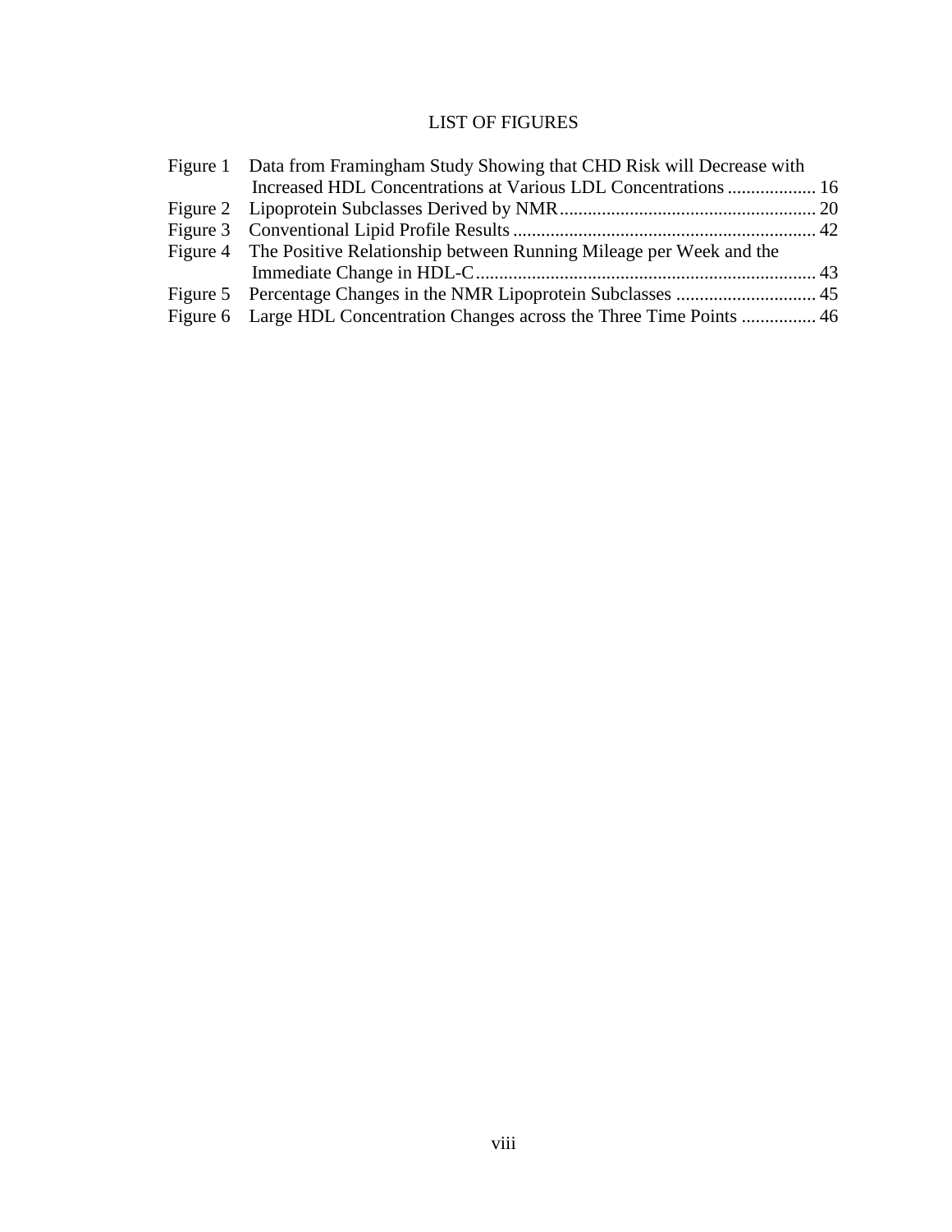# LIST OF FIGURES

| | | |
|---|---|---|
| Figure 1 | Data from Framingham Study Showing that CHD Risk will Decrease with Increased HDL Concentrations at Various LDL Concentrations | 16 |
| Figure 2 | Lipoprotein Subclasses Derived by NMR | 20 |
| Figure 3 | Conventional Lipid Profile Results | 42 |
| Figure 4 | The Positive Relationship between Running Mileage per Week and the Immediate Change in HDL-C | 43 |
| Figure 5 | Percentage Changes in the NMR Lipoprotein Subclasses | 45 |
| Figure 6 | Large HDL Concentration Changes across the Three Time Points | 46 |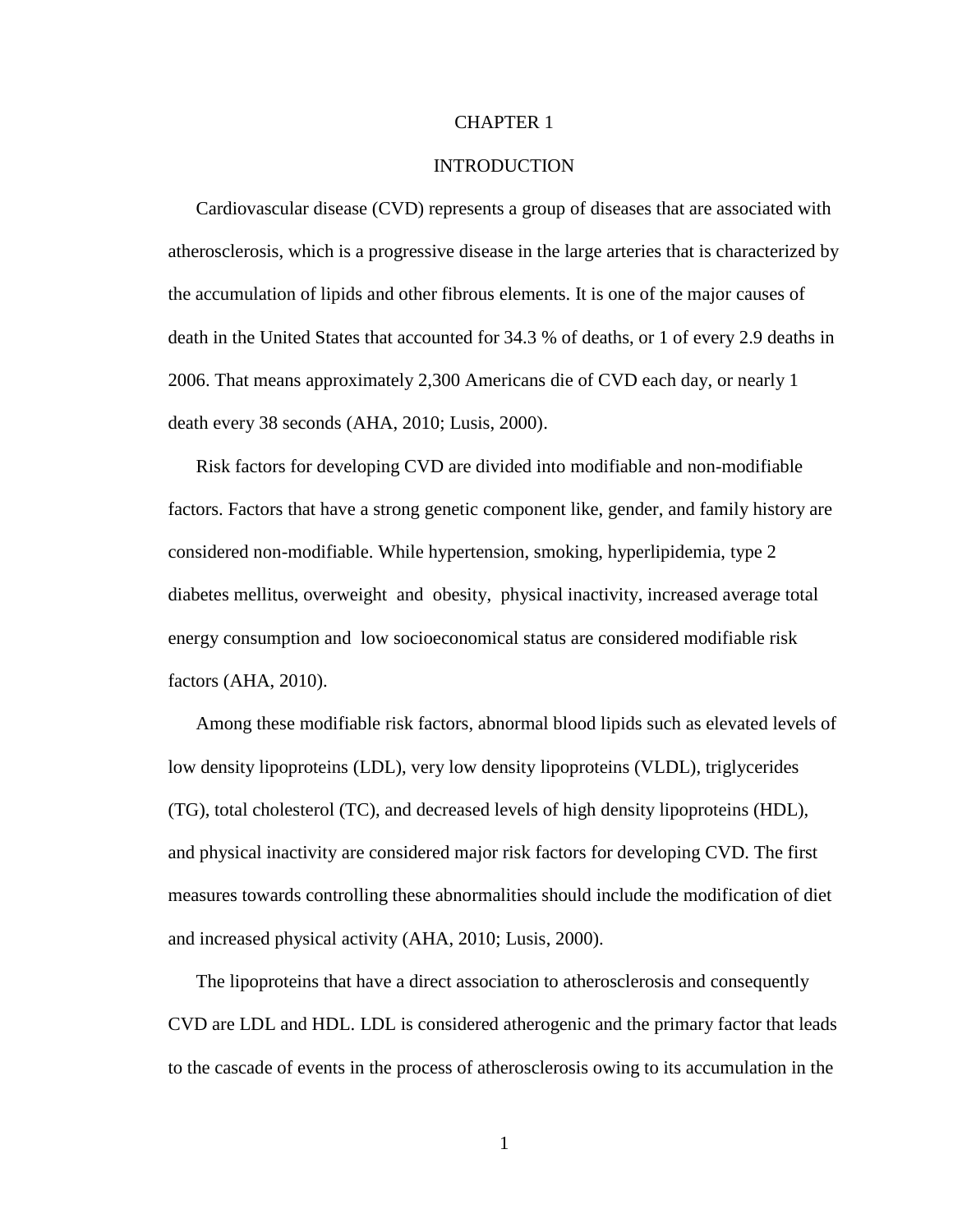# CHAPTER 1

# INTRODUCTION

Cardiovascular disease (CVD) represents a group of diseases that are associated with atherosclerosis, which is a progressive disease in the large arteries that is characterized by the accumulation of lipids and other fibrous elements. It is one of the major causes of death in the United States that accounted for 34.3 % of deaths, or 1 of every 2.9 deaths in 2006. That means approximately 2,300 Americans die of CVD each day, or nearly 1 death every 38 seconds (AHA, 2010; Lusis, 2000).

Risk factors for developing CVD are divided into modifiable and non-modifiable factors. Factors that have a strong genetic component like, gender, and family history are considered non-modifiable. While hypertension, smoking, hyperlipidemia, type 2 diabetes mellitus, overweight and obesity, physical inactivity, increased average total energy consumption and low socioeconomical status are considered modifiable risk factors (AHA, 2010).

Among these modifiable risk factors, abnormal blood lipids such as elevated levels of low density lipoproteins (LDL), very low density lipoproteins (VLDL), triglycerides (TG), total cholesterol (TC), and decreased levels of high density lipoproteins (HDL), and physical inactivity are considered major risk factors for developing CVD. The first measures towards controlling these abnormalities should include the modification of diet and increased physical activity (AHA, 2010; Lusis, 2000).

The lipoproteins that have a direct association to atherosclerosis and consequently CVD are LDL and HDL. LDL is considered atherogenic and the primary factor that leads to the cascade of events in the process of atherosclerosis owing to its accumulation in the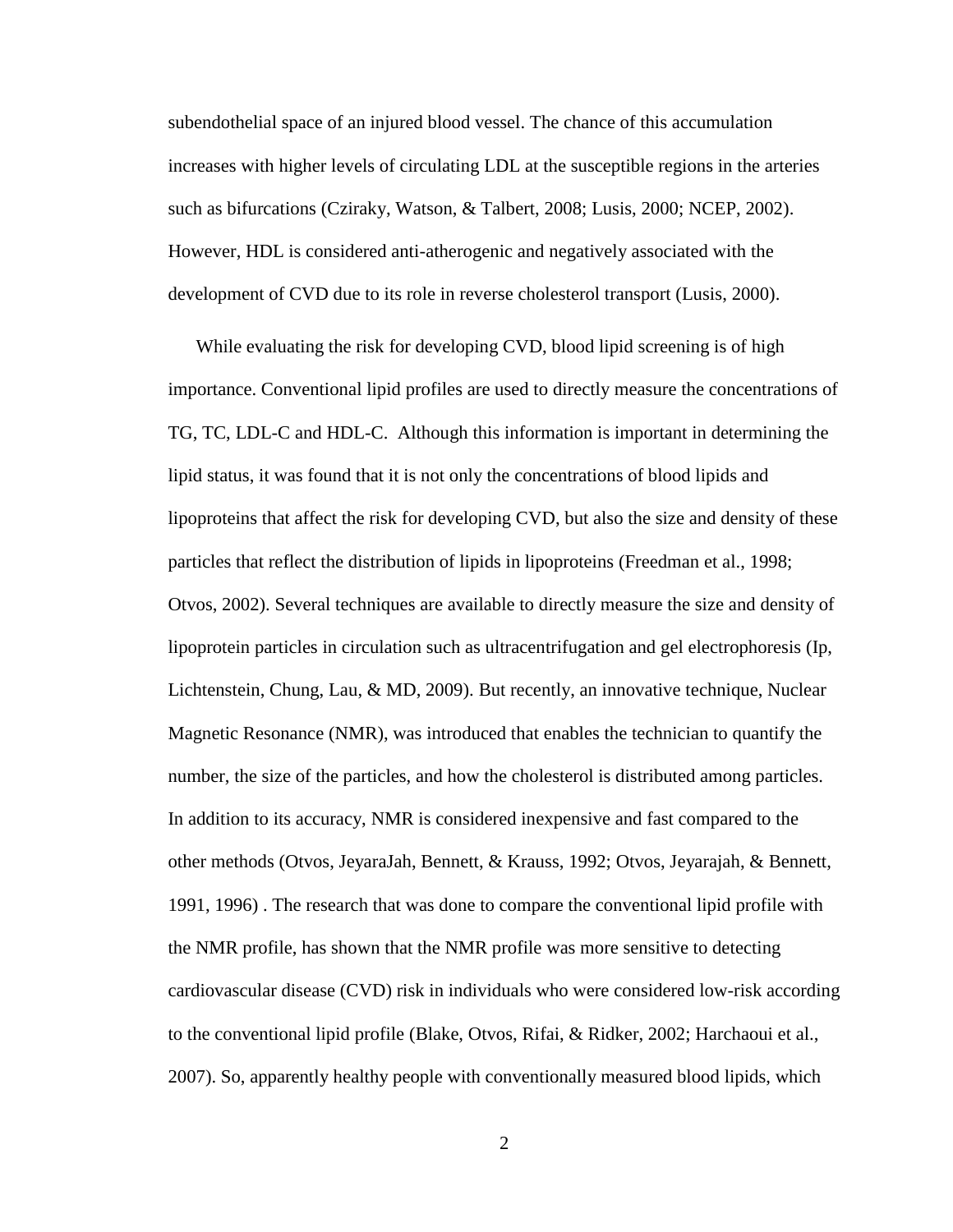subendothelial space of an injured blood vessel. The chance of this accumulation increases with higher levels of circulating LDL at the susceptible regions in the arteries such as bifurcations (Cziraky, Watson, & Talbert, 2008; Lusis, 2000; NCEP, 2002). However, HDL is considered anti-atherogenic and negatively associated with the development of CVD due to its role in reverse cholesterol transport (Lusis, 2000).

While evaluating the risk for developing CVD, blood lipid screening is of high importance. Conventional lipid profiles are used to directly measure the concentrations of TG, TC, LDL-C and HDL-C. Although this information is important in determining the lipid status, it was found that it is not only the concentrations of blood lipids and lipoproteins that affect the risk for developing CVD, but also the size and density of these particles that reflect the distribution of lipids in lipoproteins (Freedman et al., 1998; Otvos, 2002). Several techniques are available to directly measure the size and density of lipoprotein particles in circulation such as ultracentrifugation and gel electrophoresis (Ip, Lichtenstein, Chung, Lau, & MD, 2009). But recently, an innovative technique, Nuclear Magnetic Resonance (NMR), was introduced that enables the technician to quantify the number, the size of the particles, and how the cholesterol is distributed among particles. In addition to its accuracy, NMR is considered inexpensive and fast compared to the other methods (Otvos, JeyaraJah, Bennett, & Krauss, 1992; Otvos, Jeyarajah, & Bennett, 1991, 1996) . The research that was done to compare the conventional lipid profile with the NMR profile, has shown that the NMR profile was more sensitive to detecting cardiovascular disease (CVD) risk in individuals who were considered low-risk according to the conventional lipid profile (Blake, Otvos, Rifai, & Ridker, 2002; Harchaoui et al., 2007). So, apparently healthy people with conventionally measured blood lipids, which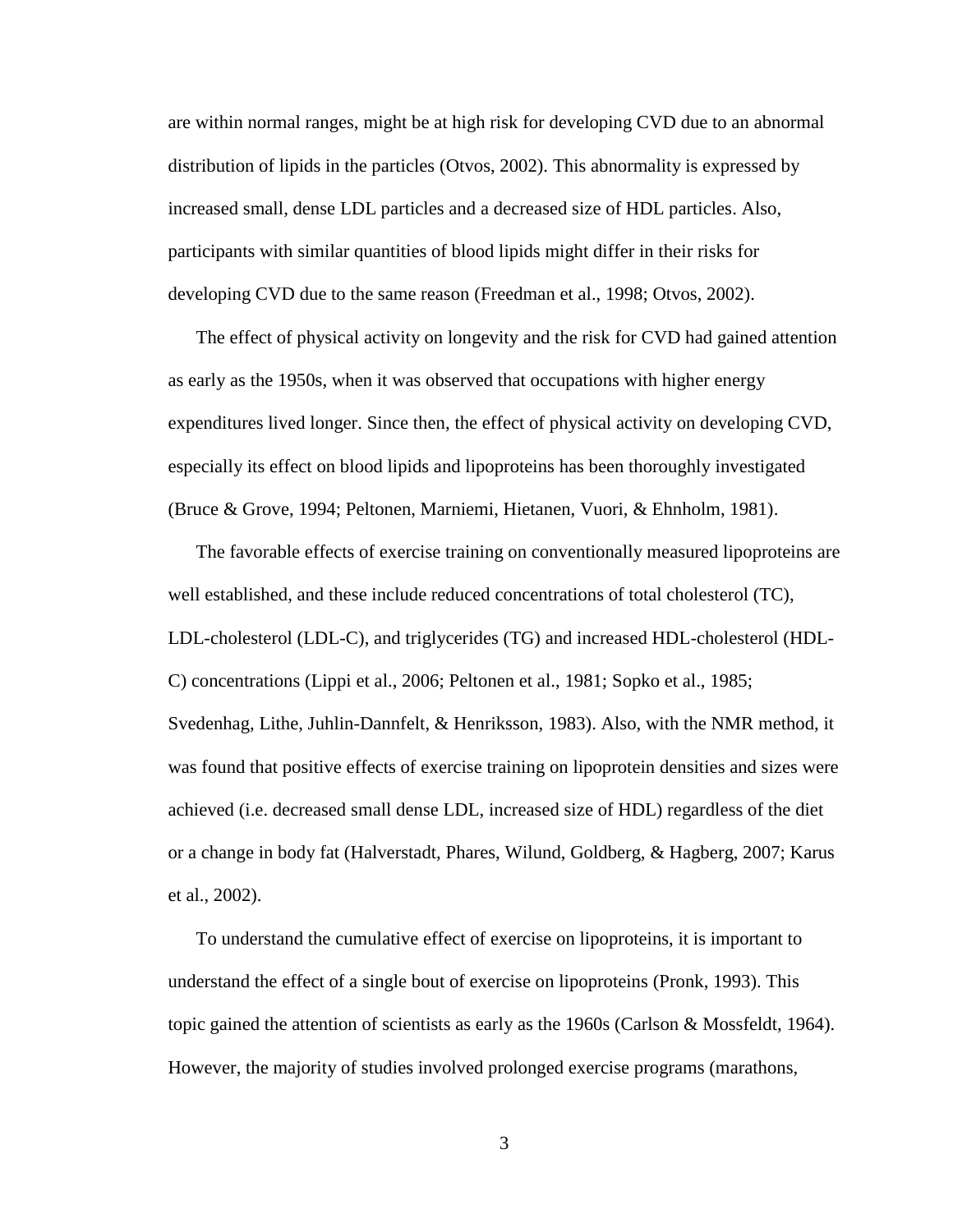are within normal ranges, might be at high risk for developing CVD due to an abnormal distribution of lipids in the particles (Otvos, 2002). This abnormality is expressed by increased small, dense LDL particles and a decreased size of HDL particles. Also, participants with similar quantities of blood lipids might differ in their risks for developing CVD due to the same reason (Freedman et al., 1998; Otvos, 2002).

The effect of physical activity on longevity and the risk for CVD had gained attention as early as the 1950s, when it was observed that occupations with higher energy expenditures lived longer. Since then, the effect of physical activity on developing CVD, especially its effect on blood lipids and lipoproteins has been thoroughly investigated (Bruce & Grove, 1994; Peltonen, Marniemi, Hietanen, Vuori, & Ehnholm, 1981).

The favorable effects of exercise training on conventionally measured lipoproteins are well established, and these include reduced concentrations of total cholesterol (TC), LDL-cholesterol (LDL-C), and triglycerides (TG) and increased HDL-cholesterol (HDL-C) concentrations (Lippi et al., 2006; Peltonen et al., 1981; Sopko et al., 1985; Svedenhag, Lithe, Juhlin-Dannfelt, & Henriksson, 1983). Also, with the NMR method, it was found that positive effects of exercise training on lipoprotein densities and sizes were achieved (i.e. decreased small dense LDL, increased size of HDL) regardless of the diet or a change in body fat (Halverstadt, Phares, Wilund, Goldberg, & Hagberg, 2007; Karus et al., 2002).

To understand the cumulative effect of exercise on lipoproteins, it is important to understand the effect of a single bout of exercise on lipoproteins (Pronk, 1993). This topic gained the attention of scientists as early as the 1960s (Carlson & Mossfeldt, 1964). However, the majority of studies involved prolonged exercise programs (marathons,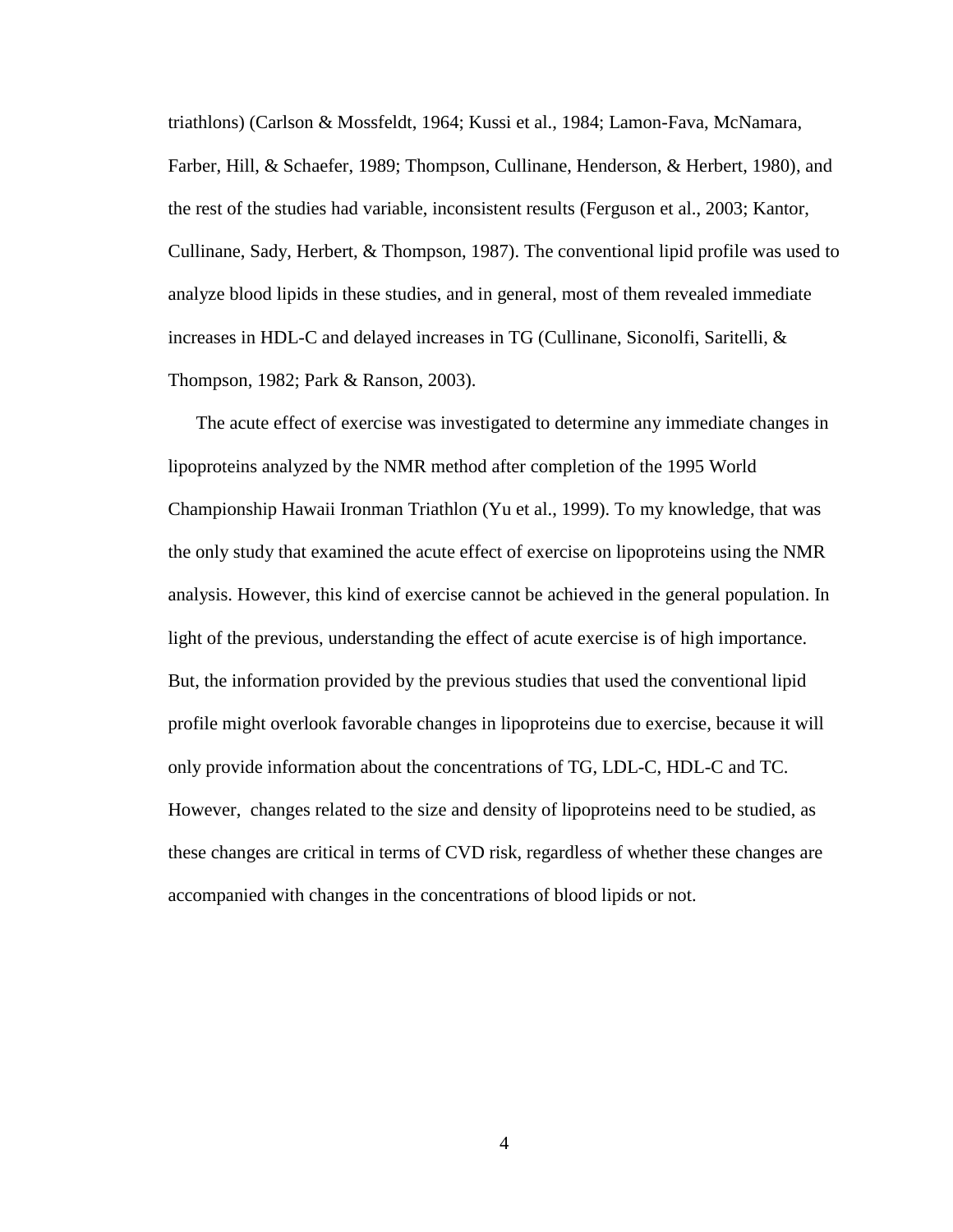triathlons) (Carlson & Mossfeldt, 1964; Kussi et al., 1984; Lamon-Fava, McNamara, Farber, Hill, & Schaefer, 1989; Thompson, Cullinane, Henderson, & Herbert, 1980), and the rest of the studies had variable, inconsistent results (Ferguson et al., 2003; Kantor, Cullinane, Sady, Herbert, & Thompson, 1987). The conventional lipid profile was used to analyze blood lipids in these studies, and in general, most of them revealed immediate increases in HDL-C and delayed increases in TG (Cullinane, Siconolfi, Saritelli, & Thompson, 1982; Park & Ranson, 2003).

The acute effect of exercise was investigated to determine any immediate changes in lipoproteins analyzed by the NMR method after completion of the 1995 World Championship Hawaii Ironman Triathlon (Yu et al., 1999). To my knowledge, that was the only study that examined the acute effect of exercise on lipoproteins using the NMR analysis. However, this kind of exercise cannot be achieved in the general population. In light of the previous, understanding the effect of acute exercise is of high importance. But, the information provided by the previous studies that used the conventional lipid profile might overlook favorable changes in lipoproteins due to exercise, because it will only provide information about the concentrations of TG, LDL-C, HDL-C and TC. However, changes related to the size and density of lipoproteins need to be studied, as these changes are critical in terms of CVD risk, regardless of whether these changes are accompanied with changes in the concentrations of blood lipids or not.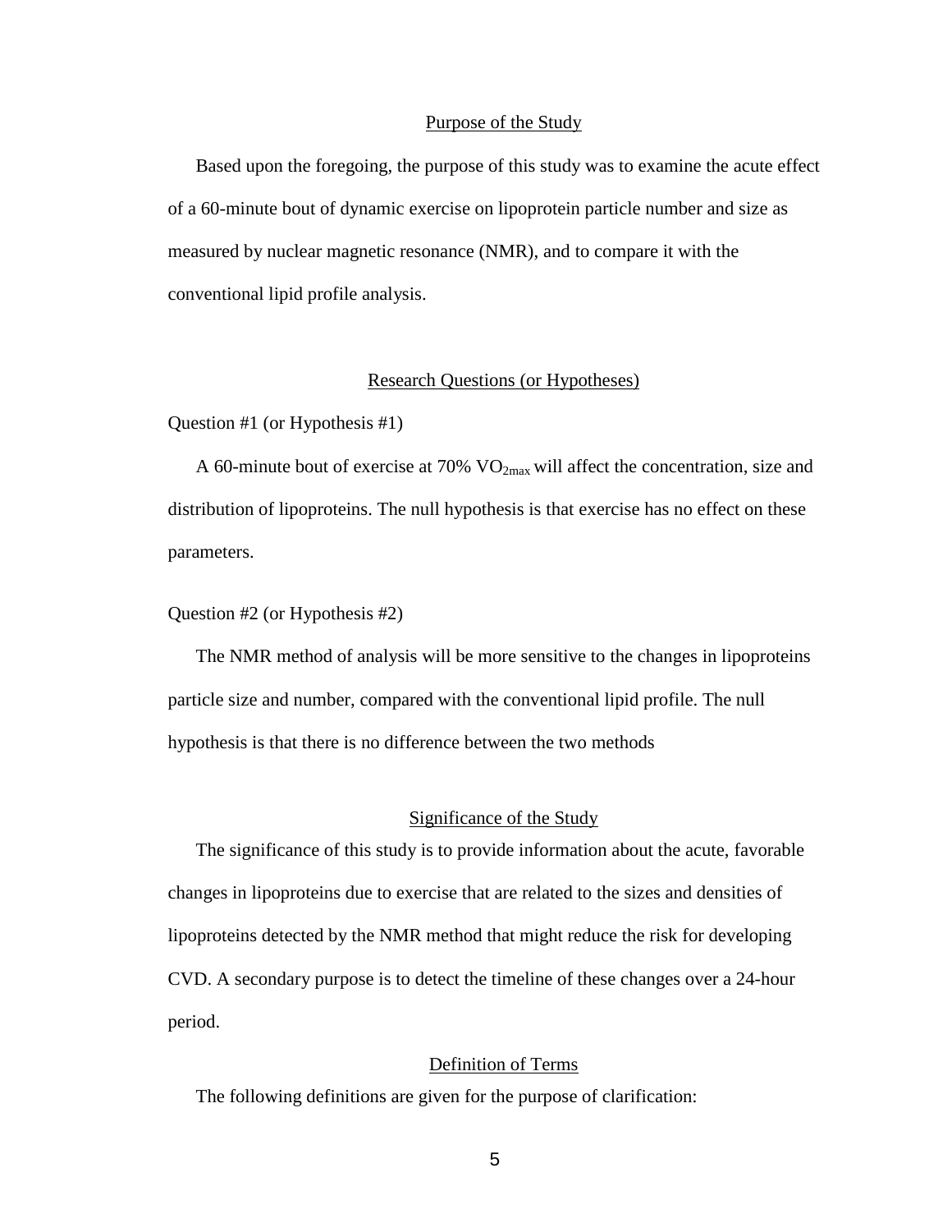## Purpose of the Study

Based upon the foregoing, the purpose of this study was to examine the acute effect of a 60-minute bout of dynamic exercise on lipoprotein particle number and size as measured by nuclear magnetic resonance (NMR), and to compare it with the conventional lipid profile analysis.

## Research Questions (or Hypotheses)

Question #1 (or Hypothesis #1)

A 60-minute bout of exercise at 70% $VO_{2max}$ will affect the concentration, size and distribution of lipoproteins. The null hypothesis is that exercise has no effect on these parameters.

Question #2 (or Hypothesis #2)

The NMR method of analysis will be more sensitive to the changes in lipoproteins particle size and number, compared with the conventional lipid profile. The null hypothesis is that there is no difference between the two methods

## Significance of the Study

The significance of this study is to provide information about the acute, favorable changes in lipoproteins due to exercise that are related to the sizes and densities of lipoproteins detected by the NMR method that might reduce the risk for developing CVD. A secondary purpose is to detect the timeline of these changes over a 24-hour period.

## Definition of Terms

The following definitions are given for the purpose of clarification: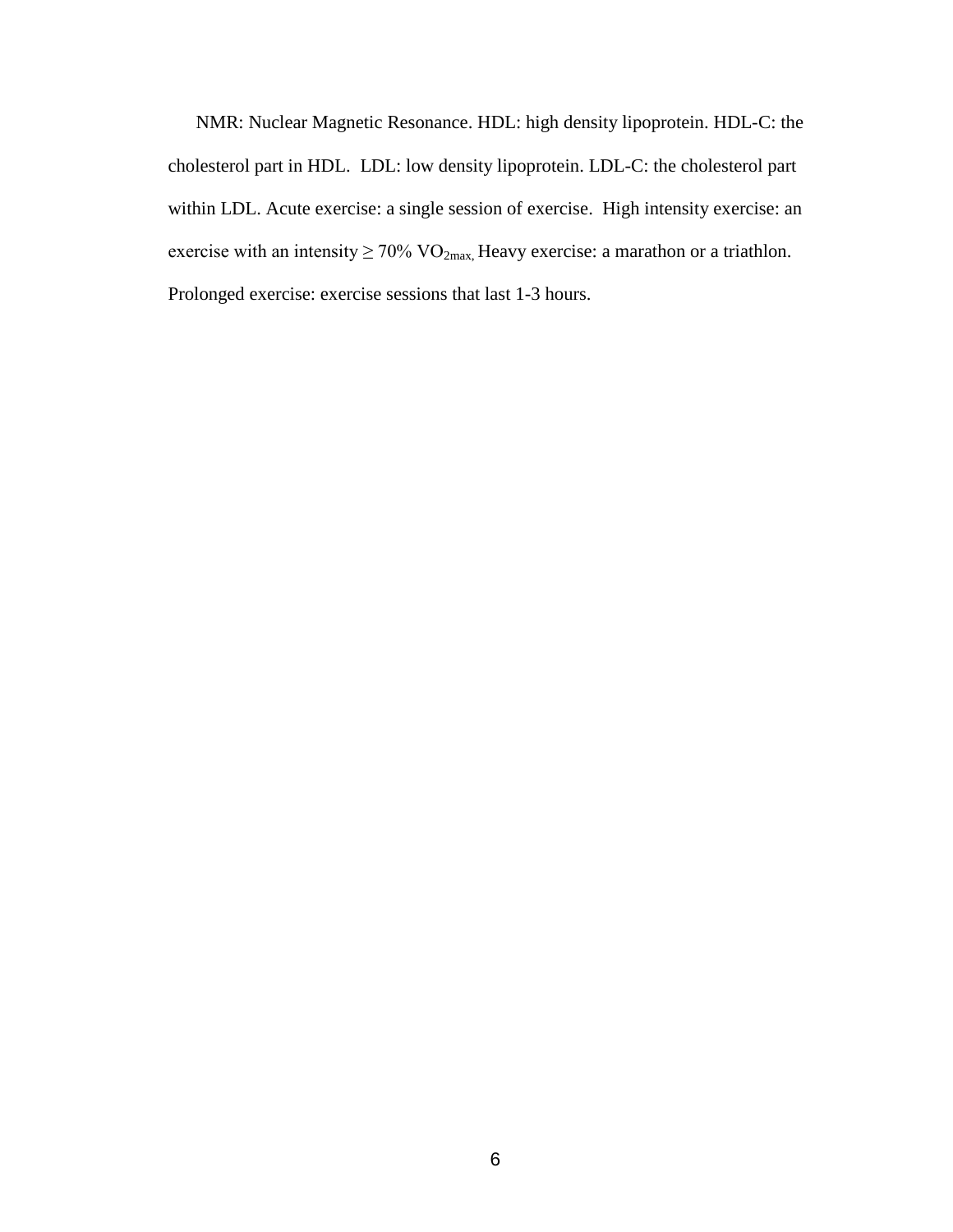NMR: Nuclear Magnetic Resonance. HDL: high density lipoprotein. HDL-C: the cholesterol part in HDL. LDL: low density lipoprotein. LDL-C: the cholesterol part within LDL. Acute exercise: a single session of exercise. High intensity exercise: an exercise with an intensity ≥ 70% $VO_{2max,}$ Heavy exercise: a marathon or a triathlon. Prolonged exercise: exercise sessions that last 1-3 hours.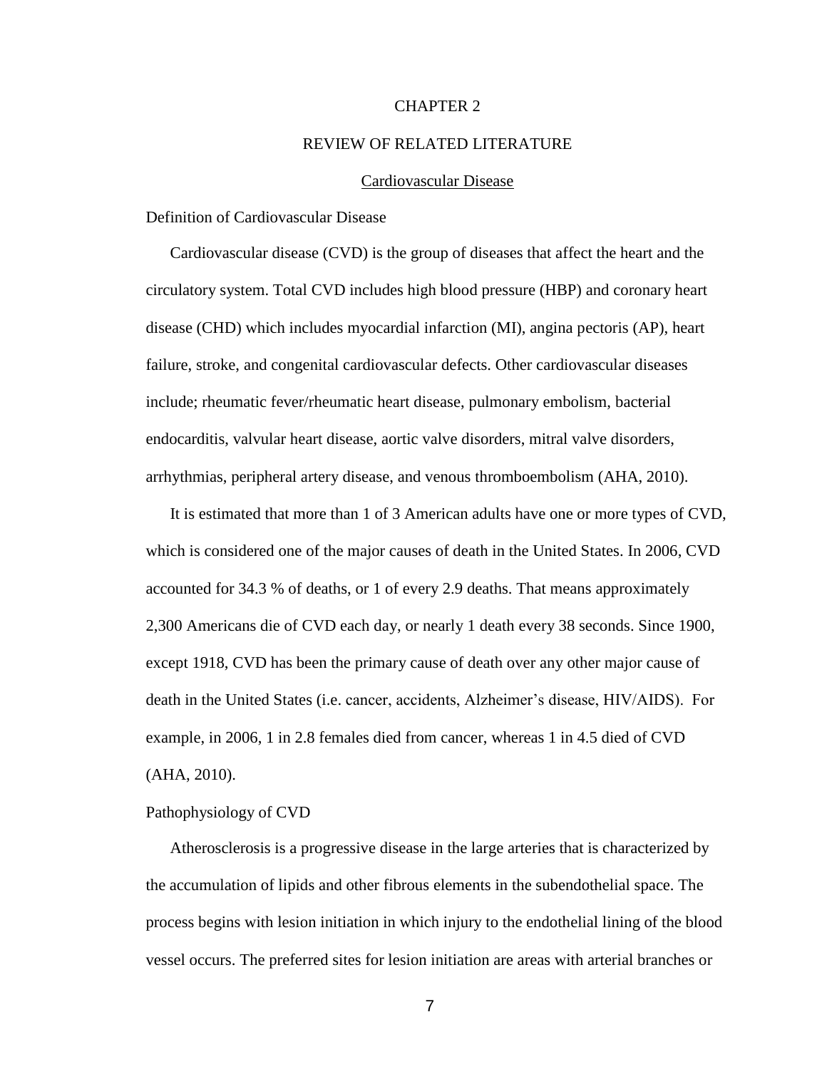# CHAPTER 2

# REVIEW OF RELATED LITERATURE

## Cardiovascular Disease

### Definition of Cardiovascular Disease

Cardiovascular disease (CVD) is the group of diseases that affect the heart and the circulatory system. Total CVD includes high blood pressure (HBP) and coronary heart disease (CHD) which includes myocardial infarction (MI), angina pectoris (AP), heart failure, stroke, and congenital cardiovascular defects. Other cardiovascular diseases include; rheumatic fever/rheumatic heart disease, pulmonary embolism, bacterial endocarditis, valvular heart disease, aortic valve disorders, mitral valve disorders, arrhythmias, peripheral artery disease, and venous thromboembolism (AHA, 2010).

It is estimated that more than 1 of 3 American adults have one or more types of CVD, which is considered one of the major causes of death in the United States. In 2006, CVD accounted for 34.3 % of deaths, or 1 of every 2.9 deaths. That means approximately 2,300 Americans die of CVD each day, or nearly 1 death every 38 seconds. Since 1900, except 1918, CVD has been the primary cause of death over any other major cause of death in the United States (i.e. cancer, accidents, Alzheimer's disease, HIV/AIDS). For example, in 2006, 1 in 2.8 females died from cancer, whereas 1 in 4.5 died of CVD (AHA, 2010).

### Pathophysiology of CVD

Atherosclerosis is a progressive disease in the large arteries that is characterized by the accumulation of lipids and other fibrous elements in the subendothelial space. The process begins with lesion initiation in which injury to the endothelial lining of the blood vessel occurs. The preferred sites for lesion initiation are areas with arterial branches or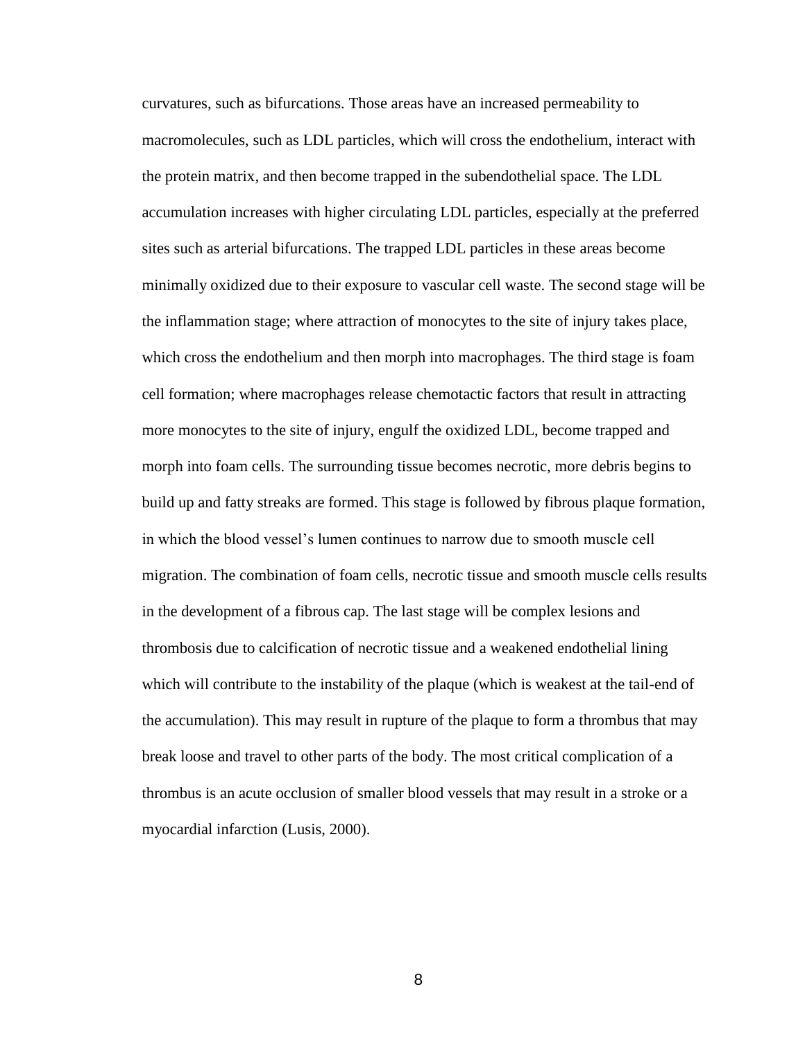curvatures, such as bifurcations. Those areas have an increased permeability to macromolecules, such as LDL particles, which will cross the endothelium, interact with the protein matrix, and then become trapped in the subendothelial space. The LDL accumulation increases with higher circulating LDL particles, especially at the preferred sites such as arterial bifurcations. The trapped LDL particles in these areas become minimally oxidized due to their exposure to vascular cell waste. The second stage will be the inflammation stage; where attraction of monocytes to the site of injury takes place, which cross the endothelium and then morph into macrophages. The third stage is foam cell formation; where macrophages release chemotactic factors that result in attracting more monocytes to the site of injury, engulf the oxidized LDL, become trapped and morph into foam cells. The surrounding tissue becomes necrotic, more debris begins to build up and fatty streaks are formed. This stage is followed by fibrous plaque formation, in which the blood vessel's lumen continues to narrow due to smooth muscle cell migration. The combination of foam cells, necrotic tissue and smooth muscle cells results in the development of a fibrous cap. The last stage will be complex lesions and thrombosis due to calcification of necrotic tissue and a weakened endothelial lining which will contribute to the instability of the plaque (which is weakest at the tail-end of the accumulation). This may result in rupture of the plaque to form a thrombus that may break loose and travel to other parts of the body. The most critical complication of a thrombus is an acute occlusion of smaller blood vessels that may result in a stroke or a myocardial infarction (Lusis, 2000).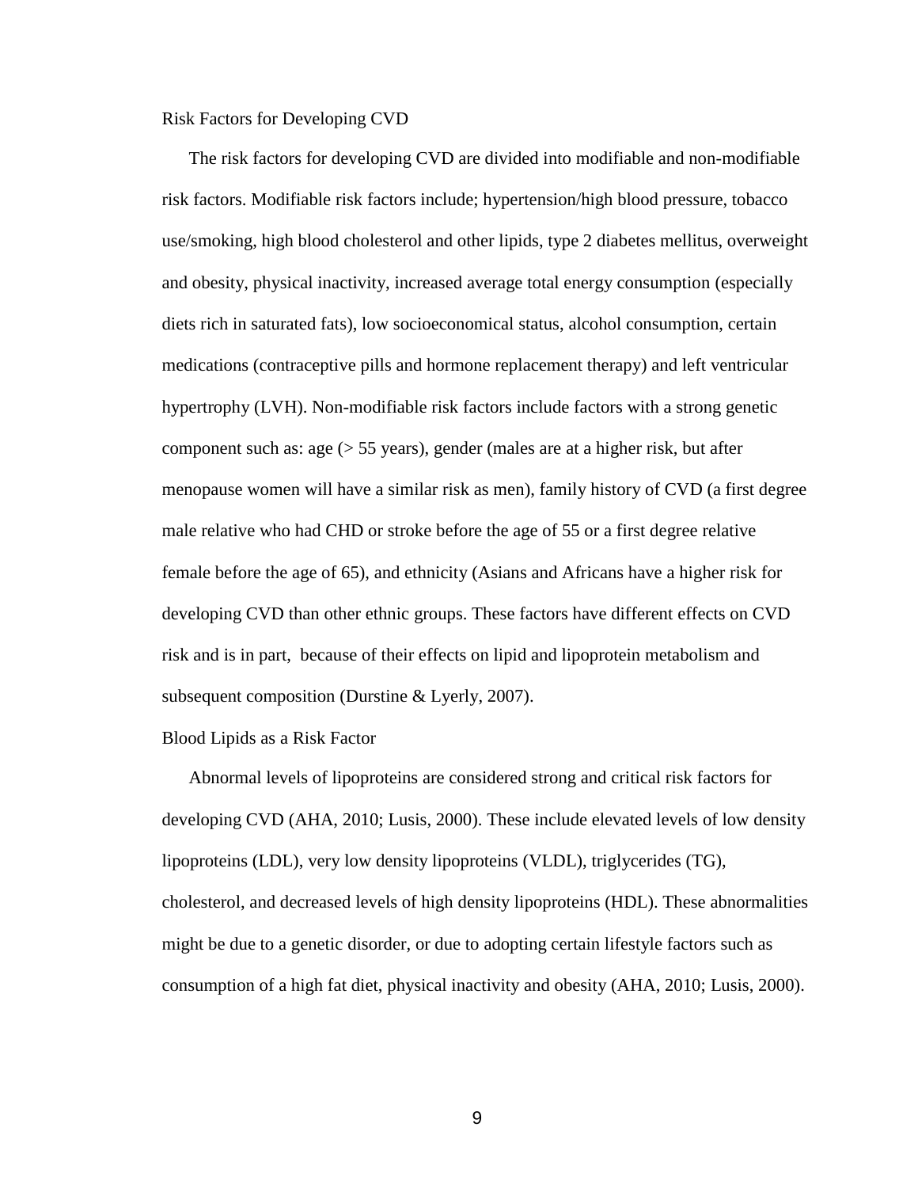## Risk Factors for Developing CVD

The risk factors for developing CVD are divided into modifiable and non-modifiable risk factors. Modifiable risk factors include; hypertension/high blood pressure, tobacco use/smoking, high blood cholesterol and other lipids, type 2 diabetes mellitus, overweight and obesity, physical inactivity, increased average total energy consumption (especially diets rich in saturated fats), low socioeconomical status, alcohol consumption, certain medications (contraceptive pills and hormone replacement therapy) and left ventricular hypertrophy (LVH). Non-modifiable risk factors include factors with a strong genetic component such as: age (> 55 years), gender (males are at a higher risk, but after menopause women will have a similar risk as men), family history of CVD (a first degree male relative who had CHD or stroke before the age of 55 or a first degree relative female before the age of 65), and ethnicity (Asians and Africans have a higher risk for developing CVD than other ethnic groups. These factors have different effects on CVD risk and is in part, because of their effects on lipid and lipoprotein metabolism and subsequent composition (Durstine & Lyerly, 2007).

## Blood Lipids as a Risk Factor

Abnormal levels of lipoproteins are considered strong and critical risk factors for developing CVD (AHA, 2010; Lusis, 2000). These include elevated levels of low density lipoproteins (LDL), very low density lipoproteins (VLDL), triglycerides (TG), cholesterol, and decreased levels of high density lipoproteins (HDL). These abnormalities might be due to a genetic disorder, or due to adopting certain lifestyle factors such as consumption of a high fat diet, physical inactivity and obesity (AHA, 2010; Lusis, 2000).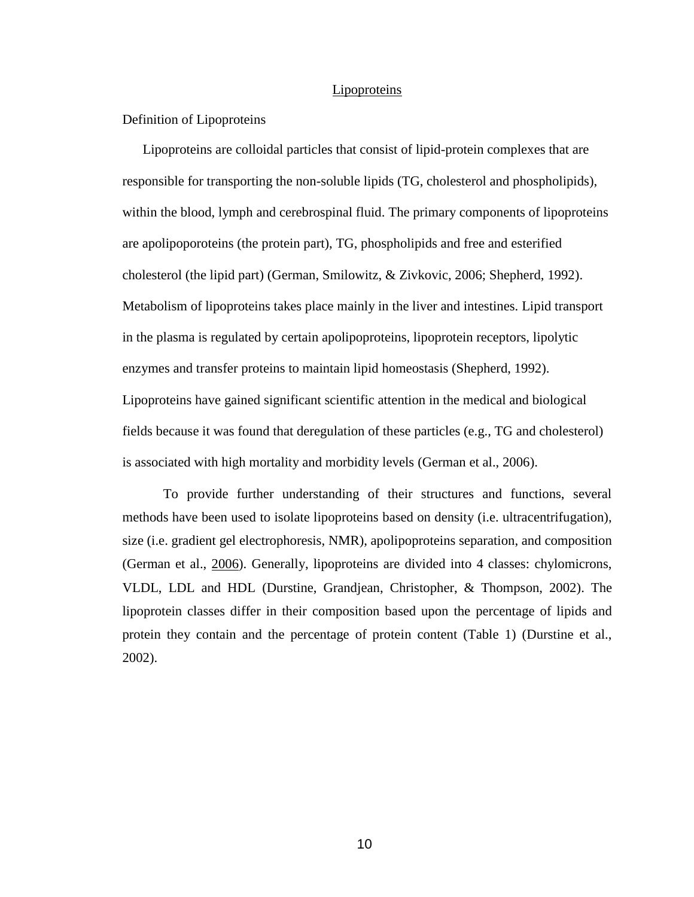# Lipoproteins

## Definition of Lipoproteins

Lipoproteins are colloidal particles that consist of lipid-protein complexes that are responsible for transporting the non-soluble lipids (TG, cholesterol and phospholipids), within the blood, lymph and cerebrospinal fluid. The primary components of lipoproteins are apolipoporoteins (the protein part), TG, phospholipids and free and esterified cholesterol (the lipid part) (German, Smilowitz, & Zivkovic, 2006; Shepherd, 1992). Metabolism of lipoproteins takes place mainly in the liver and intestines. Lipid transport in the plasma is regulated by certain apolipoproteins, lipoprotein receptors, lipolytic enzymes and transfer proteins to maintain lipid homeostasis (Shepherd, 1992). Lipoproteins have gained significant scientific attention in the medical and biological fields because it was found that deregulation of these particles (e.g., TG and cholesterol) is associated with high mortality and morbidity levels (German et al., 2006).

To provide further understanding of their structures and functions, several methods have been used to isolate lipoproteins based on density (i.e. ultracentrifugation), size (i.e. gradient gel electrophoresis, NMR), apolipoproteins separation, and composition (German et al., 2006). Generally, lipoproteins are divided into 4 classes: chylomicrons, VLDL, LDL and HDL (Durstine, Grandjean, Christopher, & Thompson, 2002). The lipoprotein classes differ in their composition based upon the percentage of lipids and protein they contain and the percentage of protein content (Table 1) (Durstine et al., 2002).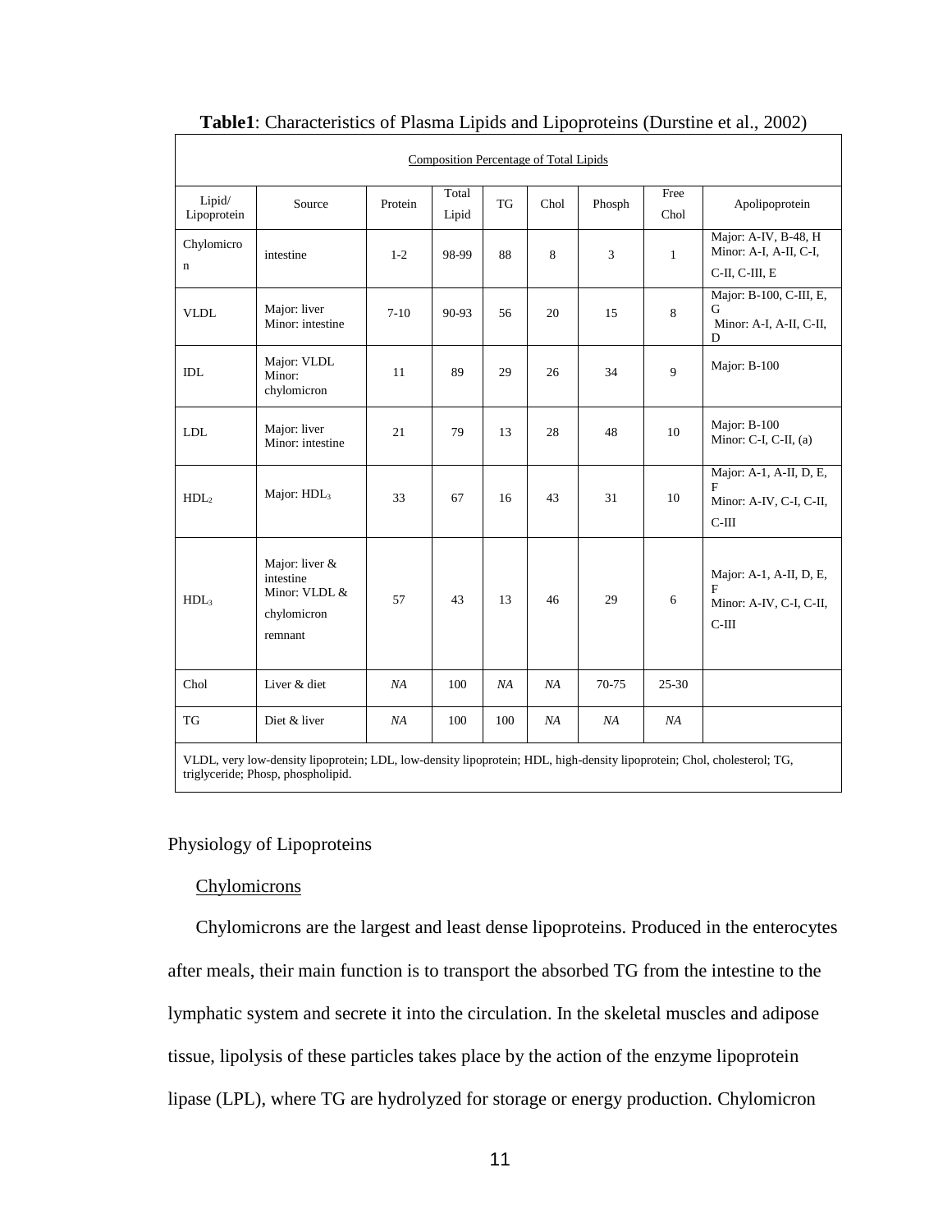**Table1**: Characteristics of Plasma Lipids and Lipoproteins (Durstine et al., 2002)

| | | Composition Percentage of Total Lipids | | | | | | |
|---|---|---|---|---|---|---|---|---|
| Lipid/ Lipoprotein | Source | Protein | Total Lipid | TG | Chol | Phosph | Free Chol | Apolipoprotein |
| Chylomicron | intestine | 1-2 | 98-99 | 88 | 8 | 3 | 1 | Major: A-IV, B-48, H Minor: A-I, A-II, C-I, C-II, C-III, E |
| VLDL | Major: liver Minor: intestine | 7-10 | 90-93 | 56 | 20 | 15 | 8 | Major: B-100, C-III, E, G Minor: A-I, A-II, C-II, D |
| IDL | Major: VLDL Minor: chylomicron | 11 | 89 | 29 | 26 | 34 | 9 | Major: B-100 |
| LDL | Major: liver Minor: intestine | 21 | 79 | 13 | 28 | 48 | 10 | Major: B-100 Minor: C-I, C-II, (a) |
| $HDL_2$ | Major: $HDL_3$ | 33 | 67 | 16 | 43 | 31 | 10 | Major: A-1, A-II, D, E, F Minor: A-IV, C-I, C-II, C-III |
| $HDL_3$ | Major: liver & intestine Minor: VLDL & chylomicron remnant | 57 | 43 | 13 | 46 | 29 | 6 | Major: A-1, A-II, D, E, F Minor: A-IV, C-I, C-II, C-III |
| Chol | Liver & diet | *NA* | 100 | *NA* | *NA* | 70-75 | 25-30 | |
| TG | Diet & liver | *NA* | 100 | 100 | *NA* | *NA* | *NA* | |

VLDL, very low-density lipoprotein; LDL, low-density lipoprotein; HDL, high-density lipoprotein; Chol, cholesterol; TG, triglyceride; Phosp, phospholipid.

## Physiology of Lipoproteins

### Chylomicrons

Chylomicrons are the largest and least dense lipoproteins. Produced in the enterocytes after meals, their main function is to transport the absorbed TG from the intestine to the lymphatic system and secrete it into the circulation. In the skeletal muscles and adipose tissue, lipolysis of these particles takes place by the action of the enzyme lipoprotein lipase (LPL), where TG are hydrolyzed for storage or energy production. Chylomicron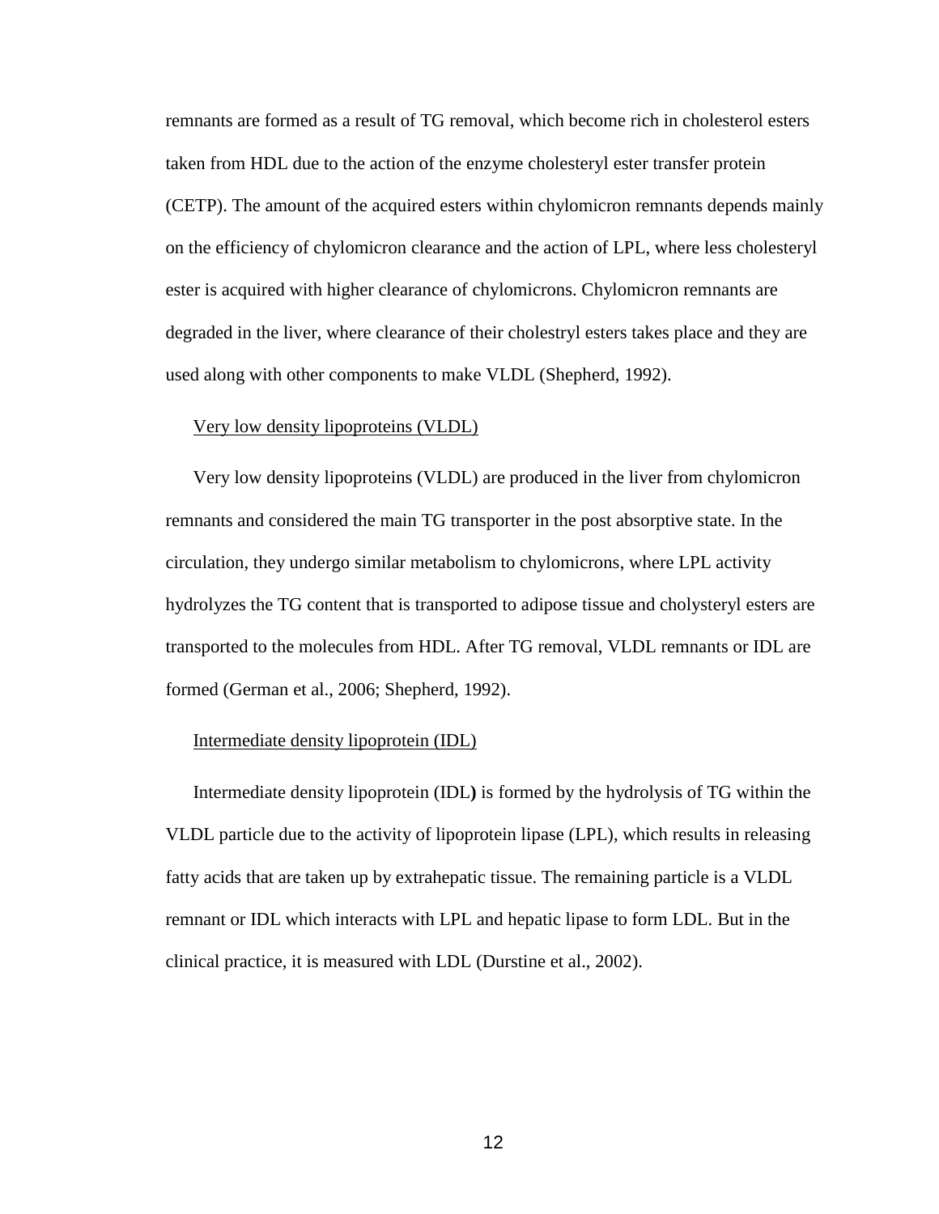remnants are formed as a result of TG removal, which become rich in cholesterol esters taken from HDL due to the action of the enzyme cholesteryl ester transfer protein (CETP). The amount of the acquired esters within chylomicron remnants depends mainly on the efficiency of chylomicron clearance and the action of LPL, where less cholesteryl ester is acquired with higher clearance of chylomicrons. Chylomicron remnants are degraded in the liver, where clearance of their cholestryl esters takes place and they are used along with other components to make VLDL (Shepherd, 1992).

<u>Very low density lipoproteins (VLDL)</u>

Very low density lipoproteins (VLDL) are produced in the liver from chylomicron remnants and considered the main TG transporter in the post absorptive state. In the circulation, they undergo similar metabolism to chylomicrons, where LPL activity hydrolyzes the TG content that is transported to adipose tissue and cholysteryl esters are transported to the molecules from HDL. After TG removal, VLDL remnants or IDL are formed (German et al., 2006; Shepherd, 1992).

<u>Intermediate density lipoprotein (IDL)</u>

Intermediate density lipoprotein (IDL**)** is formed by the hydrolysis of TG within the VLDL particle due to the activity of lipoprotein lipase (LPL), which results in releasing fatty acids that are taken up by extrahepatic tissue. The remaining particle is a VLDL remnant or IDL which interacts with LPL and hepatic lipase to form LDL. But in the clinical practice, it is measured with LDL (Durstine et al., 2002).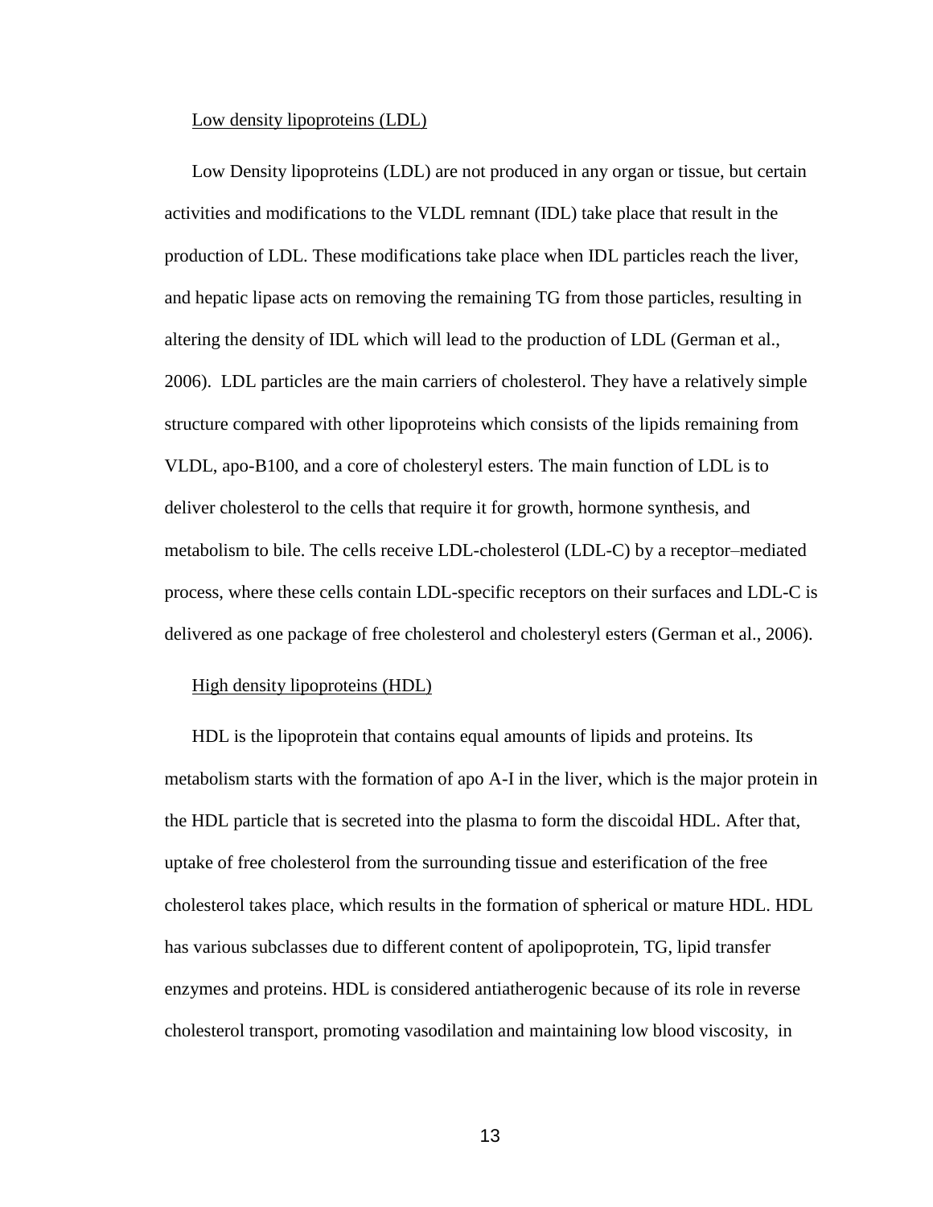Low density lipoproteins (LDL)

Low Density lipoproteins (LDL) are not produced in any organ or tissue, but certain activities and modifications to the VLDL remnant (IDL) take place that result in the production of LDL. These modifications take place when IDL particles reach the liver, and hepatic lipase acts on removing the remaining TG from those particles, resulting in altering the density of IDL which will lead to the production of LDL (German et al., 2006). LDL particles are the main carriers of cholesterol. They have a relatively simple structure compared with other lipoproteins which consists of the lipids remaining from VLDL, apo-B100, and a core of cholesteryl esters. The main function of LDL is to deliver cholesterol to the cells that require it for growth, hormone synthesis, and metabolism to bile. The cells receive LDL-cholesterol (LDL-C) by a receptor–mediated process, where these cells contain LDL-specific receptors on their surfaces and LDL-C is delivered as one package of free cholesterol and cholesteryl esters (German et al., 2006).

High density lipoproteins (HDL)

HDL is the lipoprotein that contains equal amounts of lipids and proteins. Its metabolism starts with the formation of apo A-I in the liver, which is the major protein in the HDL particle that is secreted into the plasma to form the discoidal HDL. After that, uptake of free cholesterol from the surrounding tissue and esterification of the free cholesterol takes place, which results in the formation of spherical or mature HDL. HDL has various subclasses due to different content of apolipoprotein, TG, lipid transfer enzymes and proteins. HDL is considered antiatherogenic because of its role in reverse cholesterol transport, promoting vasodilation and maintaining low blood viscosity, in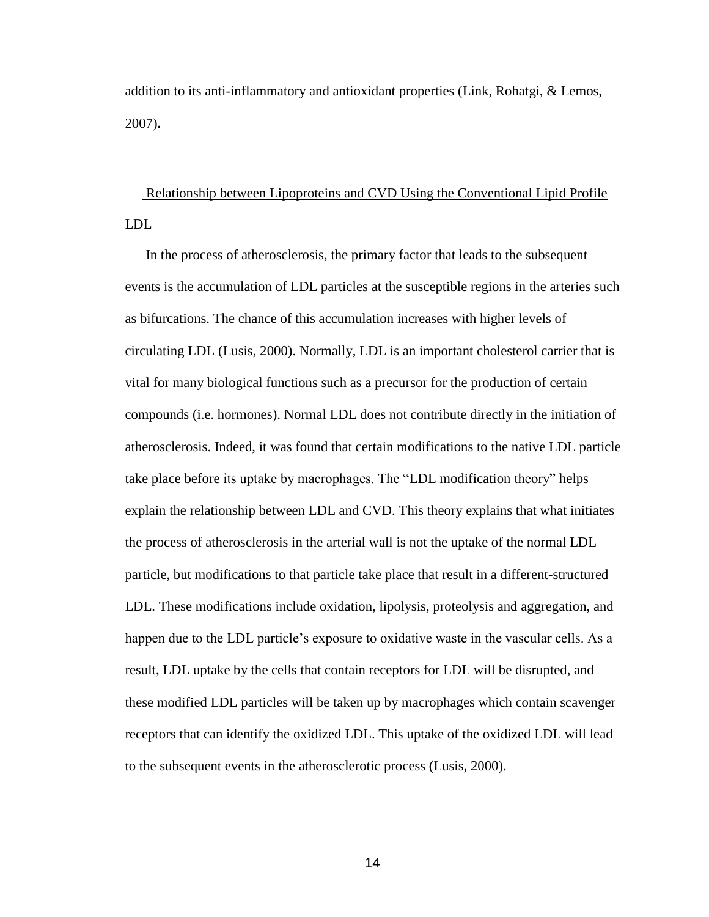addition to its anti-inflammatory and antioxidant properties (Link, Rohatgi, & Lemos, 2007).

## Relationship between Lipoproteins and CVD Using the Conventional Lipid Profile

### LDL

In the process of atherosclerosis, the primary factor that leads to the subsequent events is the accumulation of LDL particles at the susceptible regions in the arteries such as bifurcations. The chance of this accumulation increases with higher levels of circulating LDL (Lusis, 2000). Normally, LDL is an important cholesterol carrier that is vital for many biological functions such as a precursor for the production of certain compounds (i.e. hormones). Normal LDL does not contribute directly in the initiation of atherosclerosis. Indeed, it was found that certain modifications to the native LDL particle take place before its uptake by macrophages. The "LDL modification theory" helps explain the relationship between LDL and CVD. This theory explains that what initiates the process of atherosclerosis in the arterial wall is not the uptake of the normal LDL particle, but modifications to that particle take place that result in a different-structured LDL. These modifications include oxidation, lipolysis, proteolysis and aggregation, and happen due to the LDL particle's exposure to oxidative waste in the vascular cells. As a result, LDL uptake by the cells that contain receptors for LDL will be disrupted, and these modified LDL particles will be taken up by macrophages which contain scavenger receptors that can identify the oxidized LDL. This uptake of the oxidized LDL will lead to the subsequent events in the atherosclerotic process (Lusis, 2000).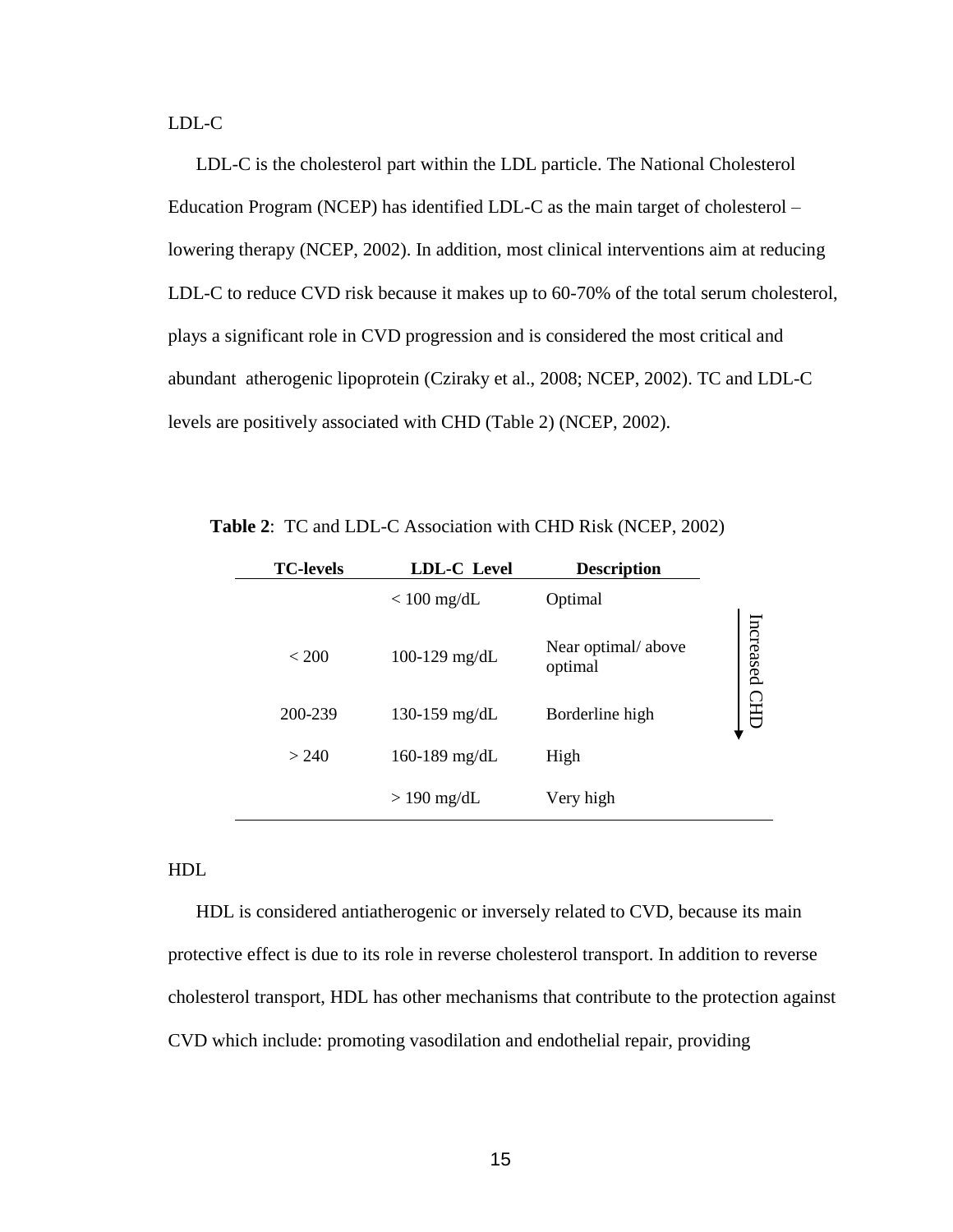### LDL-C

LDL-C is the cholesterol part within the LDL particle. The National Cholesterol Education Program (NCEP) has identified LDL-C as the main target of cholesterol – lowering therapy (NCEP, 2002). In addition, most clinical interventions aim at reducing LDL-C to reduce CVD risk because it makes up to 60-70% of the total serum cholesterol, plays a significant role in CVD progression and is considered the most critical and abundant atherogenic lipoprotein (Cziraky et al., 2008; NCEP, 2002). TC and LDL-C levels are positively associated with CHD (Table 2) (NCEP, 2002).

**Table 2**: TC and LDL-C Association with CHD Risk (NCEP, 2002)

| TC-levels | LDL-C Level | Description | |
|---|---|---|---|
| | < 100 mg/dL | Optimal | Increased CHD ↓ |
| < 200 | 100-129 mg/dL | Near optimal/ above optimal | |
| 200-239 | 130-159 mg/dL | Borderline high | |
| > 240 | 160-189 mg/dL | High | |
| | > 190 mg/dL | Very high | |

### HDL

HDL is considered antiatherogenic or inversely related to CVD, because its main protective effect is due to its role in reverse cholesterol transport. In addition to reverse cholesterol transport, HDL has other mechanisms that contribute to the protection against CVD which include: promoting vasodilation and endothelial repair, providing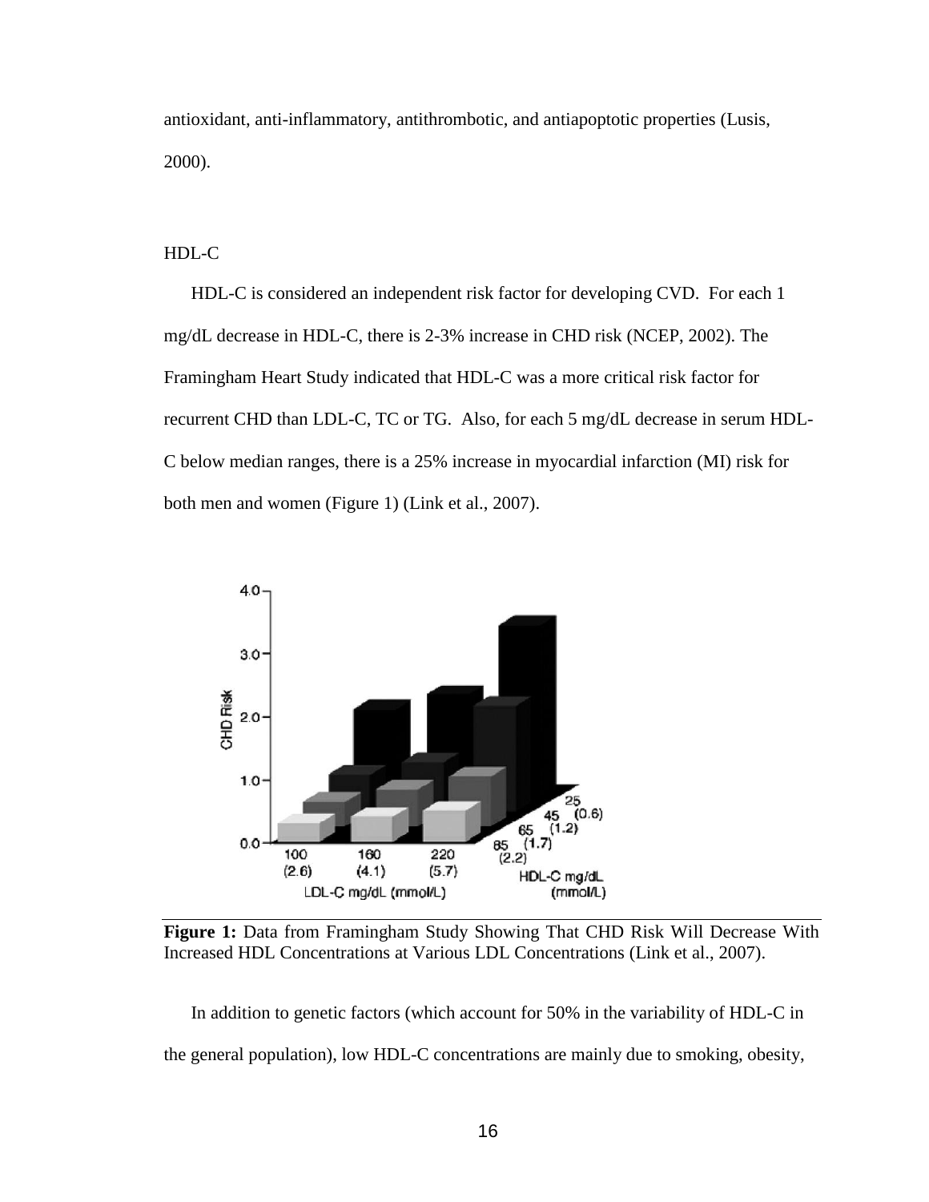antioxidant, anti-inflammatory, antithrombotic, and antiapoptotic properties (Lusis, 2000).

## HDL-C

HDL-C is considered an independent risk factor for developing CVD. For each 1 mg/dL decrease in HDL-C, there is 2-3% increase in CHD risk (NCEP, 2002). The Framingham Heart Study indicated that HDL-C was a more critical risk factor for recurrent CHD than LDL-C, TC or TG. Also, for each 5 mg/dL decrease in serum HDL-C below median ranges, there is a 25% increase in myocardial infarction (MI) risk for both men and women (Figure 1) (Link et al., 2007).

**Figure 1:** Data from Framingham Study Showing That CHD Risk Will Decrease With Increased HDL Concentrations at Various LDL Concentrations (Link et al., 2007).

In addition to genetic factors (which account for 50% in the variability of HDL-C in the general population), low HDL-C concentrations are mainly due to smoking, obesity,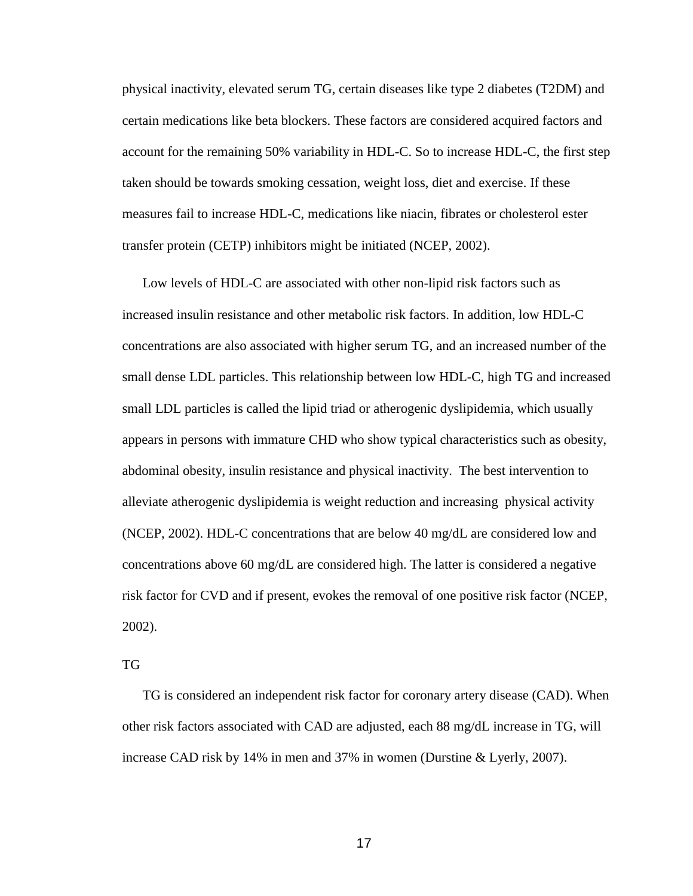physical inactivity, elevated serum TG, certain diseases like type 2 diabetes (T2DM) and certain medications like beta blockers. These factors are considered acquired factors and account for the remaining 50% variability in HDL-C. So to increase HDL-C, the first step taken should be towards smoking cessation, weight loss, diet and exercise. If these measures fail to increase HDL-C, medications like niacin, fibrates or cholesterol ester transfer protein (CETP) inhibitors might be initiated (NCEP, 2002).

Low levels of HDL-C are associated with other non-lipid risk factors such as increased insulin resistance and other metabolic risk factors. In addition, low HDL-C concentrations are also associated with higher serum TG, and an increased number of the small dense LDL particles. This relationship between low HDL-C, high TG and increased small LDL particles is called the lipid triad or atherogenic dyslipidemia, which usually appears in persons with immature CHD who show typical characteristics such as obesity, abdominal obesity, insulin resistance and physical inactivity. The best intervention to alleviate atherogenic dyslipidemia is weight reduction and increasing physical activity (NCEP, 2002). HDL-C concentrations that are below 40 mg/dL are considered low and concentrations above 60 mg/dL are considered high. The latter is considered a negative risk factor for CVD and if present, evokes the removal of one positive risk factor (NCEP, 2002).

### TG

TG is considered an independent risk factor for coronary artery disease (CAD). When other risk factors associated with CAD are adjusted, each 88 mg/dL increase in TG, will increase CAD risk by 14% in men and 37% in women (Durstine & Lyerly, 2007).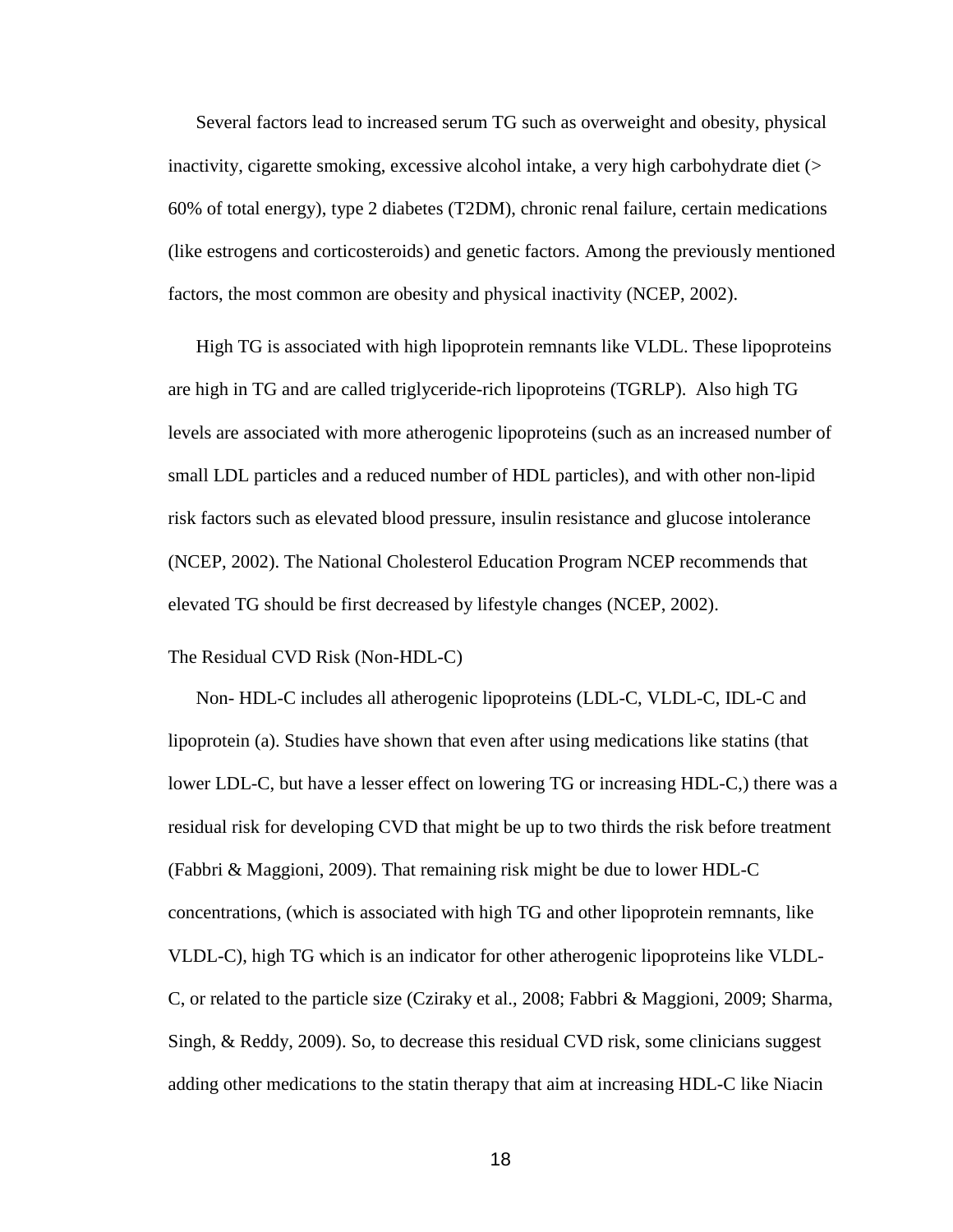Several factors lead to increased serum TG such as overweight and obesity, physical inactivity, cigarette smoking, excessive alcohol intake, a very high carbohydrate diet (> 60% of total energy), type 2 diabetes (T2DM), chronic renal failure, certain medications (like estrogens and corticosteroids) and genetic factors. Among the previously mentioned factors, the most common are obesity and physical inactivity (NCEP, 2002).

High TG is associated with high lipoprotein remnants like VLDL. These lipoproteins are high in TG and are called triglyceride-rich lipoproteins (TGRLP). Also high TG levels are associated with more atherogenic lipoproteins (such as an increased number of small LDL particles and a reduced number of HDL particles), and with other non-lipid risk factors such as elevated blood pressure, insulin resistance and glucose intolerance (NCEP, 2002). The National Cholesterol Education Program NCEP recommends that elevated TG should be first decreased by lifestyle changes (NCEP, 2002).

### The Residual CVD Risk (Non-HDL-C)

Non- HDL-C includes all atherogenic lipoproteins (LDL-C, VLDL-C, IDL-C and lipoprotein (a). Studies have shown that even after using medications like statins (that lower LDL-C, but have a lesser effect on lowering TG or increasing HDL-C,) there was a residual risk for developing CVD that might be up to two thirds the risk before treatment (Fabbri & Maggioni, 2009). That remaining risk might be due to lower HDL-C concentrations, (which is associated with high TG and other lipoprotein remnants, like VLDL-C), high TG which is an indicator for other atherogenic lipoproteins like VLDL-C, or related to the particle size (Cziraky et al., 2008; Fabbri & Maggioni, 2009; Sharma, Singh, & Reddy, 2009). So, to decrease this residual CVD risk, some clinicians suggest adding other medications to the statin therapy that aim at increasing HDL-C like Niacin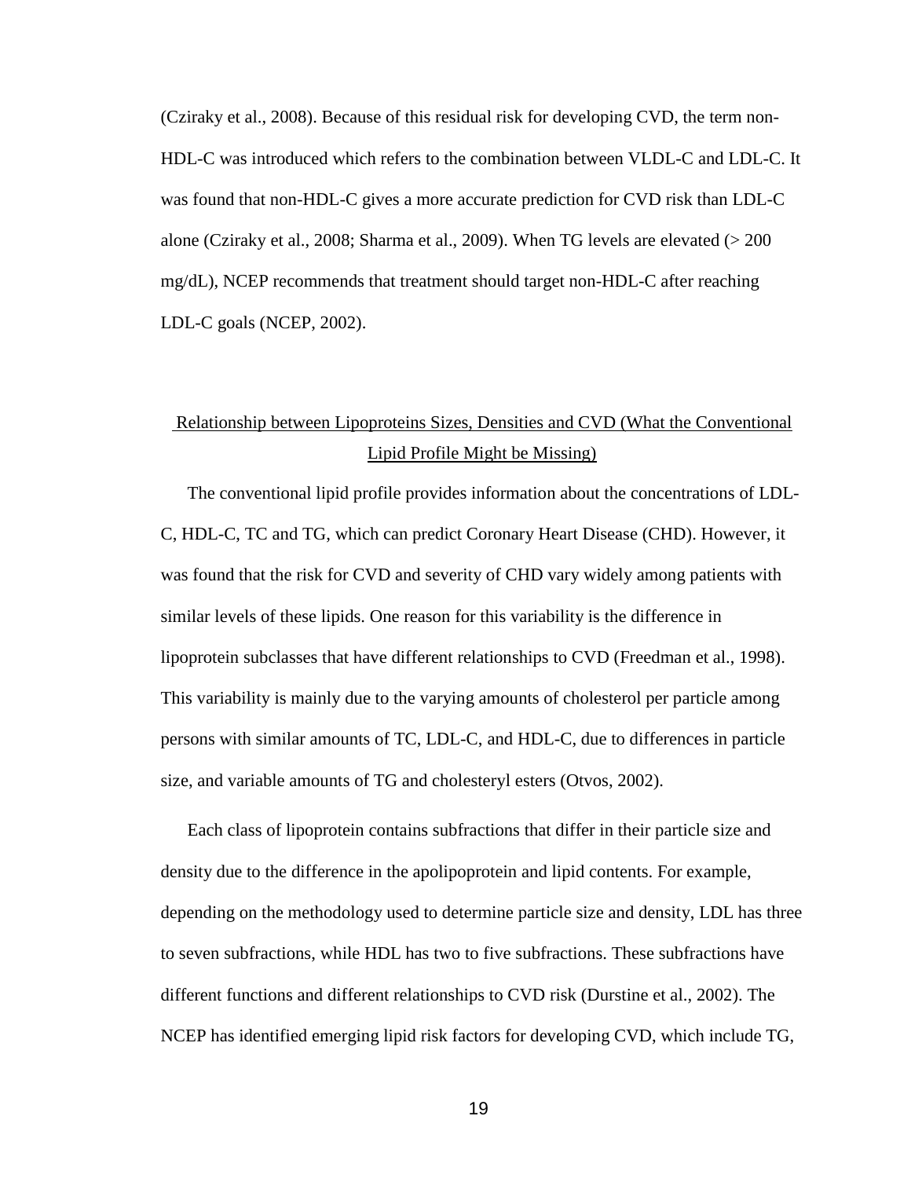(Cziraky et al., 2008). Because of this residual risk for developing CVD, the term non-HDL-C was introduced which refers to the combination between VLDL-C and LDL-C. It was found that non-HDL-C gives a more accurate prediction for CVD risk than LDL-C alone (Cziraky et al., 2008; Sharma et al., 2009). When TG levels are elevated (> 200 mg/dL), NCEP recommends that treatment should target non-HDL-C after reaching LDL-C goals (NCEP, 2002).

## Relationship between Lipoproteins Sizes, Densities and CVD (What the Conventional Lipid Profile Might be Missing)

The conventional lipid profile provides information about the concentrations of LDL-C, HDL-C, TC and TG, which can predict Coronary Heart Disease (CHD). However, it was found that the risk for CVD and severity of CHD vary widely among patients with similar levels of these lipids. One reason for this variability is the difference in lipoprotein subclasses that have different relationships to CVD (Freedman et al., 1998). This variability is mainly due to the varying amounts of cholesterol per particle among persons with similar amounts of TC, LDL-C, and HDL-C, due to differences in particle size, and variable amounts of TG and cholesteryl esters (Otvos, 2002).

Each class of lipoprotein contains subfractions that differ in their particle size and density due to the difference in the apolipoprotein and lipid contents. For example, depending on the methodology used to determine particle size and density, LDL has three to seven subfractions, while HDL has two to five subfractions. These subfractions have different functions and different relationships to CVD risk (Durstine et al., 2002). The NCEP has identified emerging lipid risk factors for developing CVD, which include TG,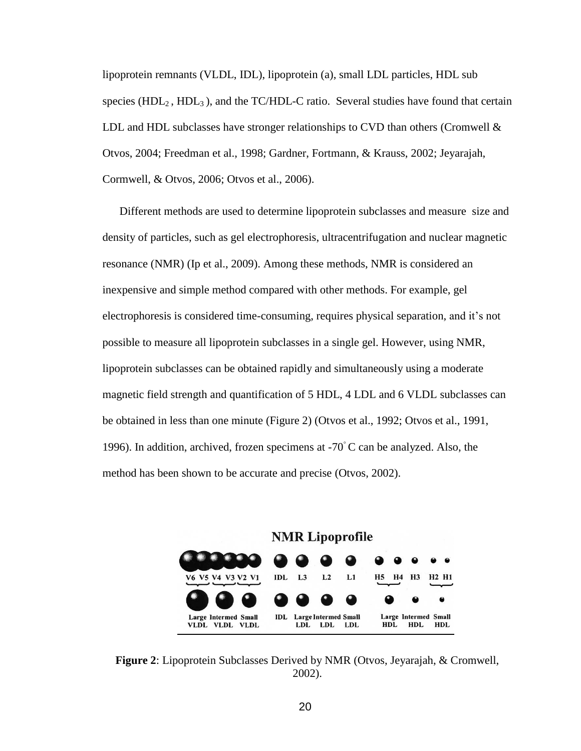lipoprotein remnants (VLDL, IDL), lipoprotein (a), small LDL particles, HDL sub species ($HDL_2$ , $HDL_3$ ), and the TC/HDL-C ratio. Several studies have found that certain LDL and HDL subclasses have stronger relationships to CVD than others (Cromwell & Otvos, 2004; Freedman et al., 1998; Gardner, Fortmann, & Krauss, 2002; Jeyarajah, Cormwell, & Otvos, 2006; Otvos et al., 2006).

Different methods are used to determine lipoprotein subclasses and measure size and density of particles, such as gel electrophoresis, ultracentrifugation and nuclear magnetic resonance (NMR) (Ip et al., 2009). Among these methods, NMR is considered an inexpensive and simple method compared with other methods. For example, gel electrophoresis is considered time-consuming, requires physical separation, and it's not possible to measure all lipoprotein subclasses in a single gel. However, using NMR, lipoprotein subclasses can be obtained rapidly and simultaneously using a moderate magnetic field strength and quantification of 5 HDL, 4 LDL and 6 VLDL subclasses can be obtained in less than one minute (Figure 2) (Otvos et al., 1992; Otvos et al., 1991, 1996). In addition, archived, frozen specimens at -70° C can be analyzed. Also, the method has been shown to be accurate and precise (Otvos, 2002).

NMR Lipoprofile

V6 V5 V4 V3 V2 V1 IDL L3 L2 L1 H5 H4 H3 H2 H1

Large VLDL Intermed VLDL Small VLDL IDL Large LDL Intermed LDL Small LDL Large HDL Intermed HDL Small HDL

**Figure 2**: Lipoprotein Subclasses Derived by NMR (Otvos, Jeyarajah, & Cromwell, 2002).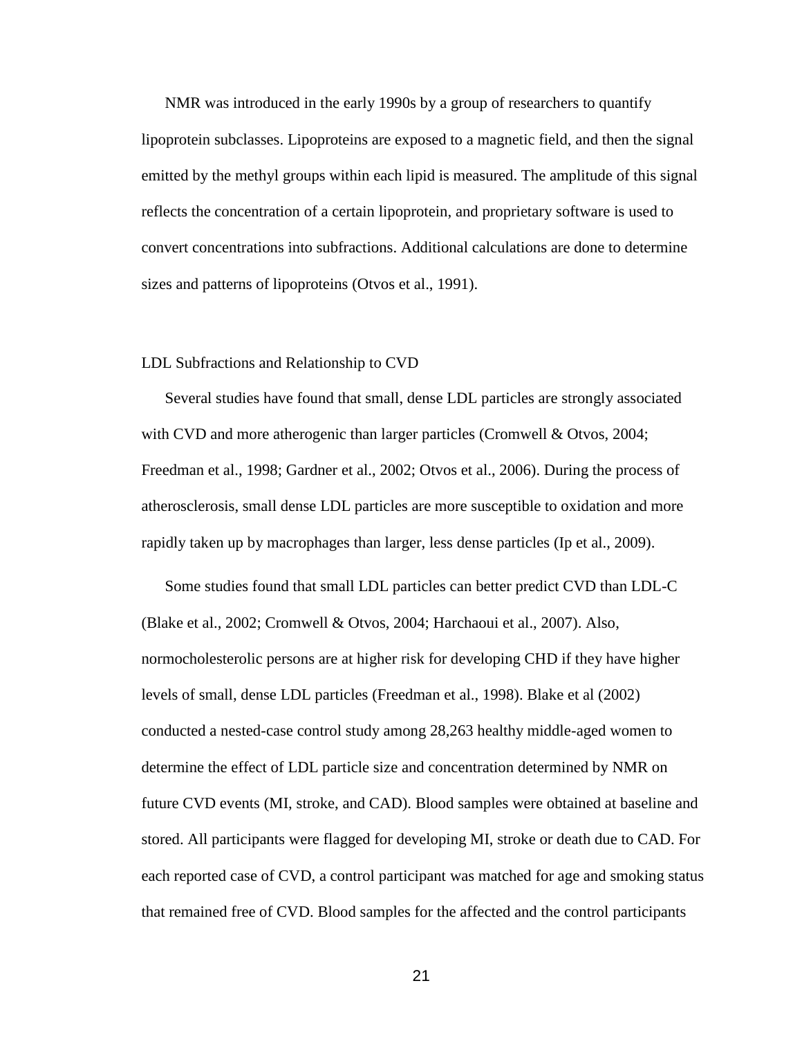NMR was introduced in the early 1990s by a group of researchers to quantify lipoprotein subclasses. Lipoproteins are exposed to a magnetic field, and then the signal emitted by the methyl groups within each lipid is measured. The amplitude of this signal reflects the concentration of a certain lipoprotein, and proprietary software is used to convert concentrations into subfractions. Additional calculations are done to determine sizes and patterns of lipoproteins (Otvos et al., 1991).

### LDL Subfractions and Relationship to CVD

Several studies have found that small, dense LDL particles are strongly associated with CVD and more atherogenic than larger particles (Cromwell & Otvos, 2004; Freedman et al., 1998; Gardner et al., 2002; Otvos et al., 2006). During the process of atherosclerosis, small dense LDL particles are more susceptible to oxidation and more rapidly taken up by macrophages than larger, less dense particles (Ip et al., 2009).

Some studies found that small LDL particles can better predict CVD than LDL-C (Blake et al., 2002; Cromwell & Otvos, 2004; Harchaoui et al., 2007). Also, normocholesterolic persons are at higher risk for developing CHD if they have higher levels of small, dense LDL particles (Freedman et al., 1998). Blake et al (2002) conducted a nested-case control study among 28,263 healthy middle-aged women to determine the effect of LDL particle size and concentration determined by NMR on future CVD events (MI, stroke, and CAD). Blood samples were obtained at baseline and stored. All participants were flagged for developing MI, stroke or death due to CAD. For each reported case of CVD, a control participant was matched for age and smoking status that remained free of CVD. Blood samples for the affected and the control participants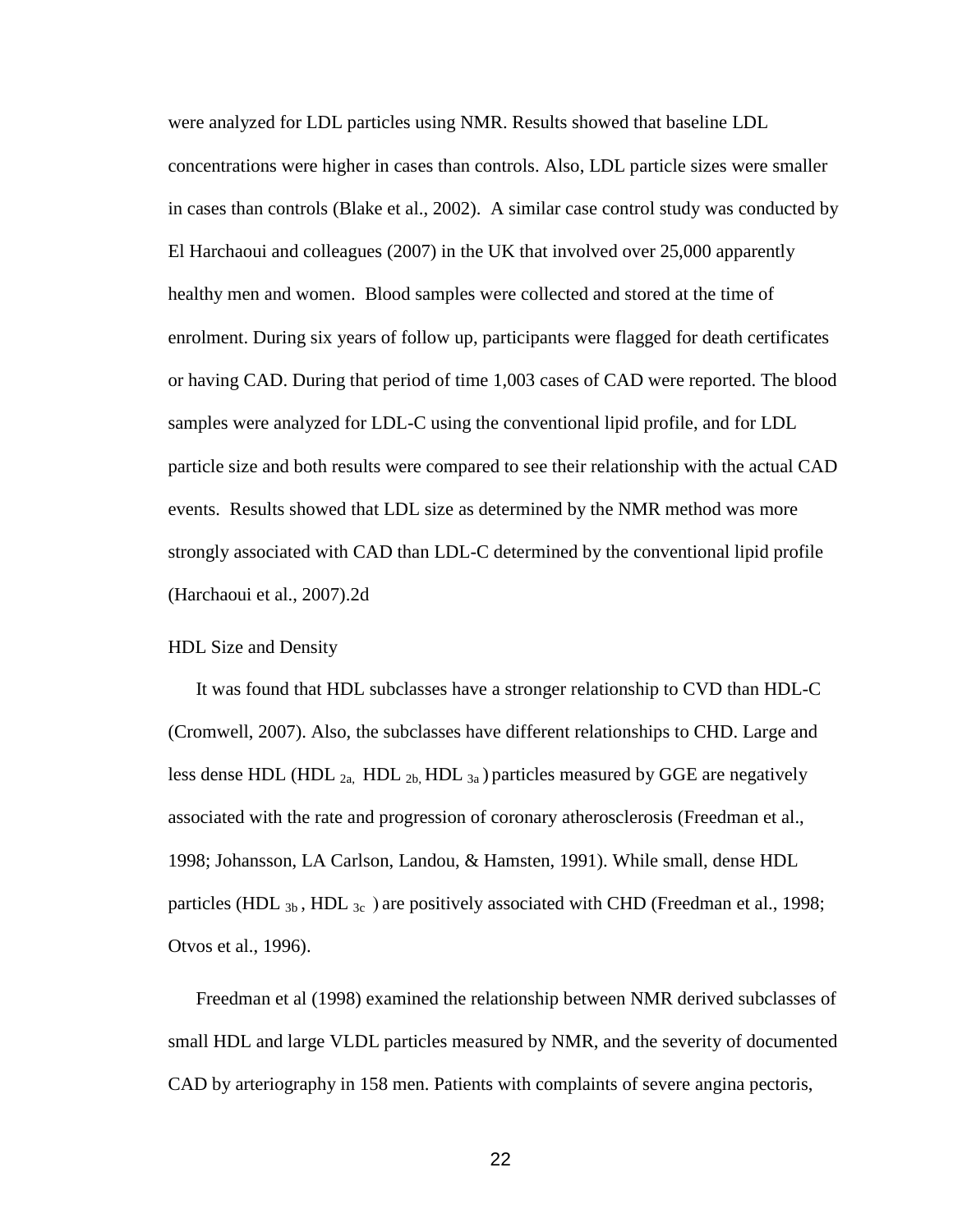were analyzed for LDL particles using NMR. Results showed that baseline LDL concentrations were higher in cases than controls. Also, LDL particle sizes were smaller in cases than controls (Blake et al., 2002). A similar case control study was conducted by El Harchaoui and colleagues (2007) in the UK that involved over 25,000 apparently healthy men and women. Blood samples were collected and stored at the time of enrolment. During six years of follow up, participants were flagged for death certificates or having CAD. During that period of time 1,003 cases of CAD were reported. The blood samples were analyzed for LDL-C using the conventional lipid profile, and for LDL particle size and both results were compared to see their relationship with the actual CAD events. Results showed that LDL size as determined by the NMR method was more strongly associated with CAD than LDL-C determined by the conventional lipid profile (Harchaoui et al., 2007).2d

### HDL Size and Density

It was found that HDL subclasses have a stronger relationship to CVD than HDL-C (Cromwell, 2007). Also, the subclasses have different relationships to CHD. Large and less dense HDL (HDL $_{2a,}$ HDL $_{2b,}$ HDL $_{3a}$) particles measured by GGE are negatively associated with the rate and progression of coronary atherosclerosis (Freedman et al., 1998; Johansson, LA Carlson, Landou, & Hamsten, 1991). While small, dense HDL particles (HDL $_{3b}$, HDL $_{3c}$) are positively associated with CHD (Freedman et al., 1998; Otvos et al., 1996).

Freedman et al (1998) examined the relationship between NMR derived subclasses of small HDL and large VLDL particles measured by NMR, and the severity of documented CAD by arteriography in 158 men. Patients with complaints of severe angina pectoris,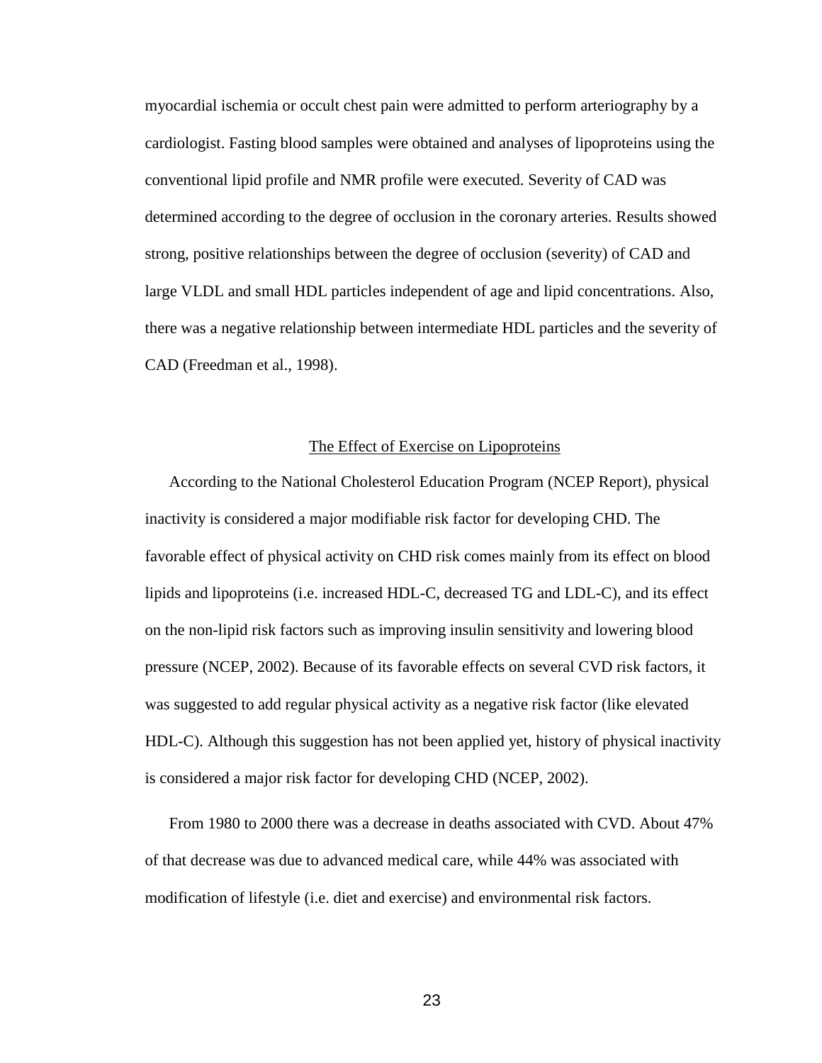myocardial ischemia or occult chest pain were admitted to perform arteriography by a cardiologist. Fasting blood samples were obtained and analyses of lipoproteins using the conventional lipid profile and NMR profile were executed. Severity of CAD was determined according to the degree of occlusion in the coronary arteries. Results showed strong, positive relationships between the degree of occlusion (severity) of CAD and large VLDL and small HDL particles independent of age and lipid concentrations. Also, there was a negative relationship between intermediate HDL particles and the severity of CAD (Freedman et al., 1998).

## The Effect of Exercise on Lipoproteins

According to the National Cholesterol Education Program (NCEP Report), physical inactivity is considered a major modifiable risk factor for developing CHD. The favorable effect of physical activity on CHD risk comes mainly from its effect on blood lipids and lipoproteins (i.e. increased HDL-C, decreased TG and LDL-C), and its effect on the non-lipid risk factors such as improving insulin sensitivity and lowering blood pressure (NCEP, 2002). Because of its favorable effects on several CVD risk factors, it was suggested to add regular physical activity as a negative risk factor (like elevated HDL-C). Although this suggestion has not been applied yet, history of physical inactivity is considered a major risk factor for developing CHD (NCEP, 2002).

From 1980 to 2000 there was a decrease in deaths associated with CVD. About 47% of that decrease was due to advanced medical care, while 44% was associated with modification of lifestyle (i.e. diet and exercise) and environmental risk factors.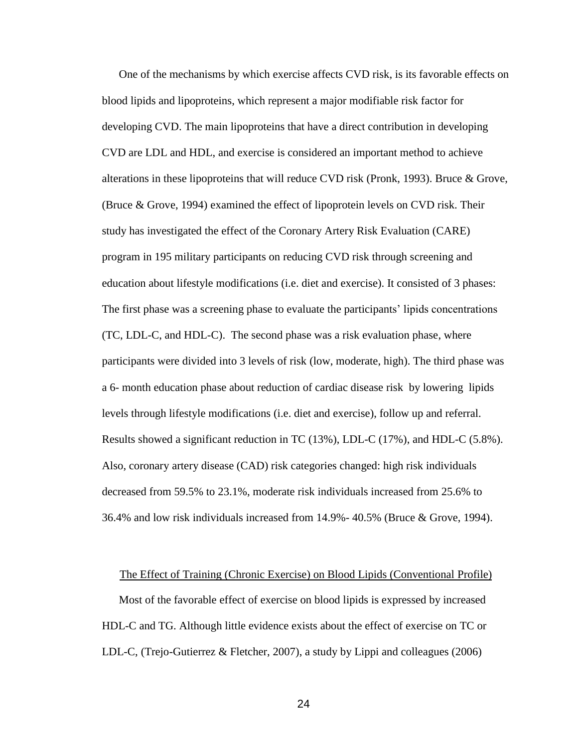One of the mechanisms by which exercise affects CVD risk, is its favorable effects on blood lipids and lipoproteins, which represent a major modifiable risk factor for developing CVD. The main lipoproteins that have a direct contribution in developing CVD are LDL and HDL, and exercise is considered an important method to achieve alterations in these lipoproteins that will reduce CVD risk (Pronk, 1993). Bruce & Grove, (Bruce & Grove, 1994) examined the effect of lipoprotein levels on CVD risk. Their study has investigated the effect of the Coronary Artery Risk Evaluation (CARE) program in 195 military participants on reducing CVD risk through screening and education about lifestyle modifications (i.e. diet and exercise). It consisted of 3 phases: The first phase was a screening phase to evaluate the participants' lipids concentrations (TC, LDL-C, and HDL-C). The second phase was a risk evaluation phase, where participants were divided into 3 levels of risk (low, moderate, high). The third phase was a 6- month education phase about reduction of cardiac disease risk by lowering lipids levels through lifestyle modifications (i.e. diet and exercise), follow up and referral. Results showed a significant reduction in TC (13%), LDL-C (17%), and HDL-C (5.8%). Also, coronary artery disease (CAD) risk categories changed: high risk individuals decreased from 59.5% to 23.1%, moderate risk individuals increased from 25.6% to 36.4% and low risk individuals increased from 14.9%- 40.5% (Bruce & Grove, 1994).

## The Effect of Training (Chronic Exercise) on Blood Lipids (Conventional Profile)

Most of the favorable effect of exercise on blood lipids is expressed by increased HDL-C and TG. Although little evidence exists about the effect of exercise on TC or LDL-C, (Trejo-Gutierrez & Fletcher, 2007), a study by Lippi and colleagues (2006)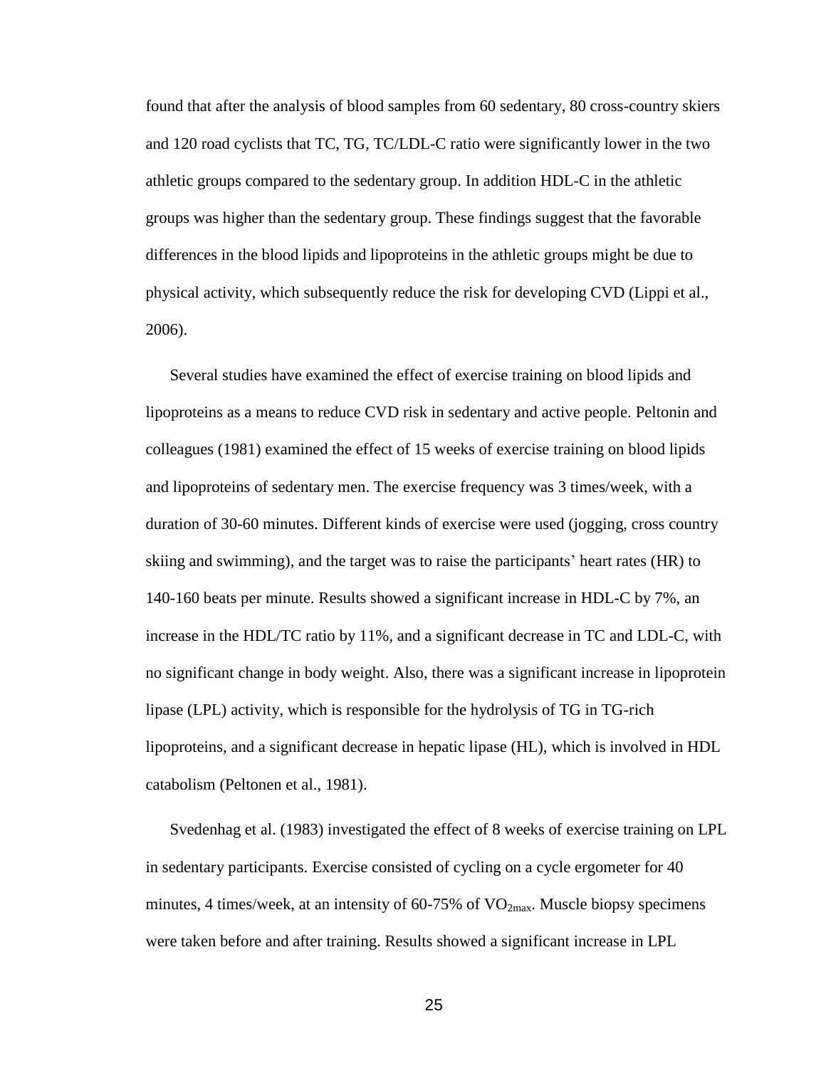found that after the analysis of blood samples from 60 sedentary, 80 cross-country skiers and 120 road cyclists that TC, TG, TC/LDL-C ratio were significantly lower in the two athletic groups compared to the sedentary group. In addition HDL-C in the athletic groups was higher than the sedentary group. These findings suggest that the favorable differences in the blood lipids and lipoproteins in the athletic groups might be due to physical activity, which subsequently reduce the risk for developing CVD (Lippi et al., 2006).

Several studies have examined the effect of exercise training on blood lipids and lipoproteins as a means to reduce CVD risk in sedentary and active people. Peltonin and colleagues (1981) examined the effect of 15 weeks of exercise training on blood lipids and lipoproteins of sedentary men. The exercise frequency was 3 times/week, with a duration of 30-60 minutes. Different kinds of exercise were used (jogging, cross country skiing and swimming), and the target was to raise the participants' heart rates (HR) to 140-160 beats per minute. Results showed a significant increase in HDL-C by 7%, an increase in the HDL/TC ratio by 11%, and a significant decrease in TC and LDL-C, with no significant change in body weight. Also, there was a significant increase in lipoprotein lipase (LPL) activity, which is responsible for the hydrolysis of TG in TG-rich lipoproteins, and a significant decrease in hepatic lipase (HL), which is involved in HDL catabolism (Peltonen et al., 1981).

Svedenhag et al. (1983) investigated the effect of 8 weeks of exercise training on LPL in sedentary participants. Exercise consisted of cycling on a cycle ergometer for 40 minutes, 4 times/week, at an intensity of 60-75% of $VO_{2max}$. Muscle biopsy specimens were taken before and after training. Results showed a significant increase in LPL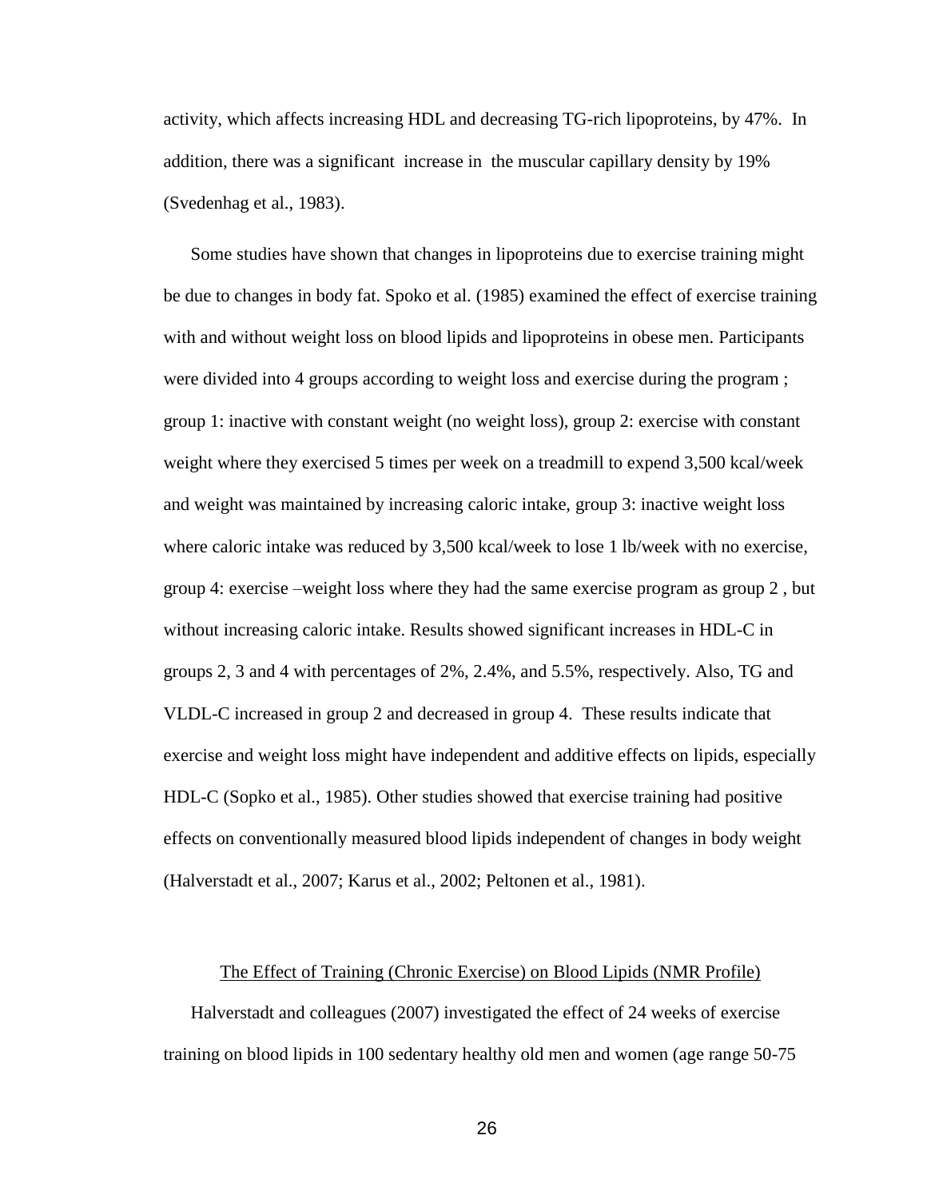activity, which affects increasing HDL and decreasing TG-rich lipoproteins, by 47%. In addition, there was a significant increase in the muscular capillary density by 19% (Svedenhag et al., 1983).

Some studies have shown that changes in lipoproteins due to exercise training might be due to changes in body fat. Spoko et al. (1985) examined the effect of exercise training with and without weight loss on blood lipids and lipoproteins in obese men. Participants were divided into 4 groups according to weight loss and exercise during the program ; group 1: inactive with constant weight (no weight loss), group 2: exercise with constant weight where they exercised 5 times per week on a treadmill to expend 3,500 kcal/week and weight was maintained by increasing caloric intake, group 3: inactive weight loss where caloric intake was reduced by 3,500 kcal/week to lose 1 lb/week with no exercise, group 4: exercise –weight loss where they had the same exercise program as group 2 , but without increasing caloric intake. Results showed significant increases in HDL-C in groups 2, 3 and 4 with percentages of 2%, 2.4%, and 5.5%, respectively. Also, TG and VLDL-C increased in group 2 and decreased in group 4. These results indicate that exercise and weight loss might have independent and additive effects on lipids, especially HDL-C (Sopko et al., 1985). Other studies showed that exercise training had positive effects on conventionally measured blood lipids independent of changes in body weight (Halverstadt et al., 2007; Karus et al., 2002; Peltonen et al., 1981).

## The Effect of Training (Chronic Exercise) on Blood Lipids (NMR Profile)

Halverstadt and colleagues (2007) investigated the effect of 24 weeks of exercise training on blood lipids in 100 sedentary healthy old men and women (age range 50-75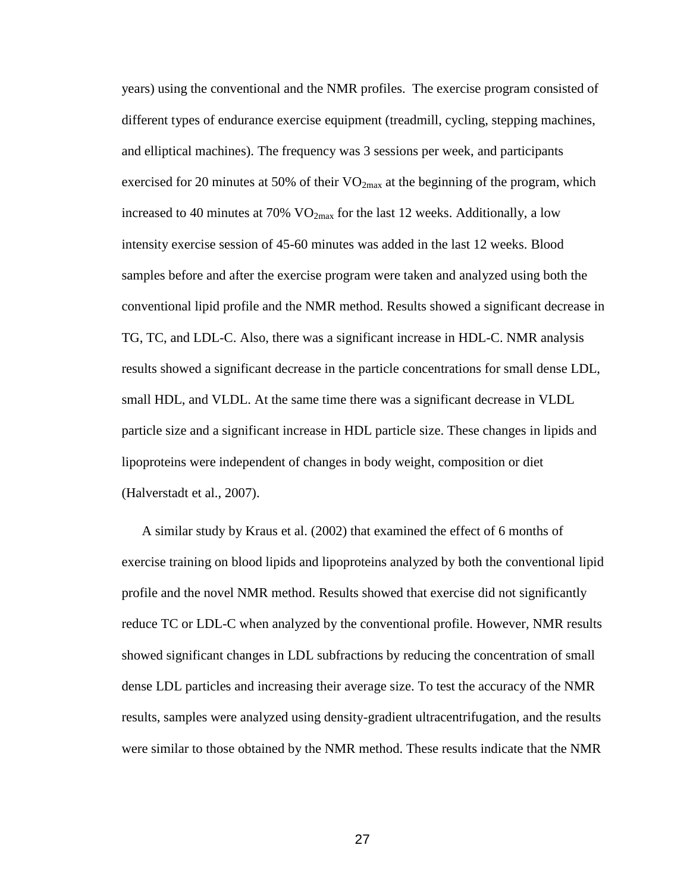years) using the conventional and the NMR profiles. The exercise program consisted of different types of endurance exercise equipment (treadmill, cycling, stepping machines, and elliptical machines). The frequency was 3 sessions per week, and participants exercised for 20 minutes at 50% of their $VO_{2max}$ at the beginning of the program, which increased to 40 minutes at 70% $VO_{2max}$ for the last 12 weeks. Additionally, a low intensity exercise session of 45-60 minutes was added in the last 12 weeks. Blood samples before and after the exercise program were taken and analyzed using both the conventional lipid profile and the NMR method. Results showed a significant decrease in TG, TC, and LDL-C. Also, there was a significant increase in HDL-C. NMR analysis results showed a significant decrease in the particle concentrations for small dense LDL, small HDL, and VLDL. At the same time there was a significant decrease in VLDL particle size and a significant increase in HDL particle size. These changes in lipids and lipoproteins were independent of changes in body weight, composition or diet (Halverstadt et al., 2007).

A similar study by Kraus et al. (2002) that examined the effect of 6 months of exercise training on blood lipids and lipoproteins analyzed by both the conventional lipid profile and the novel NMR method. Results showed that exercise did not significantly reduce TC or LDL-C when analyzed by the conventional profile. However, NMR results showed significant changes in LDL subfractions by reducing the concentration of small dense LDL particles and increasing their average size. To test the accuracy of the NMR results, samples were analyzed using density-gradient ultracentrifugation, and the results were similar to those obtained by the NMR method. These results indicate that the NMR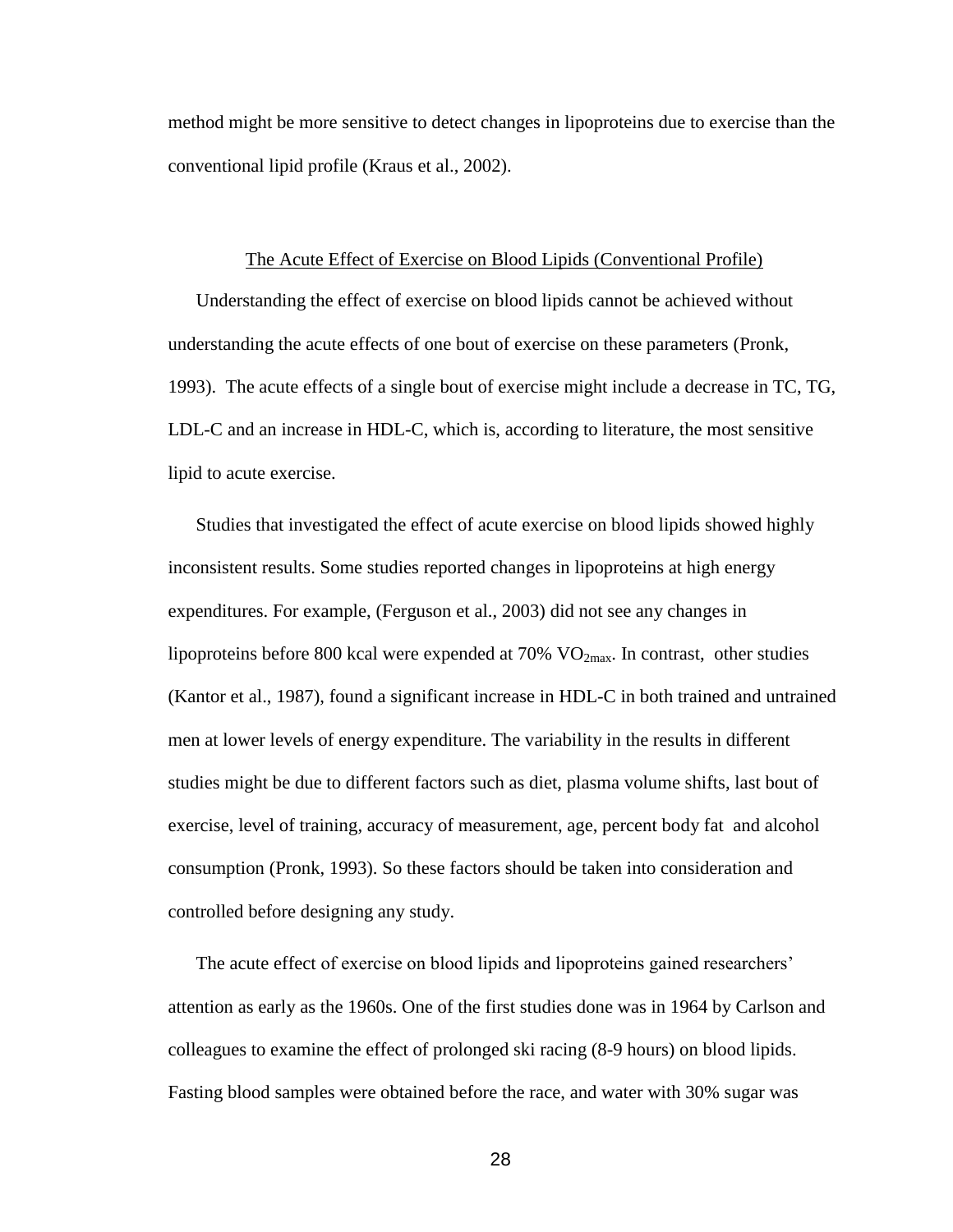method might be more sensitive to detect changes in lipoproteins due to exercise than the conventional lipid profile (Kraus et al., 2002).

## The Acute Effect of Exercise on Blood Lipids (Conventional Profile)

Understanding the effect of exercise on blood lipids cannot be achieved without understanding the acute effects of one bout of exercise on these parameters (Pronk, 1993). The acute effects of a single bout of exercise might include a decrease in TC, TG, LDL-C and an increase in HDL-C, which is, according to literature, the most sensitive lipid to acute exercise.

Studies that investigated the effect of acute exercise on blood lipids showed highly inconsistent results. Some studies reported changes in lipoproteins at high energy expenditures. For example, (Ferguson et al., 2003) did not see any changes in lipoproteins before 800 kcal were expended at 70% $VO_{2max}$. In contrast, other studies (Kantor et al., 1987), found a significant increase in HDL-C in both trained and untrained men at lower levels of energy expenditure. The variability in the results in different studies might be due to different factors such as diet, plasma volume shifts, last bout of exercise, level of training, accuracy of measurement, age, percent body fat and alcohol consumption (Pronk, 1993). So these factors should be taken into consideration and controlled before designing any study.

The acute effect of exercise on blood lipids and lipoproteins gained researchers' attention as early as the 1960s. One of the first studies done was in 1964 by Carlson and colleagues to examine the effect of prolonged ski racing (8-9 hours) on blood lipids. Fasting blood samples were obtained before the race, and water with 30% sugar was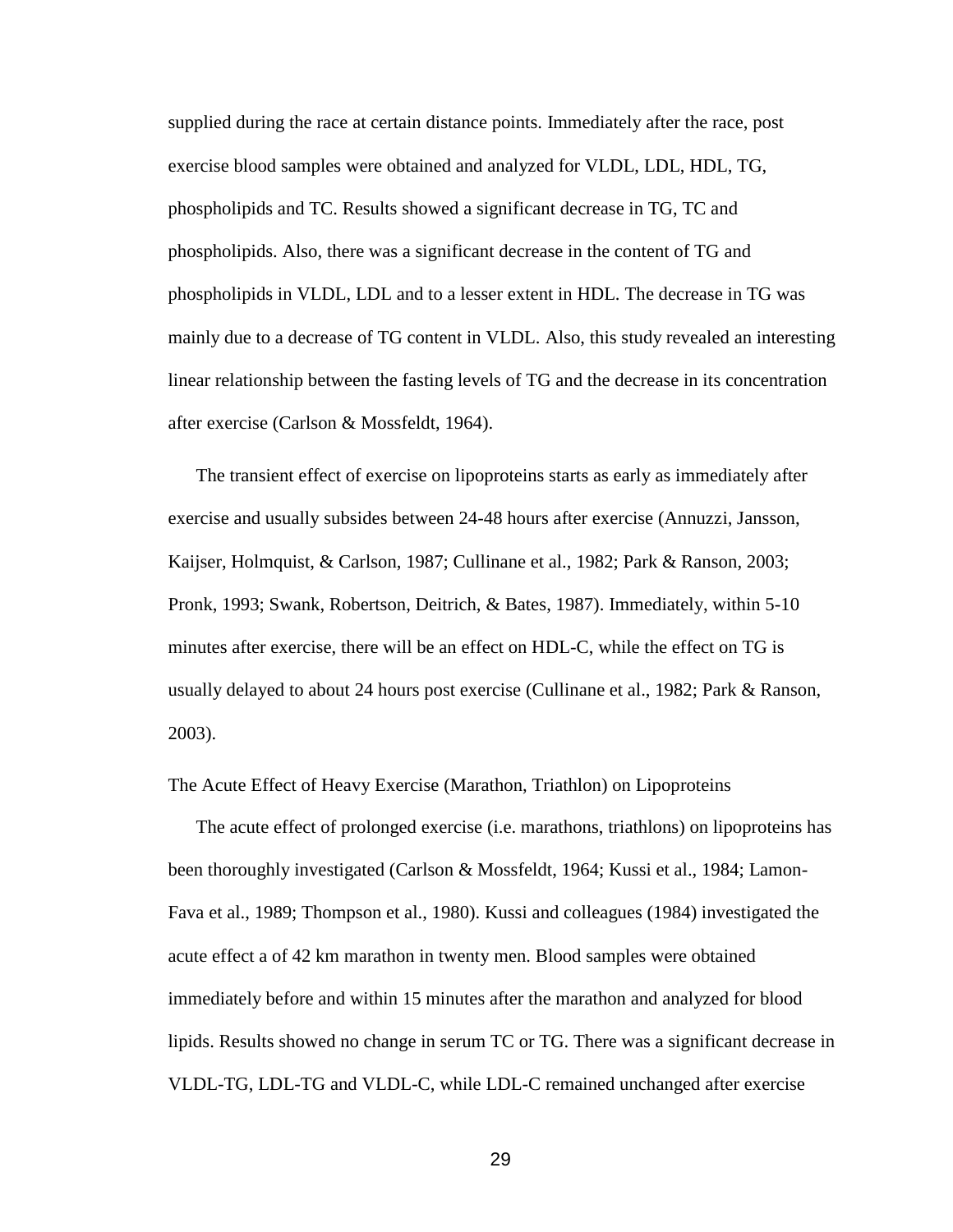supplied during the race at certain distance points. Immediately after the race, post exercise blood samples were obtained and analyzed for VLDL, LDL, HDL, TG, phospholipids and TC. Results showed a significant decrease in TG, TC and phospholipids. Also, there was a significant decrease in the content of TG and phospholipids in VLDL, LDL and to a lesser extent in HDL. The decrease in TG was mainly due to a decrease of TG content in VLDL. Also, this study revealed an interesting linear relationship between the fasting levels of TG and the decrease in its concentration after exercise (Carlson & Mossfeldt, 1964).

The transient effect of exercise on lipoproteins starts as early as immediately after exercise and usually subsides between 24-48 hours after exercise (Annuzzi, Jansson, Kaijser, Holmquist, & Carlson, 1987; Cullinane et al., 1982; Park & Ranson, 2003; Pronk, 1993; Swank, Robertson, Deitrich, & Bates, 1987). Immediately, within 5-10 minutes after exercise, there will be an effect on HDL-C, while the effect on TG is usually delayed to about 24 hours post exercise (Cullinane et al., 1982; Park & Ranson, 2003).

## The Acute Effect of Heavy Exercise (Marathon, Triathlon) on Lipoproteins

The acute effect of prolonged exercise (i.e. marathons, triathlons) on lipoproteins has been thoroughly investigated (Carlson & Mossfeldt, 1964; Kussi et al., 1984; Lamon-Fava et al., 1989; Thompson et al., 1980). Kussi and colleagues (1984) investigated the acute effect a of 42 km marathon in twenty men. Blood samples were obtained immediately before and within 15 minutes after the marathon and analyzed for blood lipids. Results showed no change in serum TC or TG. There was a significant decrease in VLDL-TG, LDL-TG and VLDL-C, while LDL-C remained unchanged after exercise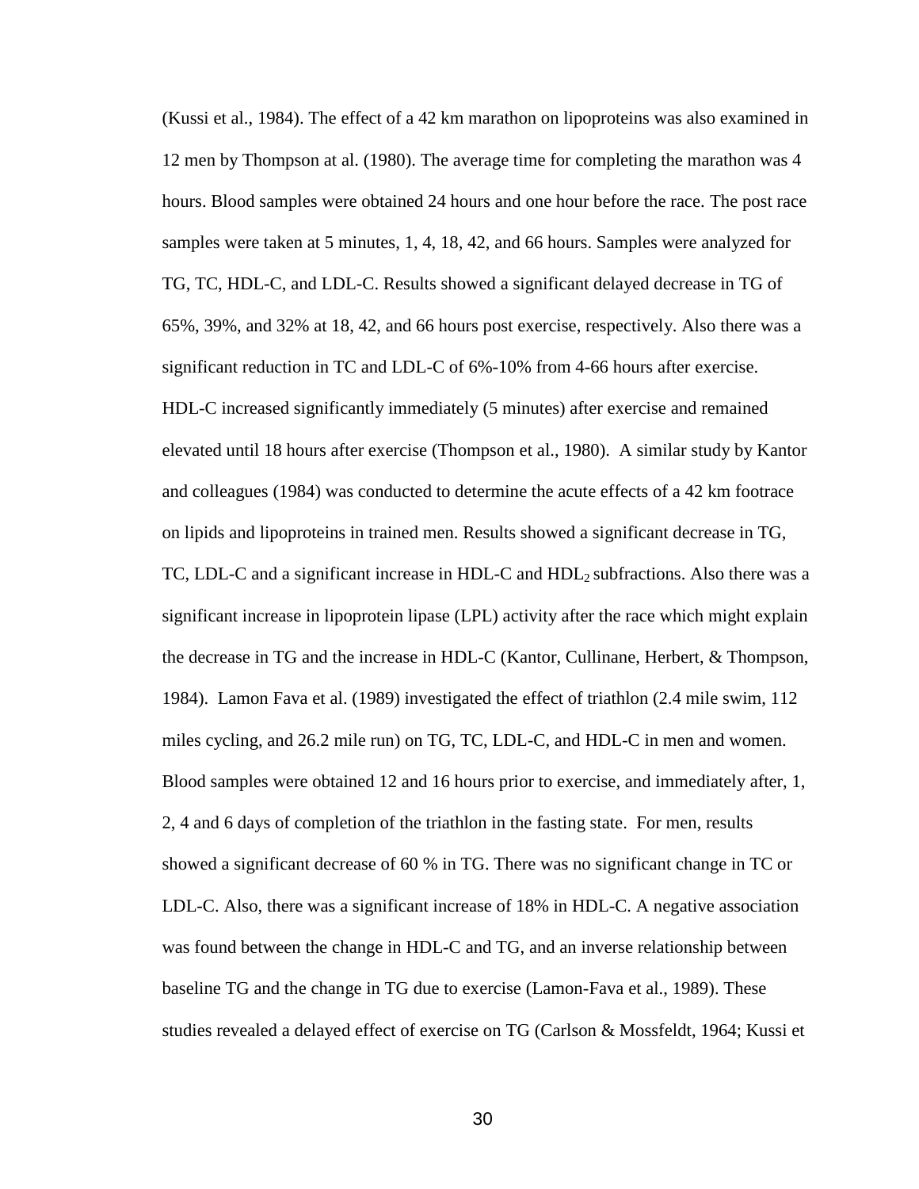(Kussi et al., 1984). The effect of a 42 km marathon on lipoproteins was also examined in 12 men by Thompson at al. (1980). The average time for completing the marathon was 4 hours. Blood samples were obtained 24 hours and one hour before the race. The post race samples were taken at 5 minutes, 1, 4, 18, 42, and 66 hours. Samples were analyzed for TG, TC, HDL-C, and LDL-C. Results showed a significant delayed decrease in TG of 65%, 39%, and 32% at 18, 42, and 66 hours post exercise, respectively. Also there was a significant reduction in TC and LDL-C of 6%-10% from 4-66 hours after exercise. HDL-C increased significantly immediately (5 minutes) after exercise and remained elevated until 18 hours after exercise (Thompson et al., 1980). A similar study by Kantor and colleagues (1984) was conducted to determine the acute effects of a 42 km footrace on lipids and lipoproteins in trained men. Results showed a significant decrease in TG, TC, LDL-C and a significant increase in HDL-C and $HDL_2$ subfractions. Also there was a significant increase in lipoprotein lipase (LPL) activity after the race which might explain the decrease in TG and the increase in HDL-C (Kantor, Cullinane, Herbert, & Thompson, 1984). Lamon Fava et al. (1989) investigated the effect of triathlon (2.4 mile swim, 112 miles cycling, and 26.2 mile run) on TG, TC, LDL-C, and HDL-C in men and women. Blood samples were obtained 12 and 16 hours prior to exercise, and immediately after, 1, 2, 4 and 6 days of completion of the triathlon in the fasting state. For men, results showed a significant decrease of 60 % in TG. There was no significant change in TC or LDL-C. Also, there was a significant increase of 18% in HDL-C. A negative association was found between the change in HDL-C and TG, and an inverse relationship between baseline TG and the change in TG due to exercise (Lamon-Fava et al., 1989). These studies revealed a delayed effect of exercise on TG (Carlson & Mossfeldt, 1964; Kussi et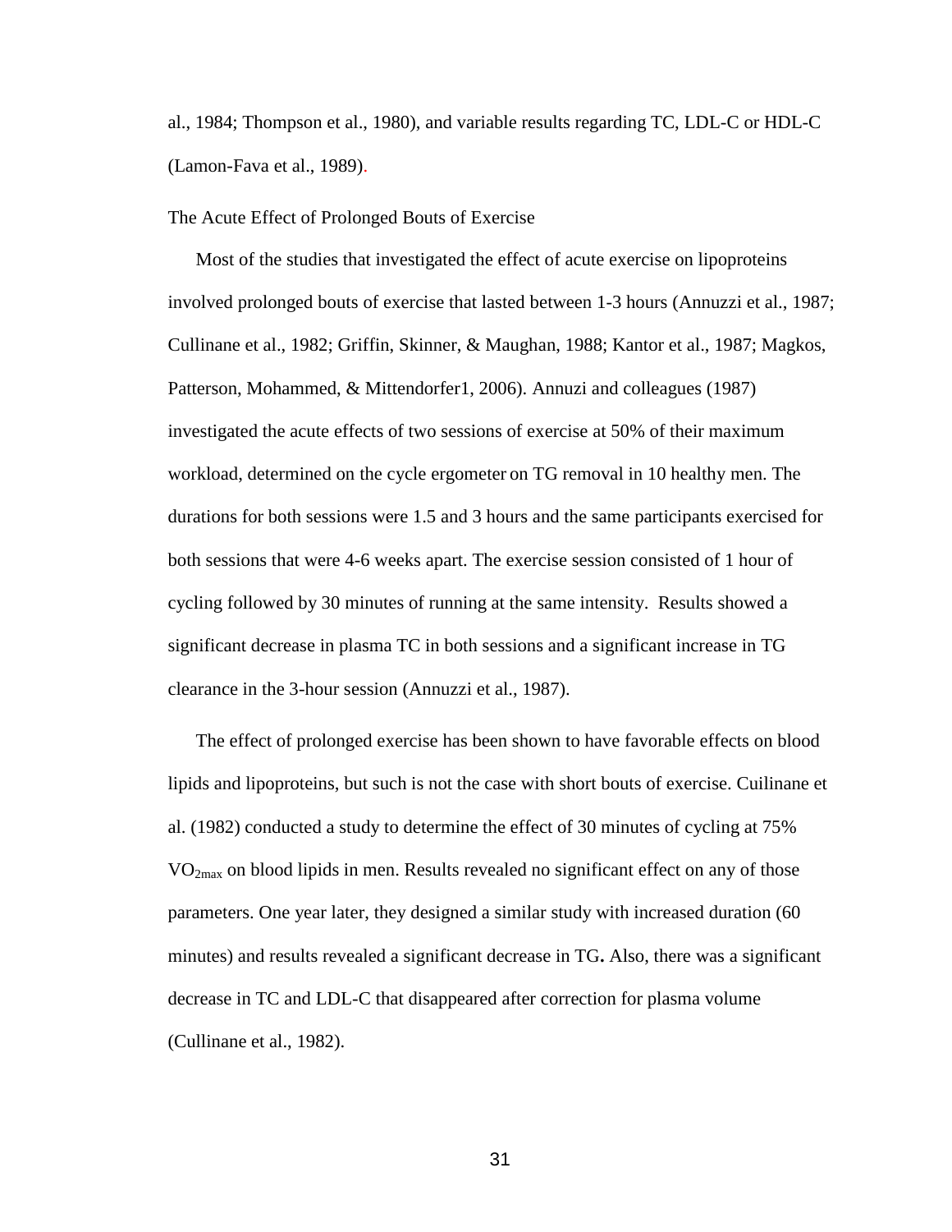al., 1984; Thompson et al., 1980), and variable results regarding TC, LDL-C or HDL-C (Lamon-Fava et al., 1989).

### The Acute Effect of Prolonged Bouts of Exercise

Most of the studies that investigated the effect of acute exercise on lipoproteins involved prolonged bouts of exercise that lasted between 1-3 hours (Annuzzi et al., 1987; Cullinane et al., 1982; Griffin, Skinner, & Maughan, 1988; Kantor et al., 1987; Magkos, Patterson, Mohammed, & Mittendorfer1, 2006). Annuzi and colleagues (1987) investigated the acute effects of two sessions of exercise at 50% of their maximum workload, determined on the cycle ergometer on TG removal in 10 healthy men. The durations for both sessions were 1.5 and 3 hours and the same participants exercised for both sessions that were 4-6 weeks apart. The exercise session consisted of 1 hour of cycling followed by 30 minutes of running at the same intensity. Results showed a significant decrease in plasma TC in both sessions and a significant increase in TG clearance in the 3-hour session (Annuzzi et al., 1987).

The effect of prolonged exercise has been shown to have favorable effects on blood lipids and lipoproteins, but such is not the case with short bouts of exercise. Cuilinane et al. (1982) conducted a study to determine the effect of 30 minutes of cycling at 75% $VO_{2max}$ on blood lipids in men. Results revealed no significant effect on any of those parameters. One year later, they designed a similar study with increased duration (60 minutes) and results revealed a significant decrease in TG**.** Also, there was a significant decrease in TC and LDL-C that disappeared after correction for plasma volume (Cullinane et al., 1982).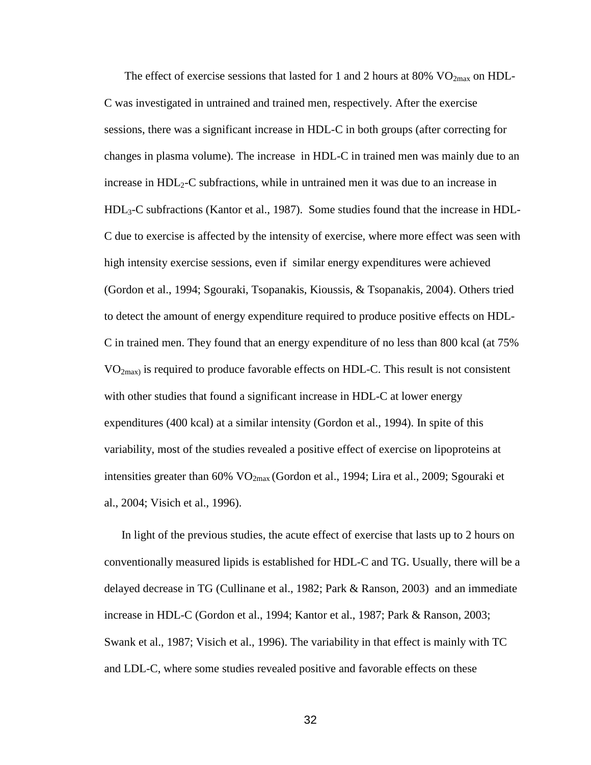The effect of exercise sessions that lasted for 1 and 2 hours at 80% $VO_{2max}$ on HDL-C was investigated in untrained and trained men, respectively. After the exercise sessions, there was a significant increase in HDL-C in both groups (after correcting for changes in plasma volume). The increase in HDL-C in trained men was mainly due to an increase in $HDL_2$-C subfractions, while in untrained men it was due to an increase in $HDL_3$-C subfractions (Kantor et al., 1987). Some studies found that the increase in HDL-C due to exercise is affected by the intensity of exercise, where more effect was seen with high intensity exercise sessions, even if similar energy expenditures were achieved (Gordon et al., 1994; Sgouraki, Tsopanakis, Kioussis, & Tsopanakis, 2004). Others tried to detect the amount of energy expenditure required to produce positive effects on HDL-C in trained men. They found that an energy expenditure of no less than 800 kcal (at 75% $VO_{2max}$) is required to produce favorable effects on HDL-C. This result is not consistent with other studies that found a significant increase in HDL-C at lower energy expenditures (400 kcal) at a similar intensity (Gordon et al., 1994). In spite of this variability, most of the studies revealed a positive effect of exercise on lipoproteins at intensities greater than 60% $VO_{2max}$ (Gordon et al., 1994; Lira et al., 2009; Sgouraki et al., 2004; Visich et al., 1996).

In light of the previous studies, the acute effect of exercise that lasts up to 2 hours on conventionally measured lipids is established for HDL-C and TG. Usually, there will be a delayed decrease in TG (Cullinane et al., 1982; Park & Ranson, 2003) and an immediate increase in HDL-C (Gordon et al., 1994; Kantor et al., 1987; Park & Ranson, 2003; Swank et al., 1987; Visich et al., 1996). The variability in that effect is mainly with TC and LDL-C, where some studies revealed positive and favorable effects on these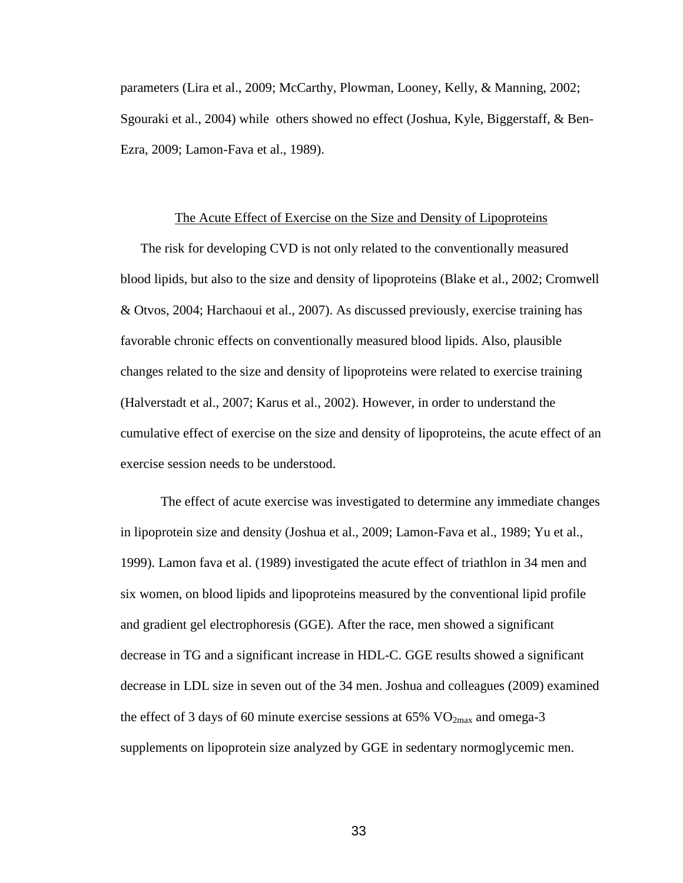parameters (Lira et al., 2009; McCarthy, Plowman, Looney, Kelly, & Manning, 2002; Sgouraki et al., 2004) while others showed no effect (Joshua, Kyle, Biggerstaff, & Ben-Ezra, 2009; Lamon-Fava et al., 1989).

## The Acute Effect of Exercise on the Size and Density of Lipoproteins

The risk for developing CVD is not only related to the conventionally measured blood lipids, but also to the size and density of lipoproteins (Blake et al., 2002; Cromwell & Otvos, 2004; Harchaoui et al., 2007). As discussed previously, exercise training has favorable chronic effects on conventionally measured blood lipids. Also, plausible changes related to the size and density of lipoproteins were related to exercise training (Halverstadt et al., 2007; Karus et al., 2002). However, in order to understand the cumulative effect of exercise on the size and density of lipoproteins, the acute effect of an exercise session needs to be understood.

The effect of acute exercise was investigated to determine any immediate changes in lipoprotein size and density (Joshua et al., 2009; Lamon-Fava et al., 1989; Yu et al., 1999). Lamon fava et al. (1989) investigated the acute effect of triathlon in 34 men and six women, on blood lipids and lipoproteins measured by the conventional lipid profile and gradient gel electrophoresis (GGE). After the race, men showed a significant decrease in TG and a significant increase in HDL-C. GGE results showed a significant decrease in LDL size in seven out of the 34 men. Joshua and colleagues (2009) examined the effect of 3 days of 60 minute exercise sessions at 65% $VO_{2max}$ and omega-3 supplements on lipoprotein size analyzed by GGE in sedentary normoglycemic men.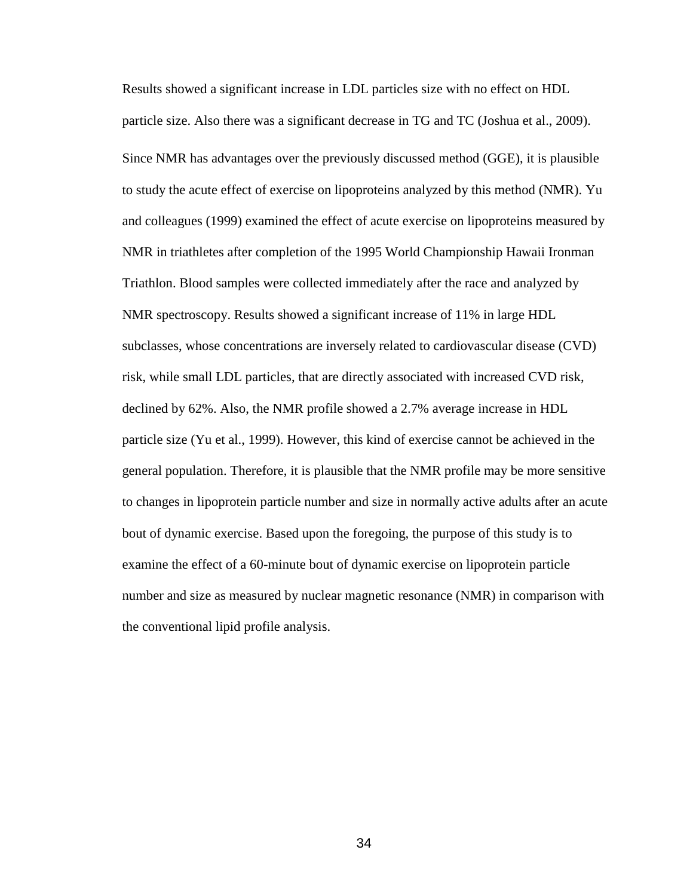Results showed a significant increase in LDL particles size with no effect on HDL particle size. Also there was a significant decrease in TG and TC (Joshua et al., 2009).

Since NMR has advantages over the previously discussed method (GGE), it is plausible to study the acute effect of exercise on lipoproteins analyzed by this method (NMR). Yu and colleagues (1999) examined the effect of acute exercise on lipoproteins measured by NMR in triathletes after completion of the 1995 World Championship Hawaii Ironman Triathlon. Blood samples were collected immediately after the race and analyzed by NMR spectroscopy. Results showed a significant increase of 11% in large HDL subclasses, whose concentrations are inversely related to cardiovascular disease (CVD) risk, while small LDL particles, that are directly associated with increased CVD risk, declined by 62%. Also, the NMR profile showed a 2.7% average increase in HDL particle size (Yu et al., 1999). However, this kind of exercise cannot be achieved in the general population. Therefore, it is plausible that the NMR profile may be more sensitive to changes in lipoprotein particle number and size in normally active adults after an acute bout of dynamic exercise. Based upon the foregoing, the purpose of this study is to examine the effect of a 60-minute bout of dynamic exercise on lipoprotein particle number and size as measured by nuclear magnetic resonance (NMR) in comparison with the conventional lipid profile analysis.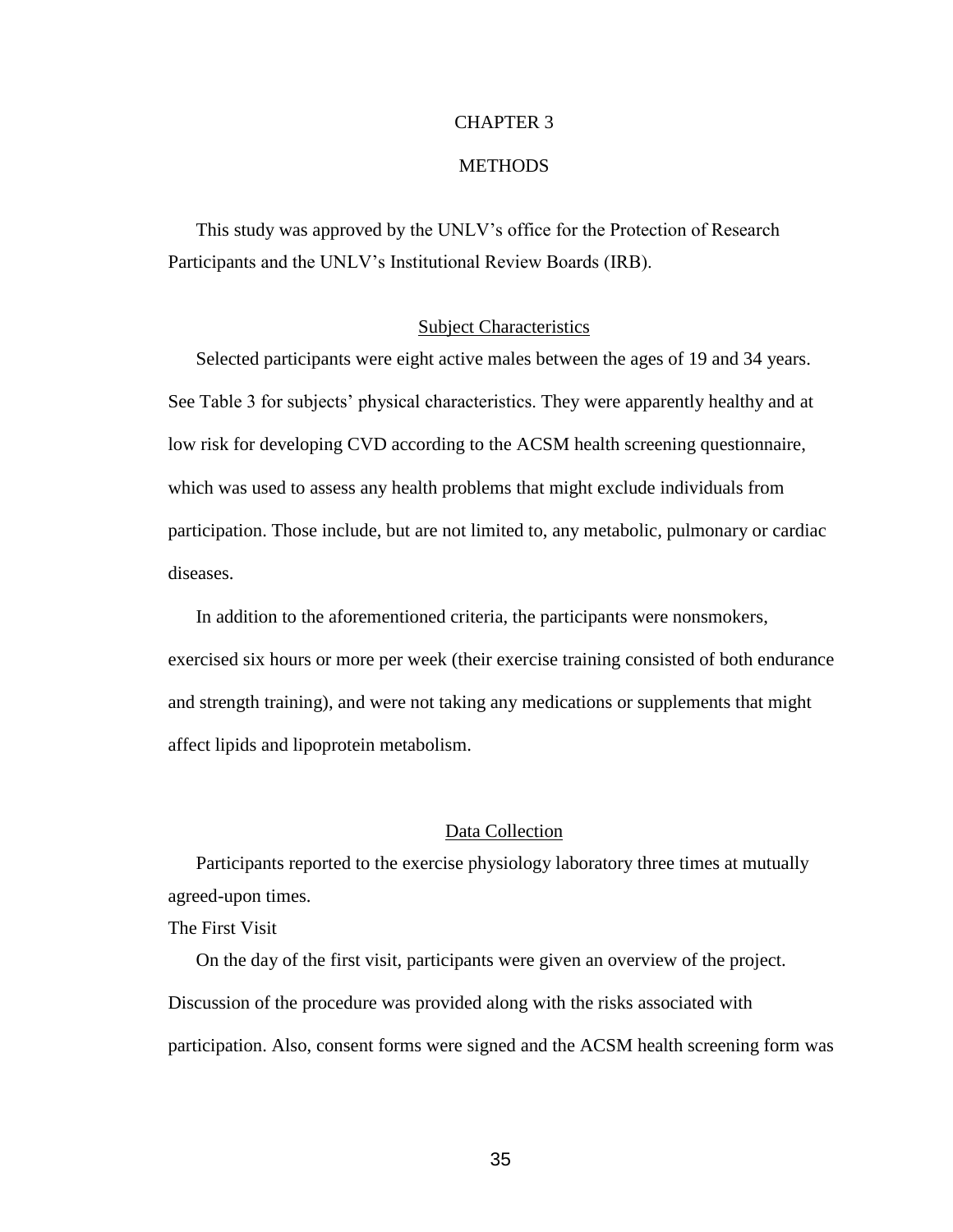# CHAPTER 3

# METHODS

This study was approved by the UNLV's office for the Protection of Research Participants and the UNLV's Institutional Review Boards (IRB).

## Subject Characteristics

Selected participants were eight active males between the ages of 19 and 34 years. See Table 3 for subjects' physical characteristics. They were apparently healthy and at low risk for developing CVD according to the ACSM health screening questionnaire, which was used to assess any health problems that might exclude individuals from participation. Those include, but are not limited to, any metabolic, pulmonary or cardiac diseases.

In addition to the aforementioned criteria, the participants were nonsmokers, exercised six hours or more per week (their exercise training consisted of both endurance and strength training), and were not taking any medications or supplements that might affect lipids and lipoprotein metabolism.

## Data Collection

Participants reported to the exercise physiology laboratory three times at mutually agreed-upon times.

### The First Visit

On the day of the first visit, participants were given an overview of the project. Discussion of the procedure was provided along with the risks associated with participation. Also, consent forms were signed and the ACSM health screening form was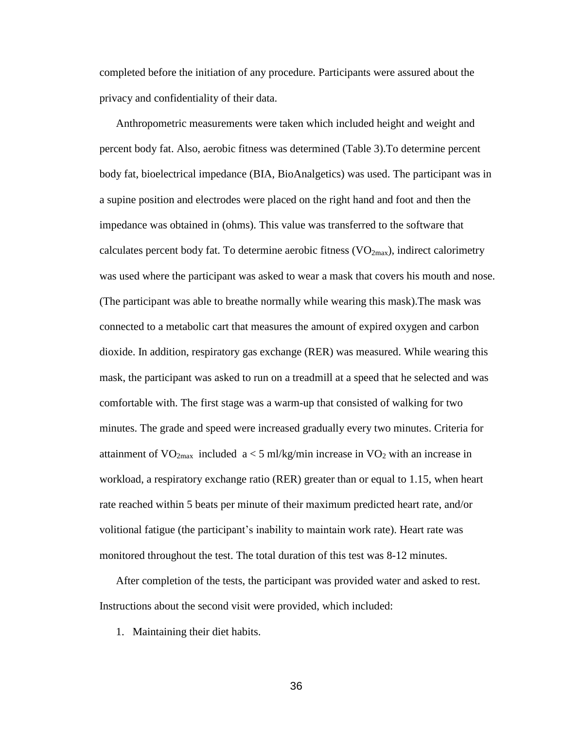completed before the initiation of any procedure. Participants were assured about the privacy and confidentiality of their data.

Anthropometric measurements were taken which included height and weight and percent body fat. Also, aerobic fitness was determined (Table 3).To determine percent body fat, bioelectrical impedance (BIA, BioAnalgetics) was used. The participant was in a supine position and electrodes were placed on the right hand and foot and then the impedance was obtained in (ohms). This value was transferred to the software that calculates percent body fat. To determine aerobic fitness ($VO_{2max}$), indirect calorimetry was used where the participant was asked to wear a mask that covers his mouth and nose. (The participant was able to breathe normally while wearing this mask).The mask was connected to a metabolic cart that measures the amount of expired oxygen and carbon dioxide. In addition, respiratory gas exchange (RER) was measured. While wearing this mask, the participant was asked to run on a treadmill at a speed that he selected and was comfortable with. The first stage was a warm-up that consisted of walking for two minutes. The grade and speed were increased gradually every two minutes. Criteria for attainment of $VO_{2max}$ included a < 5 ml/kg/min increase in $VO_2$ with an increase in workload, a respiratory exchange ratio (RER) greater than or equal to 1.15, when heart rate reached within 5 beats per minute of their maximum predicted heart rate, and/or volitional fatigue (the participant's inability to maintain work rate). Heart rate was monitored throughout the test. The total duration of this test was 8-12 minutes.

After completion of the tests, the participant was provided water and asked to rest. Instructions about the second visit were provided, which included:

1. Maintaining their diet habits.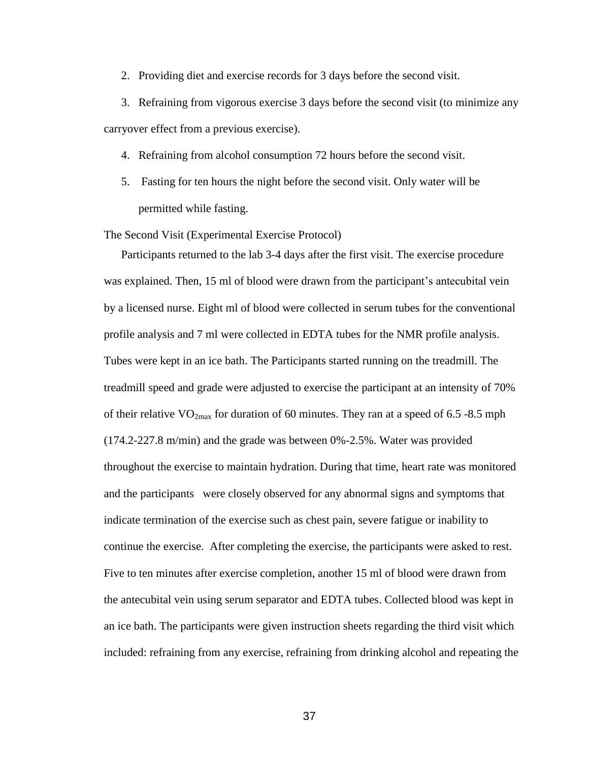2. Providing diet and exercise records for 3 days before the second visit.
3. Refraining from vigorous exercise 3 days before the second visit (to minimize any carryover effect from a previous exercise).
4. Refraining from alcohol consumption 72 hours before the second visit.
5. Fasting for ten hours the night before the second visit. Only water will be permitted while fasting.

The Second Visit (Experimental Exercise Protocol)

Participants returned to the lab 3-4 days after the first visit. The exercise procedure was explained. Then, 15 ml of blood were drawn from the participant's antecubital vein by a licensed nurse. Eight ml of blood were collected in serum tubes for the conventional profile analysis and 7 ml were collected in EDTA tubes for the NMR profile analysis. Tubes were kept in an ice bath. The Participants started running on the treadmill. The treadmill speed and grade were adjusted to exercise the participant at an intensity of 70% of their relative $VO_{2max}$ for duration of 60 minutes. They ran at a speed of 6.5 -8.5 mph (174.2-227.8 m/min) and the grade was between 0%-2.5%. Water was provided throughout the exercise to maintain hydration. During that time, heart rate was monitored and the participants were closely observed for any abnormal signs and symptoms that indicate termination of the exercise such as chest pain, severe fatigue or inability to continue the exercise. After completing the exercise, the participants were asked to rest. Five to ten minutes after exercise completion, another 15 ml of blood were drawn from the antecubital vein using serum separator and EDTA tubes. Collected blood was kept in an ice bath. The participants were given instruction sheets regarding the third visit which included: refraining from any exercise, refraining from drinking alcohol and repeating the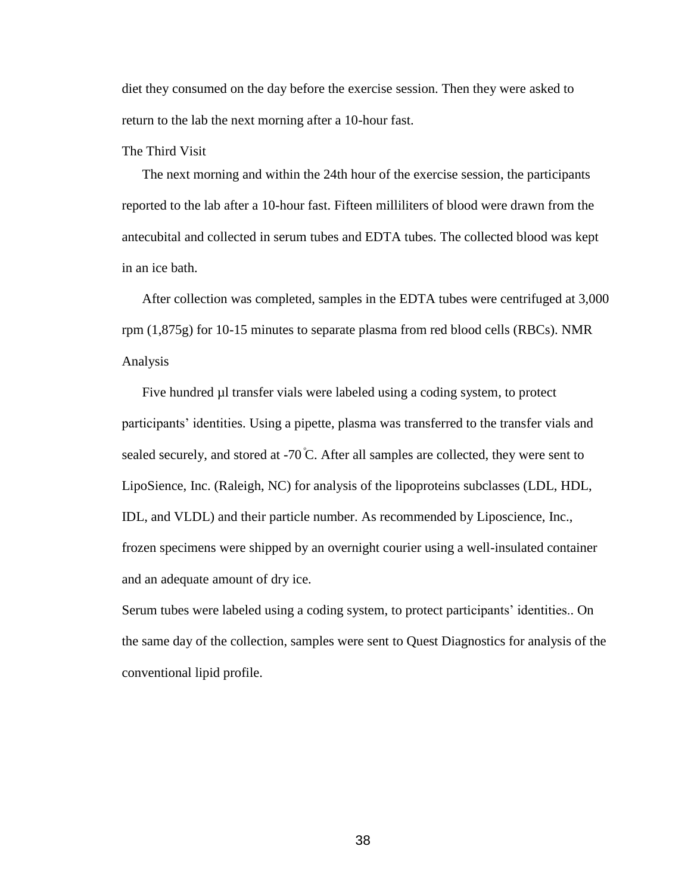diet they consumed on the day before the exercise session. Then they were asked to return to the lab the next morning after a 10-hour fast.

The Third Visit

The next morning and within the 24th hour of the exercise session, the participants reported to the lab after a 10-hour fast. Fifteen milliliters of blood were drawn from the antecubital and collected in serum tubes and EDTA tubes. The collected blood was kept in an ice bath.

After collection was completed, samples in the EDTA tubes were centrifuged at 3,000 rpm (1,875g) for 10-15 minutes to separate plasma from red blood cells (RBCs). NMR Analysis

Five hundred µl transfer vials were labeled using a coding system, to protect participants' identities. Using a pipette, plasma was transferred to the transfer vials and sealed securely, and stored at -70 °C. After all samples are collected, they were sent to LipoSience, Inc. (Raleigh, NC) for analysis of the lipoproteins subclasses (LDL, HDL, IDL, and VLDL) and their particle number. As recommended by Liposcience, Inc., frozen specimens were shipped by an overnight courier using a well-insulated container and an adequate amount of dry ice.

Serum tubes were labeled using a coding system, to protect participants' identities.. On the same day of the collection, samples were sent to Quest Diagnostics for analysis of the conventional lipid profile.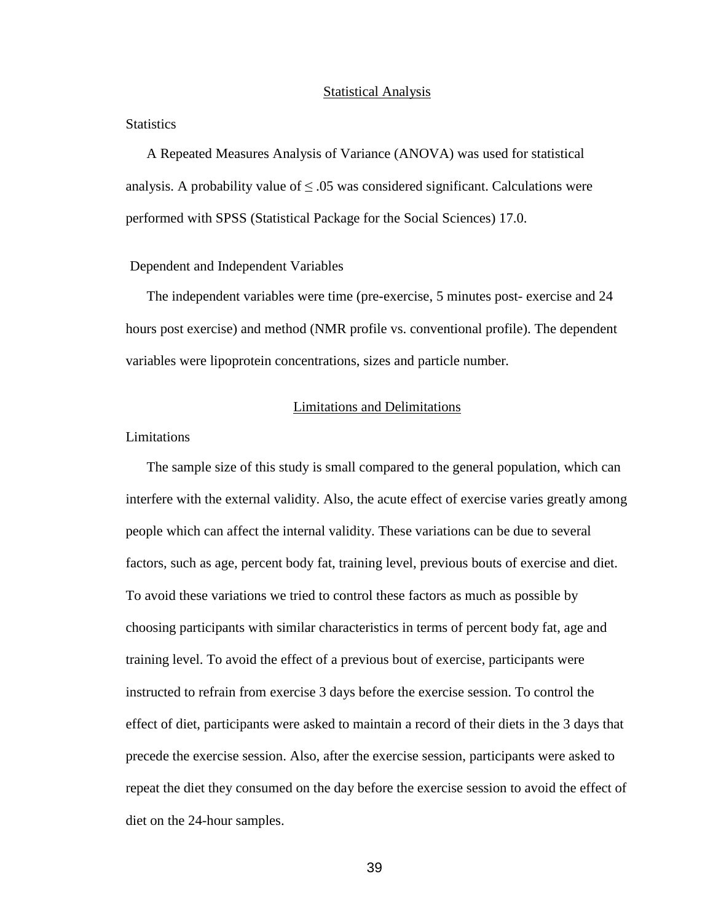## Statistical Analysis

### Statistics

A Repeated Measures Analysis of Variance (ANOVA) was used for statistical analysis. A probability value of $\leq .05$ was considered significant. Calculations were performed with SPSS (Statistical Package for the Social Sciences) 17.0.

### Dependent and Independent Variables

The independent variables were time (pre-exercise, 5 minutes post- exercise and 24 hours post exercise) and method (NMR profile vs. conventional profile). The dependent variables were lipoprotein concentrations, sizes and particle number.

## Limitations and Delimitations

### Limitations

The sample size of this study is small compared to the general population, which can interfere with the external validity. Also, the acute effect of exercise varies greatly among people which can affect the internal validity. These variations can be due to several factors, such as age, percent body fat, training level, previous bouts of exercise and diet. To avoid these variations we tried to control these factors as much as possible by choosing participants with similar characteristics in terms of percent body fat, age and training level. To avoid the effect of a previous bout of exercise, participants were instructed to refrain from exercise 3 days before the exercise session. To control the effect of diet, participants were asked to maintain a record of their diets in the 3 days that precede the exercise session. Also, after the exercise session, participants were asked to repeat the diet they consumed on the day before the exercise session to avoid the effect of diet on the 24-hour samples.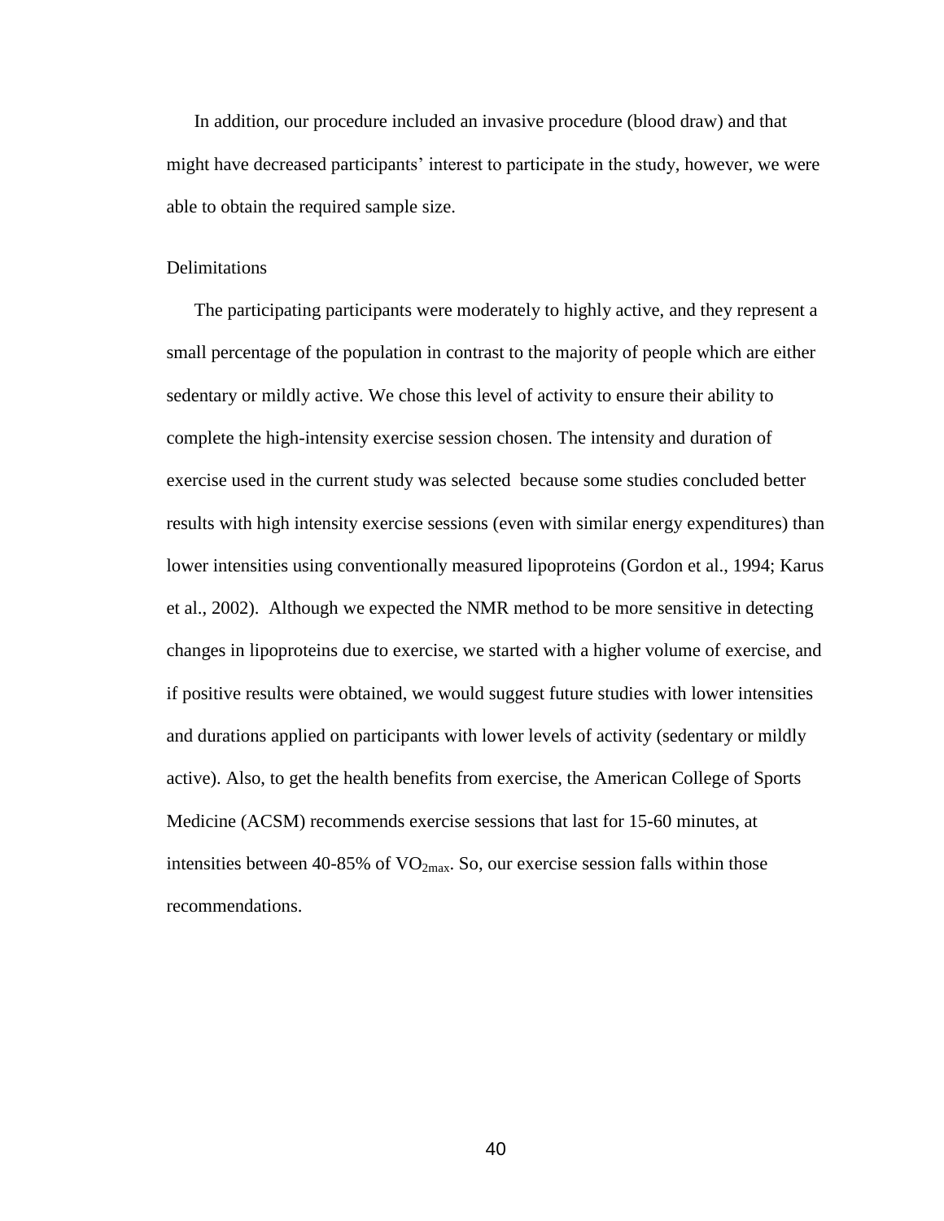In addition, our procedure included an invasive procedure (blood draw) and that might have decreased participants' interest to participate in the study, however, we were able to obtain the required sample size.

## Delimitations

The participating participants were moderately to highly active, and they represent a small percentage of the population in contrast to the majority of people which are either sedentary or mildly active. We chose this level of activity to ensure their ability to complete the high-intensity exercise session chosen. The intensity and duration of exercise used in the current study was selected because some studies concluded better results with high intensity exercise sessions (even with similar energy expenditures) than lower intensities using conventionally measured lipoproteins (Gordon et al., 1994; Karus et al., 2002). Although we expected the NMR method to be more sensitive in detecting changes in lipoproteins due to exercise, we started with a higher volume of exercise, and if positive results were obtained, we would suggest future studies with lower intensities and durations applied on participants with lower levels of activity (sedentary or mildly active). Also, to get the health benefits from exercise, the American College of Sports Medicine (ACSM) recommends exercise sessions that last for 15-60 minutes, at intensities between 40-85% of $VO_{2max}$. So, our exercise session falls within those recommendations.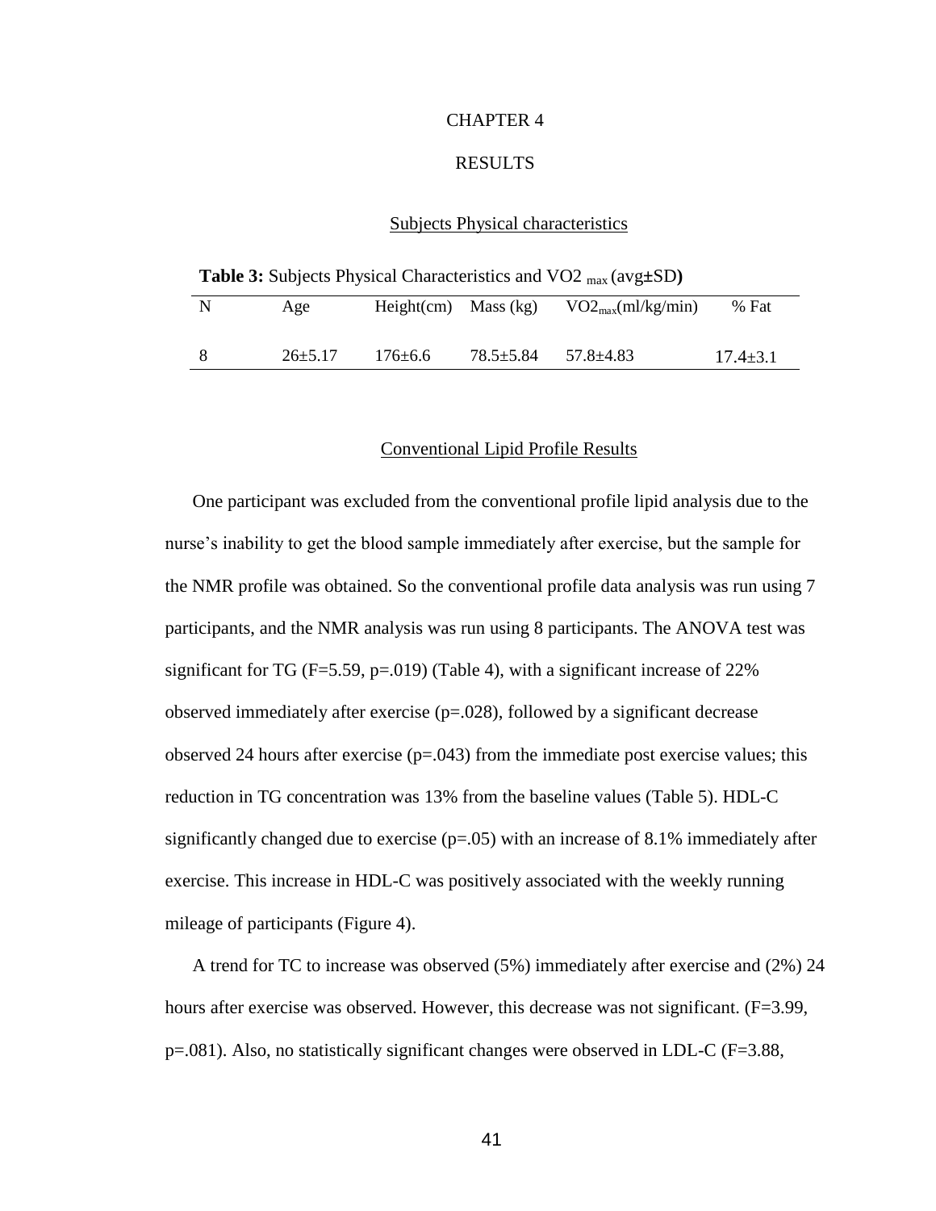# CHAPTER 4

# RESULTS

## Subjects Physical characteristics

**Table 3:** Subjects Physical Characteristics and $VO2_{max}$ (avg±SD**)**

| N | Age | Height(cm) | Mass (kg) | $VO2_{max}$(ml/kg/min) | % Fat |
|---|---|---|---|---|---|
| 8 | 26±5.17 | 176±6.6 | 78.5±5.84 | 57.8±4.83 | 17.4±3.1 |

## Conventional Lipid Profile Results

One participant was excluded from the conventional profile lipid analysis due to the nurse's inability to get the blood sample immediately after exercise, but the sample for the NMR profile was obtained. So the conventional profile data analysis was run using 7 participants, and the NMR analysis was run using 8 participants. The ANOVA test was significant for TG ($F=5.59$, $p=.019$) (Table 4), with a significant increase of 22% observed immediately after exercise ($p=.028$), followed by a significant decrease observed 24 hours after exercise ($p=.043$) from the immediate post exercise values; this reduction in TG concentration was 13% from the baseline values (Table 5). HDL-C significantly changed due to exercise ($p=.05$) with an increase of 8.1% immediately after exercise. This increase in HDL-C was positively associated with the weekly running mileage of participants (Figure 4).

A trend for TC to increase was observed (5%) immediately after exercise and (2%) 24 hours after exercise was observed. However, this decrease was not significant. ($F=3.99$, $p=.081$). Also, no statistically significant changes were observed in LDL-C ($F=3.88$,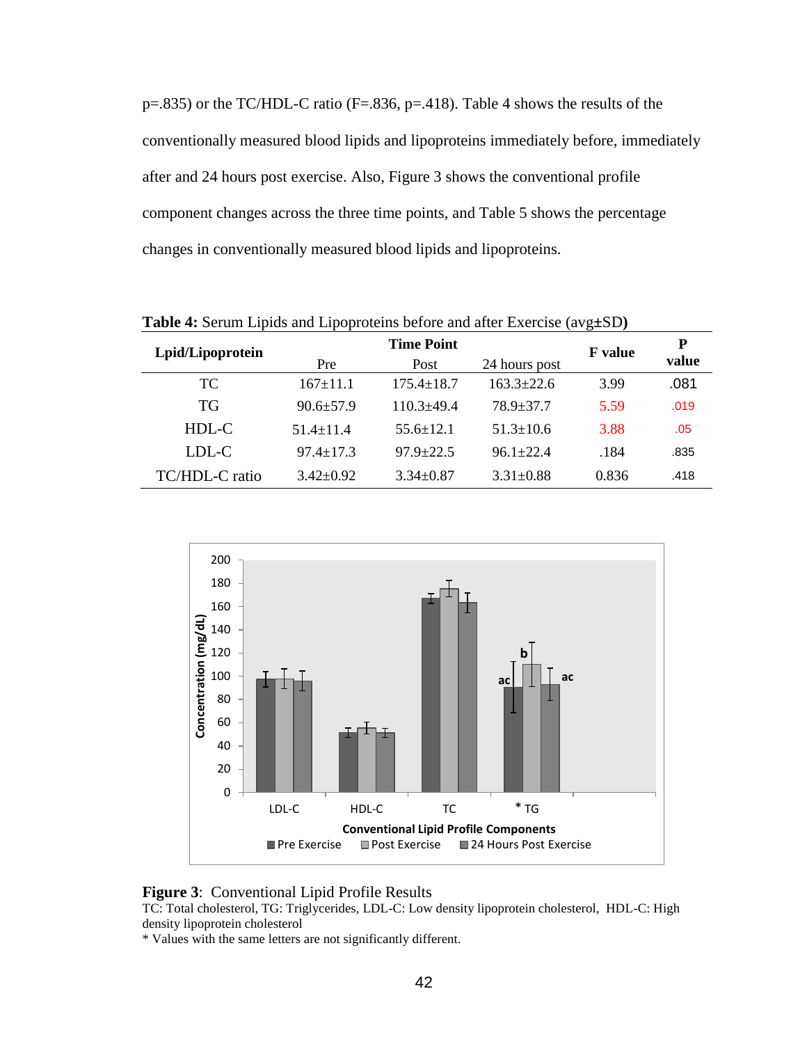p=.835) or the TC/HDL-C ratio (F=.836, p=.418). Table 4 shows the results of the conventionally measured blood lipids and lipoproteins immediately before, immediately after and 24 hours post exercise. Also, Figure 3 shows the conventional profile component changes across the three time points, and Table 5 shows the percentage changes in conventionally measured blood lipids and lipoproteins.

**Table 4:** Serum Lipids and Lipoproteins before and after Exercise (avg±SD**)**

| Lipid/Lipoprotein | Time Point | | | F value | P value |
|---|---|---|---|---|---|
| | Pre | Post | 24 hours post | | |
| TC | 167±11.1 | 175.4±18.7 | 163.3±22.6 | 3.99 | .081 |
| TG | 90.6±57.9 | 110.3±49.4 | 78.9±37.7 | 5.59 | .019 |
| HDL-C | 51.4±11.4 | 55.6±12.1 | 51.3±10.6 | 3.88 | .05 |
| LDL-C | 97.4±17.3 | 97.9±22.5 | 96.1±22.4 | .184 | .835 |
| TC/HDL-C ratio | 3.42±0.92 | 3.34±0.87 | 3.31±0.88 | 0.836 | .418 |

**Figure 3**: Conventional Lipid Profile Results
TC: Total cholesterol, TG: Triglycerides, LDL-C: Low density lipoprotein cholesterol, HDL-C: High density lipoprotein cholesterol
* Values with the same letters are not significantly different.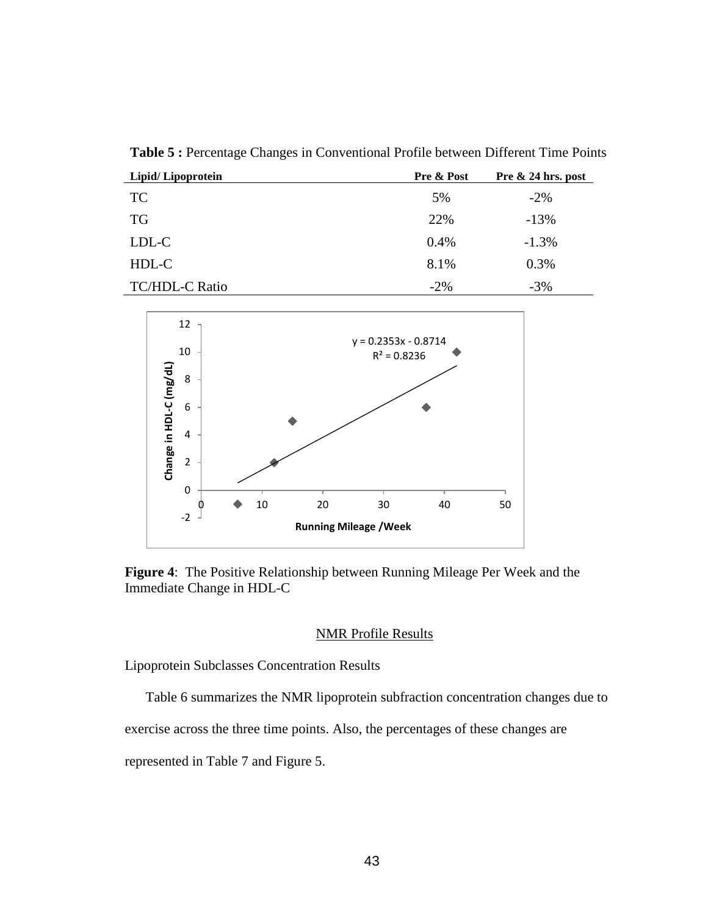**Table 5 :** Percentage Changes in Conventional Profile between Different Time Points

| Lipid/ Lipoprotein | Pre & Post | Pre & 24 hrs. post |
|---|---|---|
| TC | 5% | -2% |
| TG | 22% | -13% |
| LDL-C | 0.4% | -1.3% |
| HDL-C | 8.1% | 0.3% |
| TC/HDL-C Ratio | -2% | -3% |

**Figure 4**: The Positive Relationship between Running Mileage Per Week and the Immediate Change in HDL-C

## NMR Profile Results

Lipoprotein Subclasses Concentration Results

Table 6 summarizes the NMR lipoprotein subfraction concentration changes due to exercise across the three time points. Also, the percentages of these changes are represented in Table 7 and Figure 5.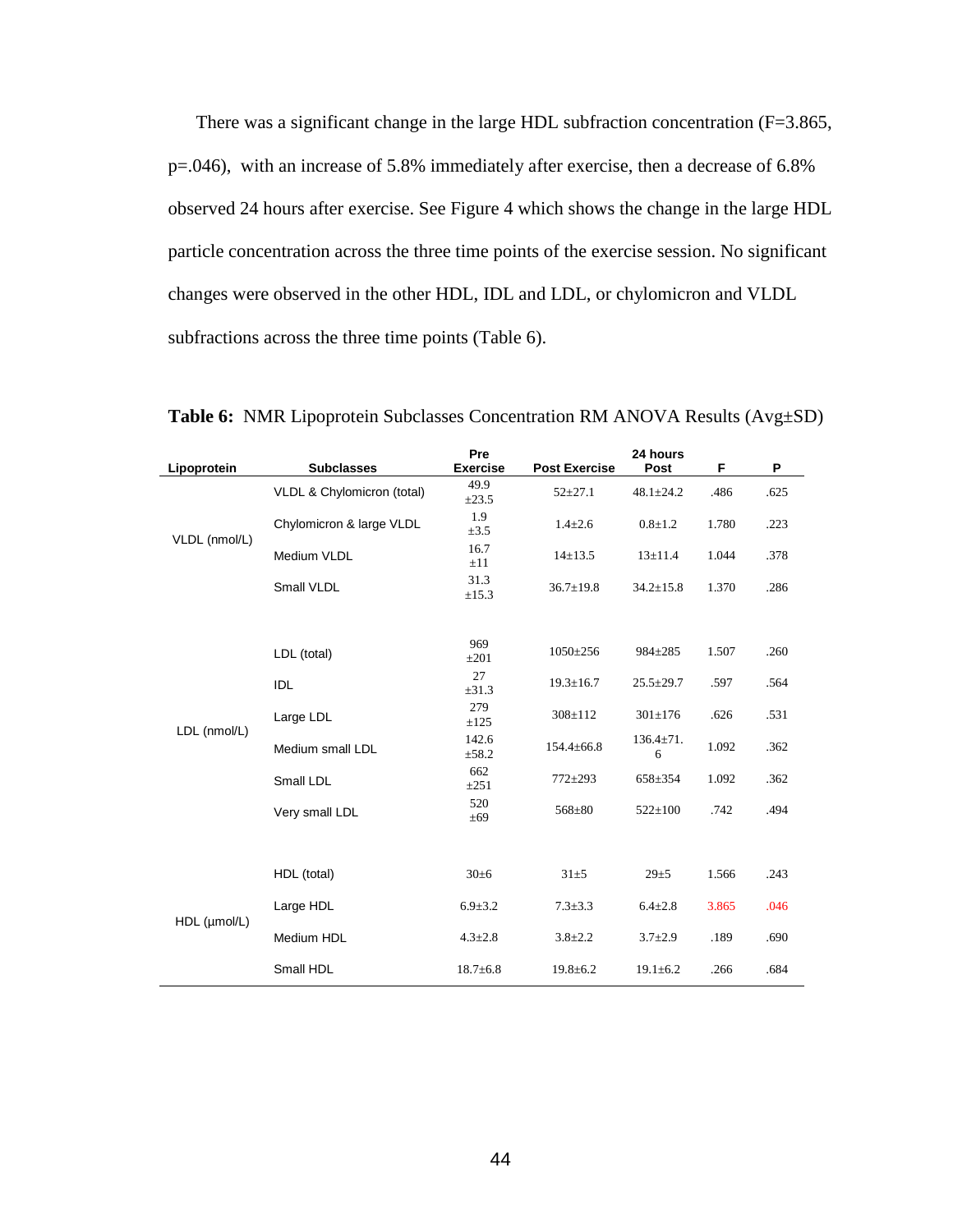There was a significant change in the large HDL subfraction concentration ($F=3.865$, $p=.046$), with an increase of 5.8% immediately after exercise, then a decrease of 6.8% observed 24 hours after exercise. See Figure 4 which shows the change in the large HDL particle concentration across the three time points of the exercise session. No significant changes were observed in the other HDL, IDL and LDL, or chylomicron and VLDL subfractions across the three time points (Table 6).

**Table 6:** NMR Lipoprotein Subclasses Concentration RM ANOVA Results (Avg±SD)

| Lipoprotein | Subclasses | Pre Exercise | Post Exercise | 24 hours Post | F | P |
|---|---|---|---|---|---|---|
| VLDL (nmol/L) | VLDL & Chylomicron (total) | 49.9 ±23.5 | 52±27.1 | 48.1±24.2 | .486 | .625 |
| | Chylomicron & large VLDL | 1.9 ±3.5 | 1.4±2.6 | 0.8±1.2 | 1.780 | .223 |
| | Medium VLDL | 16.7 ±11 | 14±13.5 | 13±11.4 | 1.044 | .378 |
| | Small VLDL | 31.3 ±15.3 | 36.7±19.8 | 34.2±15.8 | 1.370 | .286 |
| LDL (nmol/L) | LDL (total) | 969 ±201 | 1050±256 | 984±285 | 1.507 | .260 |
| | IDL | 27 ±31.3 | 19.3±16.7 | 25.5±29.7 | .597 | .564 |
| | Large LDL | 279 ±125 | 308±112 | 301±176 | .626 | .531 |
| | Medium small LDL | 142.6 ±58.2 | 154.4±66.8 | 136.4±71.6 | 1.092 | .362 |
| | Small LDL | 662 ±251 | 772±293 | 658±354 | 1.092 | .362 |
| | Very small LDL | 520 ±69 | 568±80 | 522±100 | .742 | .494 |
| HDL (µmol/L) | HDL (total) | 30±6 | 31±5 | 29±5 | 1.566 | .243 |
| | Large HDL | 6.9±3.2 | 7.3±3.3 | 6.4±2.8 | 3.865 | .046 |
| | Medium HDL | 4.3±2.8 | 3.8±2.2 | 3.7±2.9 | .189 | .690 |
| | Small HDL | 18.7±6.8 | 19.8±6.2 | 19.1±6.2 | .266 | .684 |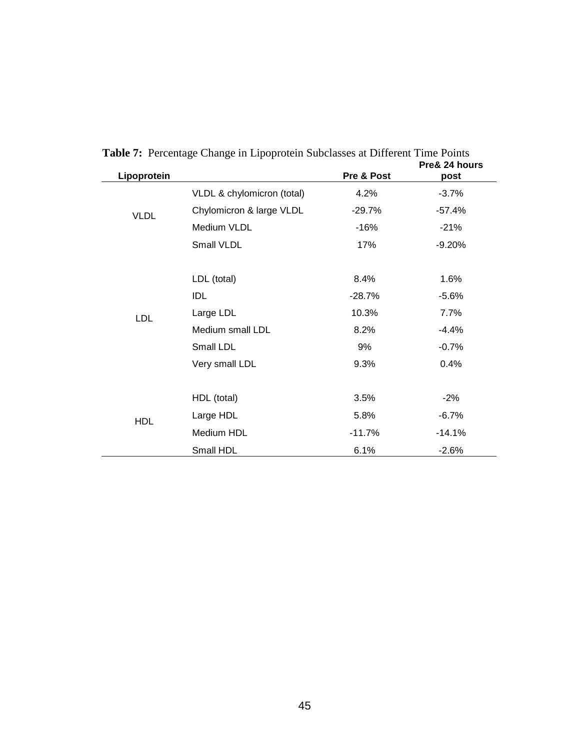**Table 7:** Percentage Change in Lipoprotein Subclasses at Different Time Points

| Lipoprotein | | Pre & Post | Pre& 24 hours post |
|---|---|---|---|
| VLDL | VLDL & chylomicron (total) | 4.2% | -3.7% |
| | Chylomicron & large VLDL | -29.7% | -57.4% |
| | Medium VLDL | -16% | -21% |
| | Small VLDL | 17% | -9.20% |
| LDL | LDL (total) | 8.4% | 1.6% |
| | IDL | -28.7% | -5.6% |
| | Large LDL | 10.3% | 7.7% |
| | Medium small LDL | 8.2% | -4.4% |
| | Small LDL | 9% | -0.7% |
| | Very small LDL | 9.3% | 0.4% |
| HDL | HDL (total) | 3.5% | -2% |
| | Large HDL | 5.8% | -6.7% |
| | Medium HDL | -11.7% | -14.1% |
| | Small HDL | 6.1% | -2.6% |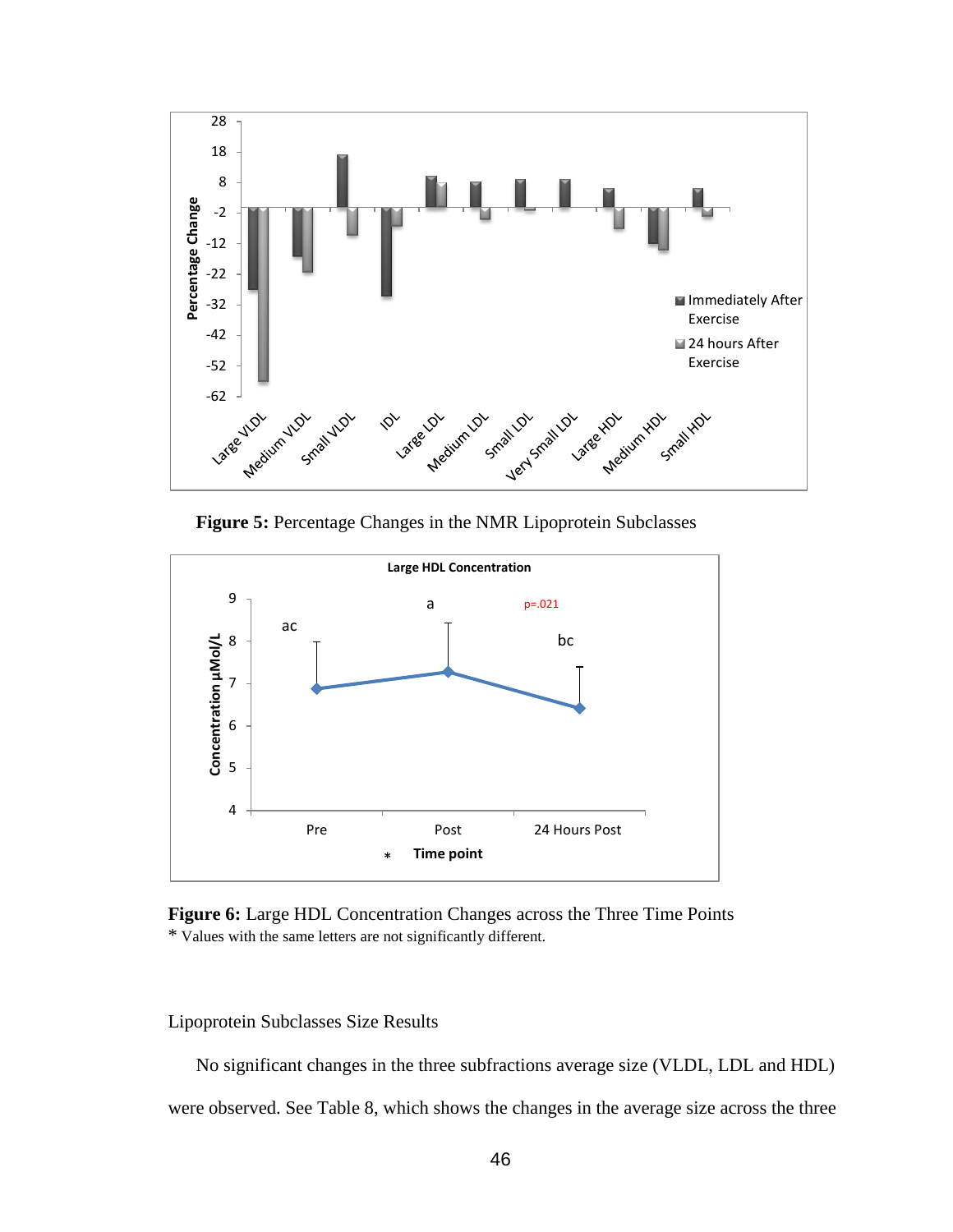**Figure 5:** Percentage Changes in the NMR Lipoprotein Subclasses

**Figure 6:** Large HDL Concentration Changes across the Three Time Points
* Values with the same letters are not significantly different.

Lipoprotein Subclasses Size Results

No significant changes in the three subfractions average size (VLDL, LDL and HDL) were observed. See Table 8, which shows the changes in the average size across the three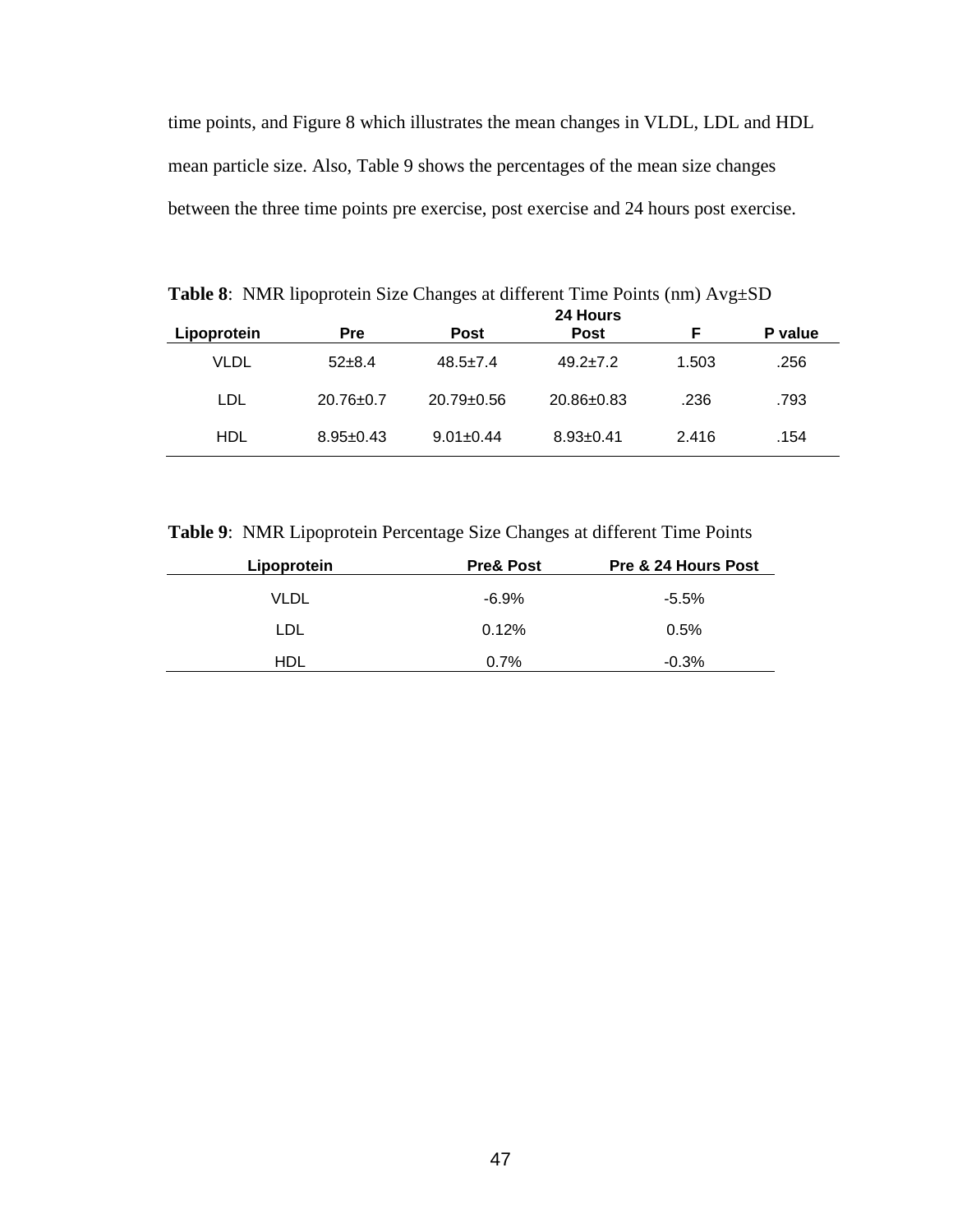time points, and Figure 8 which illustrates the mean changes in VLDL, LDL and HDL mean particle size. Also, Table 9 shows the percentages of the mean size changes between the three time points pre exercise, post exercise and 24 hours post exercise.

**Table 8**: NMR lipoprotein Size Changes at different Time Points (nm) Avg±SD

| Lipoprotein | Pre | Post | 24 Hours Post | F | P value |
|---|---|---|---|---|---|
| VLDL | 52±8.4 | 48.5±7.4 | 49.2±7.2 | 1.503 | .256 |
| LDL | 20.76±0.7 | 20.79±0.56 | 20.86±0.83 | .236 | .793 |
| HDL | 8.95±0.43 | 9.01±0.44 | 8.93±0.41 | 2.416 | .154 |

**Table 9**: NMR Lipoprotein Percentage Size Changes at different Time Points

| Lipoprotein | Pre& Post | Pre & 24 Hours Post |
|---|---|---|
| VLDL | -6.9% | -5.5% |
| LDL | 0.12% | 0.5% |
| HDL | 0.7% | -0.3% |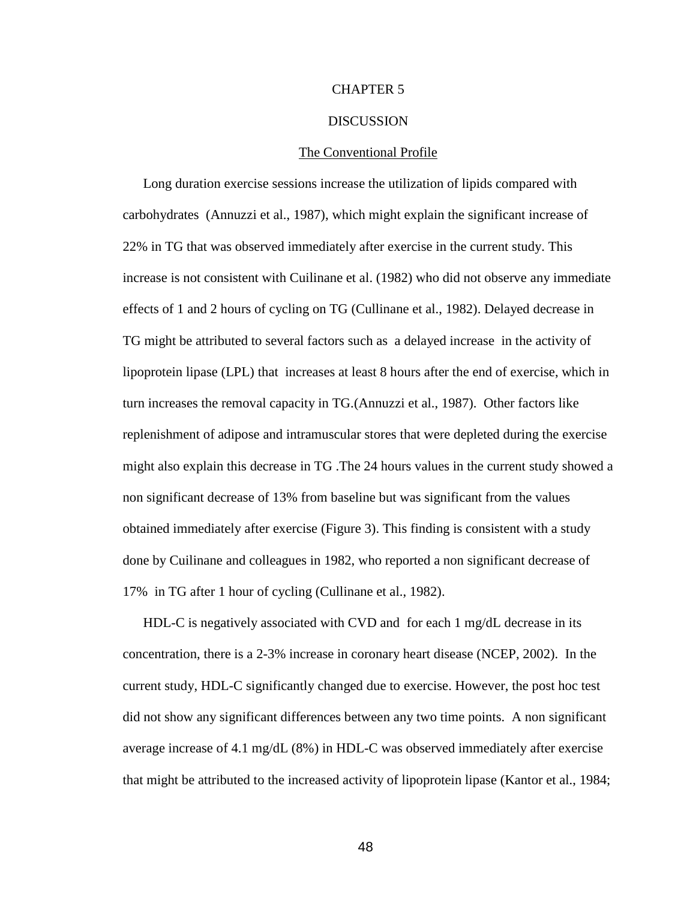# CHAPTER 5

# DISCUSSION

## The Conventional Profile

Long duration exercise sessions increase the utilization of lipids compared with carbohydrates  (Annuzzi et al., 1987), which might explain the significant increase of 22% in TG that was observed immediately after exercise in the current study. This increase is not consistent with Cuilinane et al. (1982) who did not observe any immediate effects of 1 and 2 hours of cycling on TG (Cullinane et al., 1982). Delayed decrease in TG might be attributed to several factors such as  a delayed increase  in the activity of lipoprotein lipase (LPL) that  increases at least 8 hours after the end of exercise, which in turn increases the removal capacity in TG.(Annuzzi et al., 1987).  Other factors like replenishment of adipose and intramuscular stores that were depleted during the exercise might also explain this decrease in TG .The 24 hours values in the current study showed a non significant decrease of 13% from baseline but was significant from the values obtained immediately after exercise (Figure 3). This finding is consistent with a study done by Cuilinane and colleagues in 1982, who reported a non significant decrease of 17%  in TG after 1 hour of cycling (Cullinane et al., 1982).

HDL-C is negatively associated with CVD and  for each 1 mg/dL decrease in its concentration, there is a 2-3% increase in coronary heart disease (NCEP, 2002).  In the current study, HDL-C significantly changed due to exercise. However, the post hoc test did not show any significant differences between any two time points.  A non significant average increase of 4.1 mg/dL (8%) in HDL-C was observed immediately after exercise that might be attributed to the increased activity of lipoprotein lipase (Kantor et al., 1984;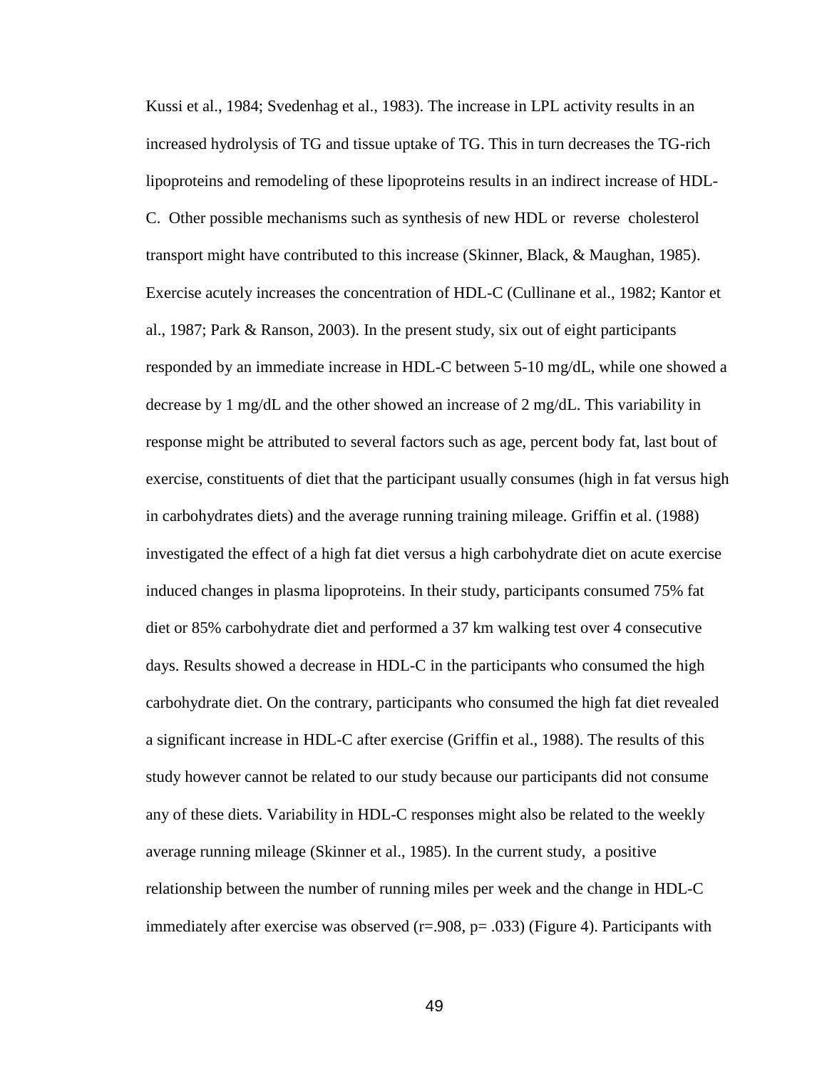Kussi et al., 1984; Svedenhag et al., 1983). The increase in LPL activity results in an increased hydrolysis of TG and tissue uptake of TG. This in turn decreases the TG-rich lipoproteins and remodeling of these lipoproteins results in an indirect increase of HDL-C. Other possible mechanisms such as synthesis of new HDL or reverse cholesterol transport might have contributed to this increase (Skinner, Black, & Maughan, 1985). Exercise acutely increases the concentration of HDL-C (Cullinane et al., 1982; Kantor et al., 1987; Park & Ranson, 2003). In the present study, six out of eight participants responded by an immediate increase in HDL-C between 5-10 mg/dL, while one showed a decrease by 1 mg/dL and the other showed an increase of 2 mg/dL. This variability in response might be attributed to several factors such as age, percent body fat, last bout of exercise, constituents of diet that the participant usually consumes (high in fat versus high in carbohydrates diets) and the average running training mileage. Griffin et al. (1988) investigated the effect of a high fat diet versus a high carbohydrate diet on acute exercise induced changes in plasma lipoproteins. In their study, participants consumed 75% fat diet or 85% carbohydrate diet and performed a 37 km walking test over 4 consecutive days. Results showed a decrease in HDL-C in the participants who consumed the high carbohydrate diet. On the contrary, participants who consumed the high fat diet revealed a significant increase in HDL-C after exercise (Griffin et al., 1988). The results of this study however cannot be related to our study because our participants did not consume any of these diets. Variability in HDL-C responses might also be related to the weekly average running mileage (Skinner et al., 1985). In the current study, a positive relationship between the number of running miles per week and the change in HDL-C immediately after exercise was observed ($r = .908$, $p = .033$) (Figure 4). Participants with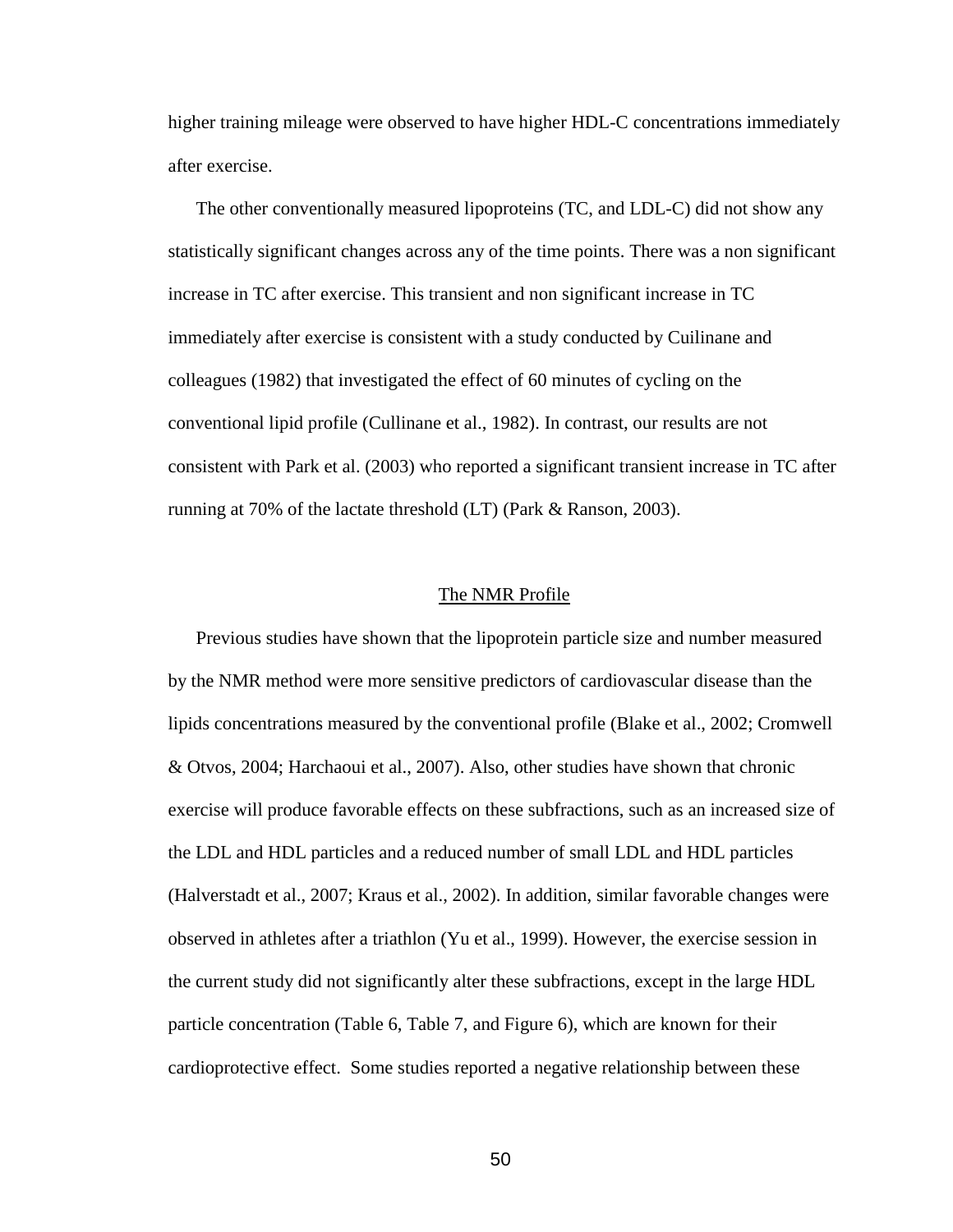higher training mileage were observed to have higher HDL-C concentrations immediately after exercise.

The other conventionally measured lipoproteins (TC, and LDL-C) did not show any statistically significant changes across any of the time points. There was a non significant increase in TC after exercise. This transient and non significant increase in TC immediately after exercise is consistent with a study conducted by Cuilinane and colleagues (1982) that investigated the effect of 60 minutes of cycling on the conventional lipid profile (Cullinane et al., 1982). In contrast, our results are not consistent with Park et al. (2003) who reported a significant transient increase in TC after running at 70% of the lactate threshold (LT) (Park & Ranson, 2003).

## The NMR Profile

Previous studies have shown that the lipoprotein particle size and number measured by the NMR method were more sensitive predictors of cardiovascular disease than the lipids concentrations measured by the conventional profile (Blake et al., 2002; Cromwell & Otvos, 2004; Harchaoui et al., 2007). Also, other studies have shown that chronic exercise will produce favorable effects on these subfractions, such as an increased size of the LDL and HDL particles and a reduced number of small LDL and HDL particles (Halverstadt et al., 2007; Kraus et al., 2002). In addition, similar favorable changes were observed in athletes after a triathlon (Yu et al., 1999). However, the exercise session in the current study did not significantly alter these subfractions, except in the large HDL particle concentration (Table 6, Table 7, and Figure 6), which are known for their cardioprotective effect. Some studies reported a negative relationship between these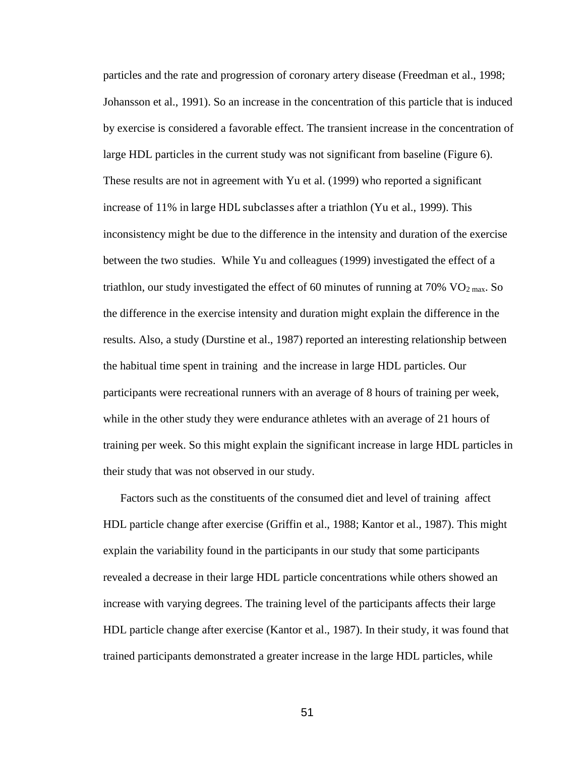particles and the rate and progression of coronary artery disease (Freedman et al., 1998; Johansson et al., 1991). So an increase in the concentration of this particle that is induced by exercise is considered a favorable effect. The transient increase in the concentration of large HDL particles in the current study was not significant from baseline (Figure 6). These results are not in agreement with Yu et al. (1999) who reported a significant increase of 11% in large HDL subclasses after a triathlon (Yu et al., 1999). This inconsistency might be due to the difference in the intensity and duration of the exercise between the two studies. While Yu and colleagues (1999) investigated the effect of a triathlon, our study investigated the effect of 60 minutes of running at 70% $VO_{2\ max}$. So the difference in the exercise intensity and duration might explain the difference in the results. Also, a study (Durstine et al., 1987) reported an interesting relationship between the habitual time spent in training and the increase in large HDL particles. Our participants were recreational runners with an average of 8 hours of training per week, while in the other study they were endurance athletes with an average of 21 hours of training per week. So this might explain the significant increase in large HDL particles in their study that was not observed in our study.

Factors such as the constituents of the consumed diet and level of training affect HDL particle change after exercise (Griffin et al., 1988; Kantor et al., 1987). This might explain the variability found in the participants in our study that some participants revealed a decrease in their large HDL particle concentrations while others showed an increase with varying degrees. The training level of the participants affects their large HDL particle change after exercise (Kantor et al., 1987). In their study, it was found that trained participants demonstrated a greater increase in the large HDL particles, while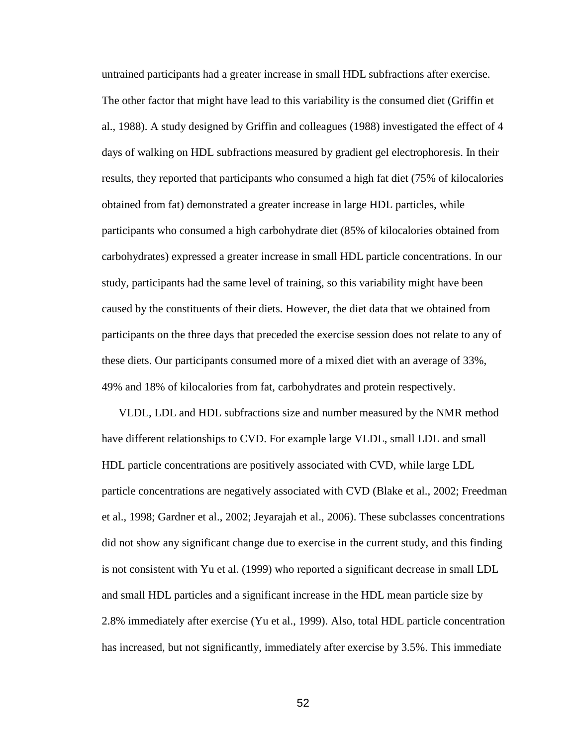untrained participants had a greater increase in small HDL subfractions after exercise. The other factor that might have lead to this variability is the consumed diet (Griffin et al., 1988). A study designed by Griffin and colleagues (1988) investigated the effect of 4 days of walking on HDL subfractions measured by gradient gel electrophoresis. In their results, they reported that participants who consumed a high fat diet (75% of kilocalories obtained from fat) demonstrated a greater increase in large HDL particles, while participants who consumed a high carbohydrate diet (85% of kilocalories obtained from carbohydrates) expressed a greater increase in small HDL particle concentrations. In our study, participants had the same level of training, so this variability might have been caused by the constituents of their diets. However, the diet data that we obtained from participants on the three days that preceded the exercise session does not relate to any of these diets. Our participants consumed more of a mixed diet with an average of 33%, 49% and 18% of kilocalories from fat, carbohydrates and protein respectively.

VLDL, LDL and HDL subfractions size and number measured by the NMR method have different relationships to CVD. For example large VLDL, small LDL and small HDL particle concentrations are positively associated with CVD, while large LDL particle concentrations are negatively associated with CVD (Blake et al., 2002; Freedman et al., 1998; Gardner et al., 2002; Jeyarajah et al., 2006). These subclasses concentrations did not show any significant change due to exercise in the current study, and this finding is not consistent with Yu et al. (1999) who reported a significant decrease in small LDL and small HDL particles and a significant increase in the HDL mean particle size by 2.8% immediately after exercise (Yu et al., 1999). Also, total HDL particle concentration has increased, but not significantly, immediately after exercise by 3.5%. This immediate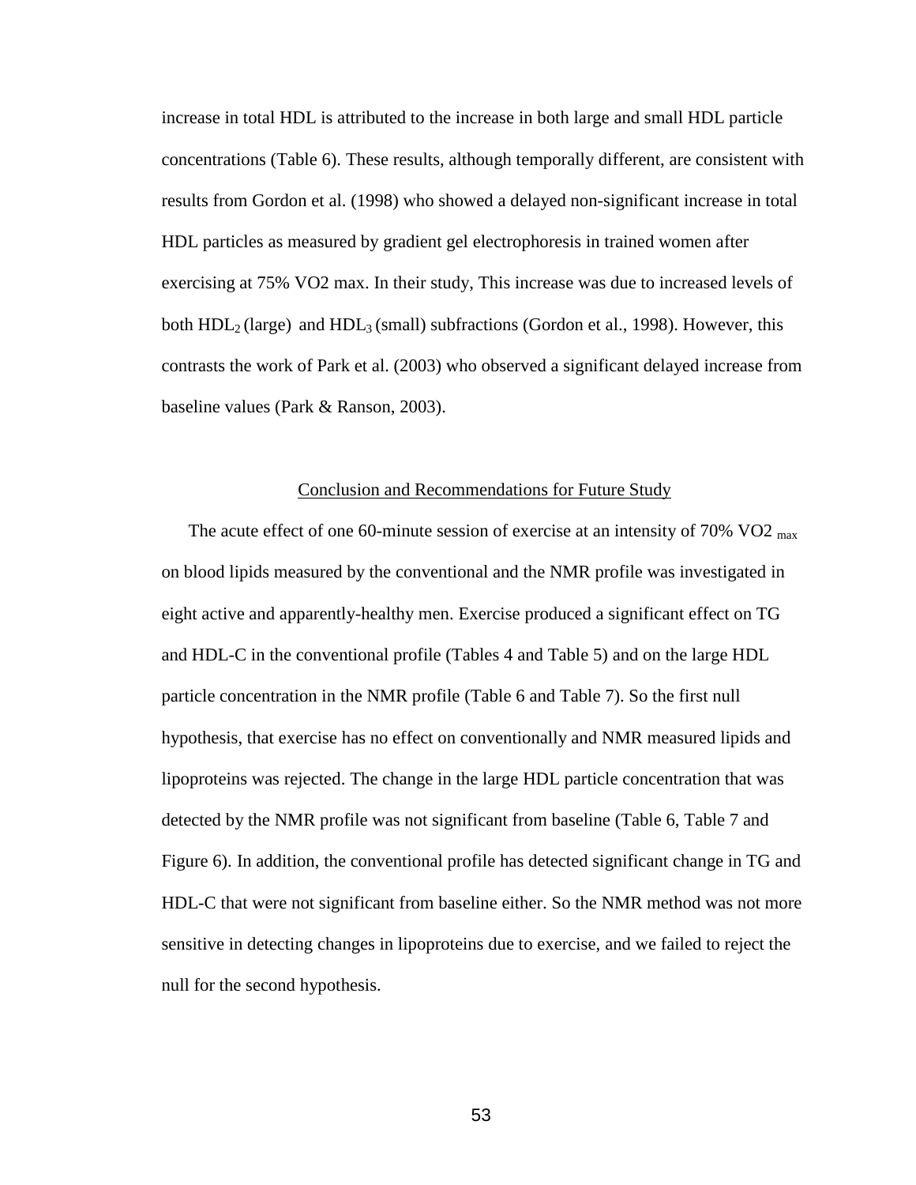increase in total HDL is attributed to the increase in both large and small HDL particle concentrations (Table 6). These results, although temporally different, are consistent with results from Gordon et al. (1998) who showed a delayed non-significant increase in total HDL particles as measured by gradient gel electrophoresis in trained women after exercising at 75% VO2 max. In their study, This increase was due to increased levels of both $HDL_2$ (large) and $HDL_3$ (small) subfractions (Gordon et al., 1998). However, this contrasts the work of Park et al. (2003) who observed a significant delayed increase from baseline values (Park & Ranson, 2003).

## Conclusion and Recommendations for Future Study

The acute effect of one 60-minute session of exercise at an intensity of 70% $VO2_{max}$ on blood lipids measured by the conventional and the NMR profile was investigated in eight active and apparently-healthy men. Exercise produced a significant effect on TG and HDL-C in the conventional profile (Tables 4 and Table 5) and on the large HDL particle concentration in the NMR profile (Table 6 and Table 7). So the first null hypothesis, that exercise has no effect on conventionally and NMR measured lipids and lipoproteins was rejected. The change in the large HDL particle concentration that was detected by the NMR profile was not significant from baseline (Table 6, Table 7 and Figure 6). In addition, the conventional profile has detected significant change in TG and HDL-C that were not significant from baseline either. So the NMR method was not more sensitive in detecting changes in lipoproteins due to exercise, and we failed to reject the null for the second hypothesis.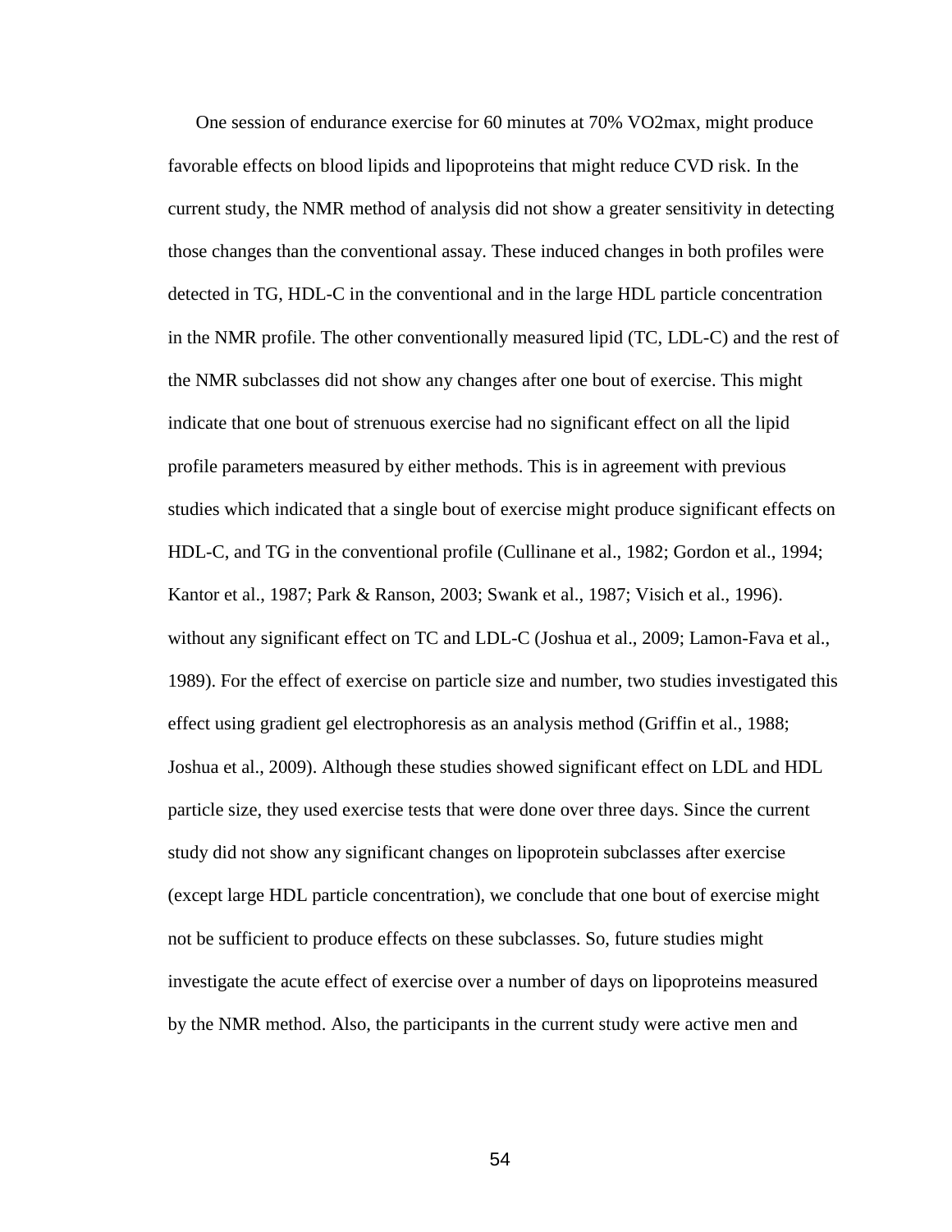One session of endurance exercise for 60 minutes at 70% VO2max, might produce favorable effects on blood lipids and lipoproteins that might reduce CVD risk. In the current study, the NMR method of analysis did not show a greater sensitivity in detecting those changes than the conventional assay. These induced changes in both profiles were detected in TG, HDL-C in the conventional and in the large HDL particle concentration in the NMR profile. The other conventionally measured lipid (TC, LDL-C) and the rest of the NMR subclasses did not show any changes after one bout of exercise. This might indicate that one bout of strenuous exercise had no significant effect on all the lipid profile parameters measured by either methods. This is in agreement with previous studies which indicated that a single bout of exercise might produce significant effects on HDL-C, and TG in the conventional profile (Cullinane et al., 1982; Gordon et al., 1994; Kantor et al., 1987; Park & Ranson, 2003; Swank et al., 1987; Visich et al., 1996). without any significant effect on TC and LDL-C (Joshua et al., 2009; Lamon-Fava et al., 1989). For the effect of exercise on particle size and number, two studies investigated this effect using gradient gel electrophoresis as an analysis method (Griffin et al., 1988; Joshua et al., 2009). Although these studies showed significant effect on LDL and HDL particle size, they used exercise tests that were done over three days. Since the current study did not show any significant changes on lipoprotein subclasses after exercise (except large HDL particle concentration), we conclude that one bout of exercise might not be sufficient to produce effects on these subclasses. So, future studies might investigate the acute effect of exercise over a number of days on lipoproteins measured by the NMR method. Also, the participants in the current study were active men and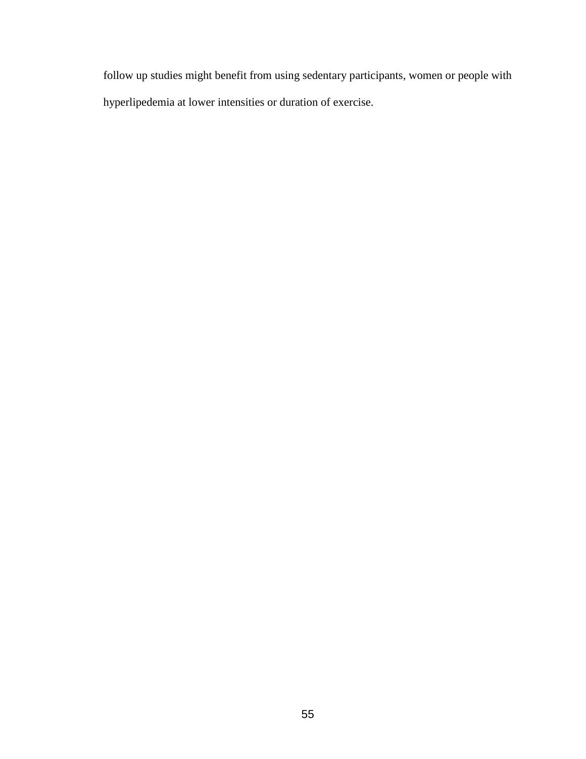follow up studies might benefit from using sedentary participants, women or people with hyperlipedemia at lower intensities or duration of exercise.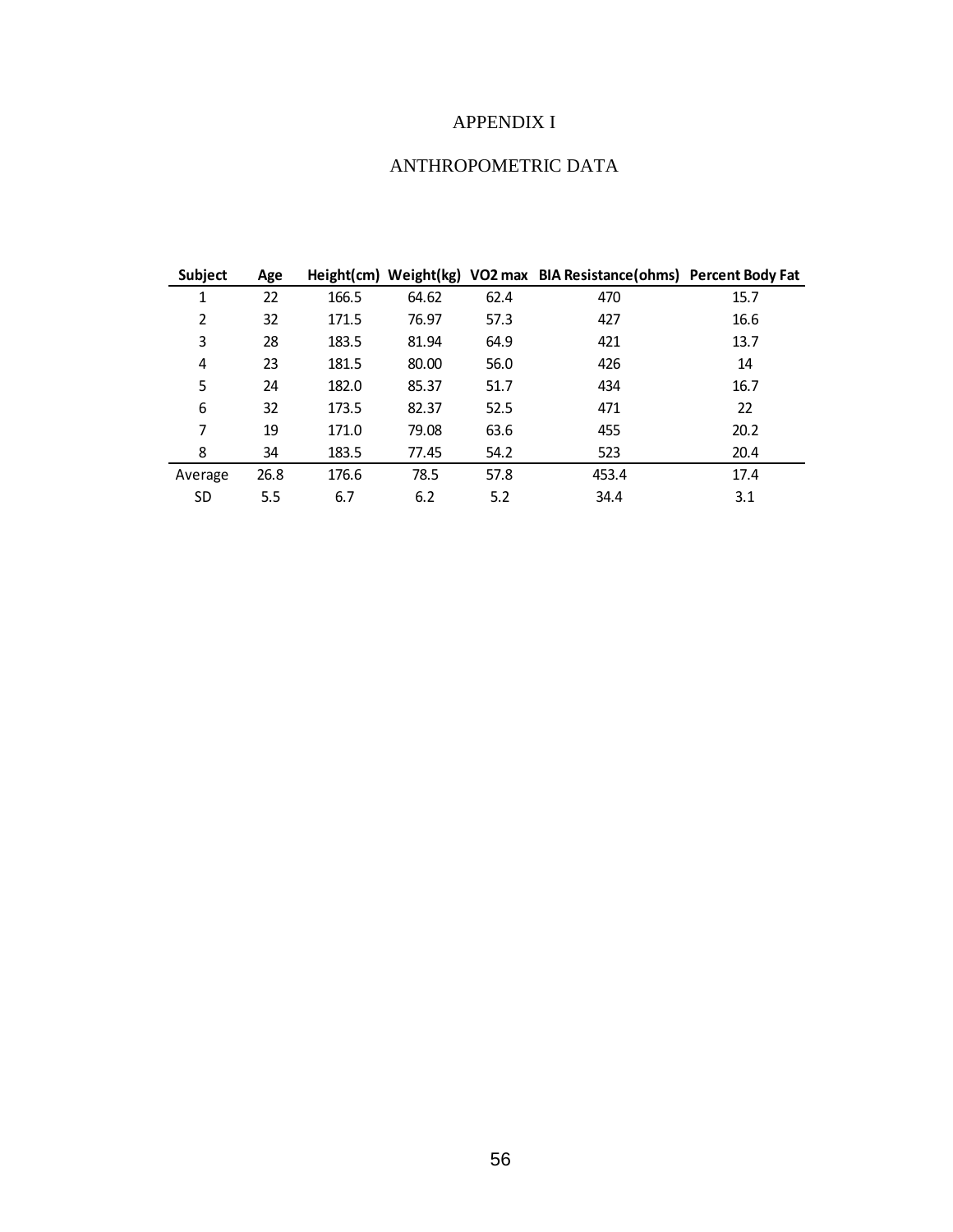# APPENDIX I

## ANTHROPOMETRIC DATA

| Subject | Age | Height(cm) | Weight(kg) | VO2 max | BIA Resistance(ohms) | Percent Body Fat |
|---|---|---|---|---|---|---|
| 1 | 22 | 166.5 | 64.62 | 62.4 | 470 | 15.7 |
| 2 | 32 | 171.5 | 76.97 | 57.3 | 427 | 16.6 |
| 3 | 28 | 183.5 | 81.94 | 64.9 | 421 | 13.7 |
| 4 | 23 | 181.5 | 80.00 | 56.0 | 426 | 14 |
| 5 | 24 | 182.0 | 85.37 | 51.7 | 434 | 16.7 |
| 6 | 32 | 173.5 | 82.37 | 52.5 | 471 | 22 |
| 7 | 19 | 171.0 | 79.08 | 63.6 | 455 | 20.2 |
| 8 | 34 | 183.5 | 77.45 | 54.2 | 523 | 20.4 |
| Average | 26.8 | 176.6 | 78.5 | 57.8 | 453.4 | 17.4 |
| SD | 5.5 | 6.7 | 6.2 | 5.2 | 34.4 | 3.1 |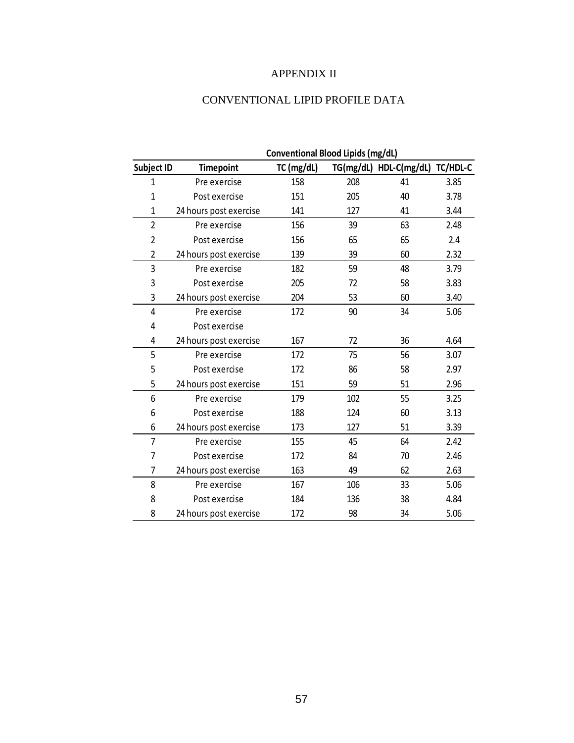# APPENDIX II

## CONVENTIONAL LIPID PROFILE DATA

| | | Conventional Blood Lipids (mg/dL) | | | |
|---|---|---|---|---|---|
| **Subject ID** | **Timepoint** | **TC (mg/dL)** | **TG(mg/dL)** | **HDL-C(mg/dL)** | **TC/HDL-C** |
| 1 | Pre exercise | 158 | 208 | 41 | 3.85 |
| 1 | Post exercise | 151 | 205 | 40 | 3.78 |
| 1 | 24 hours post exercise | 141 | 127 | 41 | 3.44 |
| 2 | Pre exercise | 156 | 39 | 63 | 2.48 |
| 2 | Post exercise | 156 | 65 | 65 | 2.4 |
| 2 | 24 hours post exercise | 139 | 39 | 60 | 2.32 |
| 3 | Pre exercise | 182 | 59 | 48 | 3.79 |
| 3 | Post exercise | 205 | 72 | 58 | 3.83 |
| 3 | 24 hours post exercise | 204 | 53 | 60 | 3.40 |
| 4 | Pre exercise | 172 | 90 | 34 | 5.06 |
| 4 | Post exercise | | | | |
| 4 | 24 hours post exercise | 167 | 72 | 36 | 4.64 |
| 5 | Pre exercise | 172 | 75 | 56 | 3.07 |
| 5 | Post exercise | 172 | 86 | 58 | 2.97 |
| 5 | 24 hours post exercise | 151 | 59 | 51 | 2.96 |
| 6 | Pre exercise | 179 | 102 | 55 | 3.25 |
| 6 | Post exercise | 188 | 124 | 60 | 3.13 |
| 6 | 24 hours post exercise | 173 | 127 | 51 | 3.39 |
| 7 | Pre exercise | 155 | 45 | 64 | 2.42 |
| 7 | Post exercise | 172 | 84 | 70 | 2.46 |
| 7 | 24 hours post exercise | 163 | 49 | 62 | 2.63 |
| 8 | Pre exercise | 167 | 106 | 33 | 5.06 |
| 8 | Post exercise | 184 | 136 | 38 | 4.84 |
| 8 | 24 hours post exercise | 172 | 98 | 34 | 5.06 |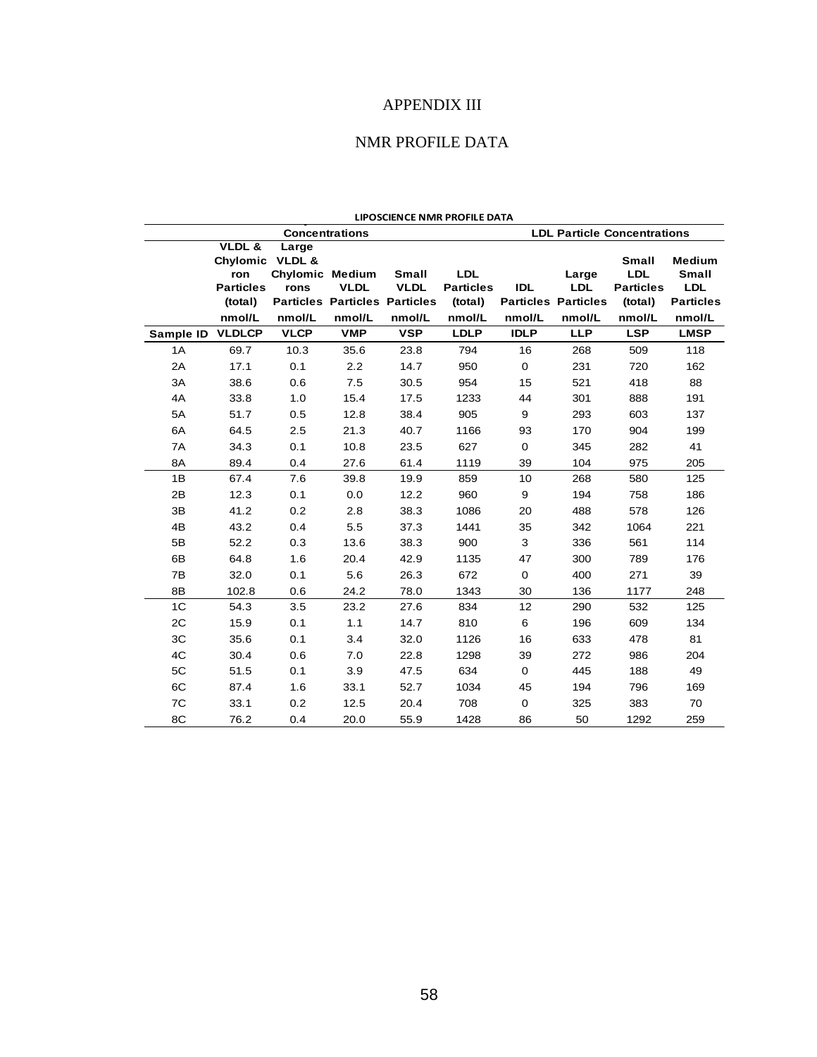# APPENDIX III

## NMR PROFILE DATA

**LIPOSCIENCE NMR PROFILE DATA**

| | Concentrations | | | | | LDL Particle Concentrations | | | |
|---|---|---|---|---|---|---|---|---|---|
| | VLDL & Chylomicron Particles (total) nmol/L | Large VLDL & Chylomicrons Particles nmol/L | Medium VLDL Particles nmol/L | Small VLDL Particles nmol/L | LDL Particles (total) nmol/L | IDL Particles nmol/L | Large LDL Particles nmol/L | Small LDL Particles (total) nmol/L | Medium Small LDL Particles nmol/L |
| **Sample ID** | **VLDLCP** | **VLCP** | **VMP** | **VSP** | **LDLP** | **IDLP** | **LLP** | **LSP** | **LMSP** |
| 1A | 69.7 | 10.3 | 35.6 | 23.8 | 794 | 16 | 268 | 509 | 118 |
| 2A | 17.1 | 0.1 | 2.2 | 14.7 | 950 | 0 | 231 | 720 | 162 |
| 3A | 38.6 | 0.6 | 7.5 | 30.5 | 954 | 15 | 521 | 418 | 88 |
| 4A | 33.8 | 1.0 | 15.4 | 17.5 | 1233 | 44 | 301 | 888 | 191 |
| 5A | 51.7 | 0.5 | 12.8 | 38.4 | 905 | 9 | 293 | 603 | 137 |
| 6A | 64.5 | 2.5 | 21.3 | 40.7 | 1166 | 93 | 170 | 904 | 199 |
| 7A | 34.3 | 0.1 | 10.8 | 23.5 | 627 | 0 | 345 | 282 | 41 |
| 8A | 89.4 | 0.4 | 27.6 | 61.4 | 1119 | 39 | 104 | 975 | 205 |
| 1B | 67.4 | 7.6 | 39.8 | 19.9 | 859 | 10 | 268 | 580 | 125 |
| 2B | 12.3 | 0.1 | 0.0 | 12.2 | 960 | 9 | 194 | 758 | 186 |
| 3B | 41.2 | 0.2 | 2.8 | 38.3 | 1086 | 20 | 488 | 578 | 126 |
| 4B | 43.2 | 0.4 | 5.5 | 37.3 | 1441 | 35 | 342 | 1064 | 221 |
| 5B | 52.2 | 0.3 | 13.6 | 38.3 | 900 | 3 | 336 | 561 | 114 |
| 6B | 64.8 | 1.6 | 20.4 | 42.9 | 1135 | 47 | 300 | 789 | 176 |
| 7B | 32.0 | 0.1 | 5.6 | 26.3 | 672 | 0 | 400 | 271 | 39 |
| 8B | 102.8 | 0.6 | 24.2 | 78.0 | 1343 | 30 | 136 | 1177 | 248 |
| 1C | 54.3 | 3.5 | 23.2 | 27.6 | 834 | 12 | 290 | 532 | 125 |
| 2C | 15.9 | 0.1 | 1.1 | 14.7 | 810 | 6 | 196 | 609 | 134 |
| 3C | 35.6 | 0.1 | 3.4 | 32.0 | 1126 | 16 | 633 | 478 | 81 |
| 4C | 30.4 | 0.6 | 7.0 | 22.8 | 1298 | 39 | 272 | 986 | 204 |
| 5C | 51.5 | 0.1 | 3.9 | 47.5 | 634 | 0 | 445 | 188 | 49 |
| 6C | 87.4 | 1.6 | 33.1 | 52.7 | 1034 | 45 | 194 | 796 | 169 |
| 7C | 33.1 | 0.2 | 12.5 | 20.4 | 708 | 0 | 325 | 383 | 70 |
| 8C | 76.2 | 0.4 | 20.0 | 55.9 | 1428 | 86 | 50 | 1292 | 259 |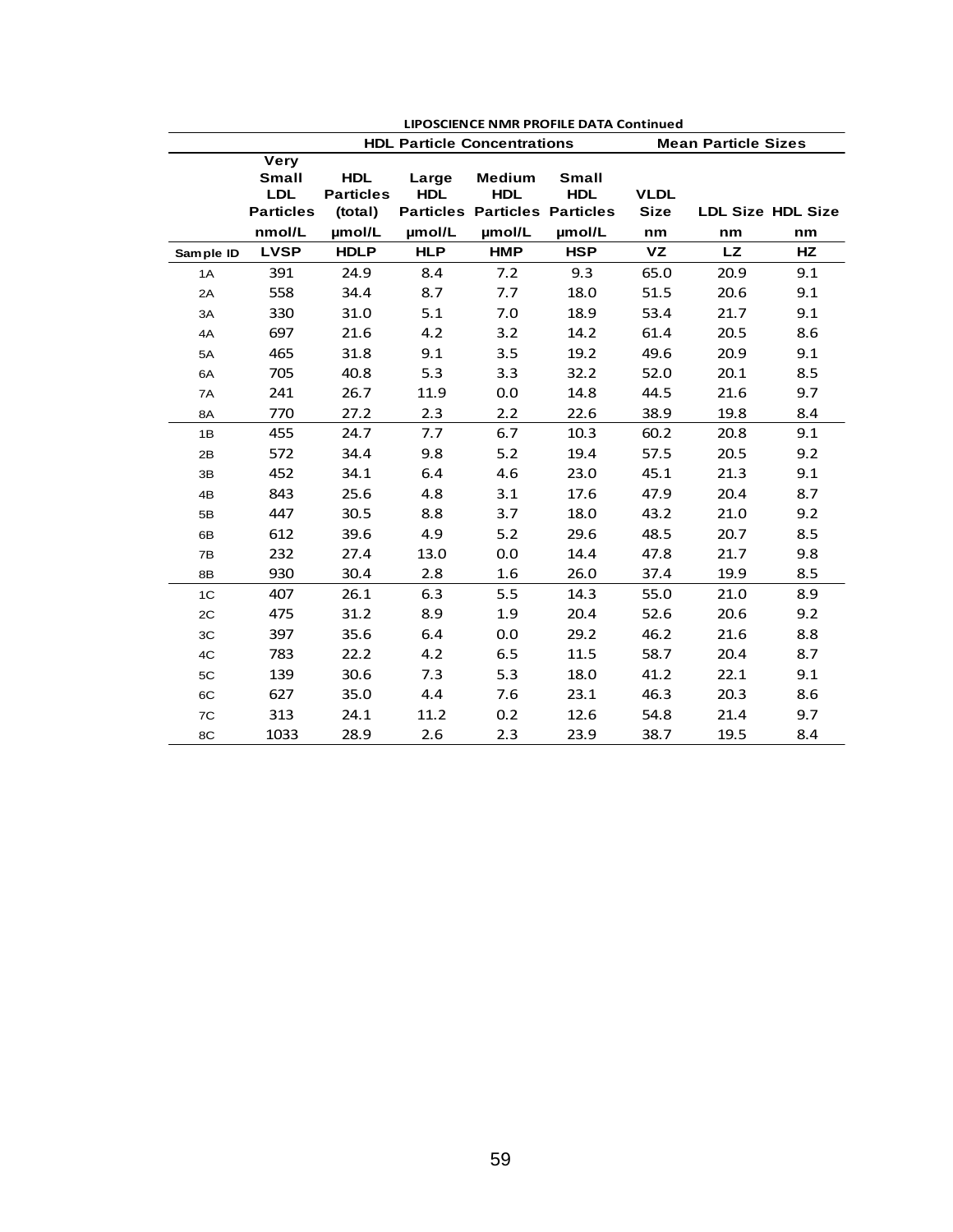**LIPOSCIENCE NMR PROFILE DATA Continued**

| | | HDL Particle Concentrations | | | | Mean Particle Sizes | | |
|---|---|---|---|---|---|---|---|---|
| | Very Small LDL Particles | HDL Particles (total) | Large HDL Particles | Medium HDL Particles | Small HDL Particles | VLDL Size | LDL Size | HDL Size |
| | nmol/L | µmol/L | µmol/L | µmol/L | µmol/L | nm | nm | nm |
| Sample ID | LVSP | HDLP | HLP | HMP | HSP | VZ | LZ | HZ |
| 1A | 391 | 24.9 | 8.4 | 7.2 | 9.3 | 65.0 | 20.9 | 9.1 |
| 2A | 558 | 34.4 | 8.7 | 7.7 | 18.0 | 51.5 | 20.6 | 9.1 |
| 3A | 330 | 31.0 | 5.1 | 7.0 | 18.9 | 53.4 | 21.7 | 9.1 |
| 4A | 697 | 21.6 | 4.2 | 3.2 | 14.2 | 61.4 | 20.5 | 8.6 |
| 5A | 465 | 31.8 | 9.1 | 3.5 | 19.2 | 49.6 | 20.9 | 9.1 |
| 6A | 705 | 40.8 | 5.3 | 3.3 | 32.2 | 52.0 | 20.1 | 8.5 |
| 7A | 241 | 26.7 | 11.9 | 0.0 | 14.8 | 44.5 | 21.6 | 9.7 |
| 8A | 770 | 27.2 | 2.3 | 2.2 | 22.6 | 38.9 | 19.8 | 8.4 |
| 1B | 455 | 24.7 | 7.7 | 6.7 | 10.3 | 60.2 | 20.8 | 9.1 |
| 2B | 572 | 34.4 | 9.8 | 5.2 | 19.4 | 57.5 | 20.5 | 9.2 |
| 3B | 452 | 34.1 | 6.4 | 4.6 | 23.0 | 45.1 | 21.3 | 9.1 |
| 4B | 843 | 25.6 | 4.8 | 3.1 | 17.6 | 47.9 | 20.4 | 8.7 |
| 5B | 447 | 30.5 | 8.8 | 3.7 | 18.0 | 43.2 | 21.0 | 9.2 |
| 6B | 612 | 39.6 | 4.9 | 5.2 | 29.6 | 48.5 | 20.7 | 8.5 |
| 7B | 232 | 27.4 | 13.0 | 0.0 | 14.4 | 47.8 | 21.7 | 9.8 |
| 8B | 930 | 30.4 | 2.8 | 1.6 | 26.0 | 37.4 | 19.9 | 8.5 |
| 1C | 407 | 26.1 | 6.3 | 5.5 | 14.3 | 55.0 | 21.0 | 8.9 |
| 2C | 475 | 31.2 | 8.9 | 1.9 | 20.4 | 52.6 | 20.6 | 9.2 |
| 3C | 397 | 35.6 | 6.4 | 0.0 | 29.2 | 46.2 | 21.6 | 8.8 |
| 4C | 783 | 22.2 | 4.2 | 6.5 | 11.5 | 58.7 | 20.4 | 8.7 |
| 5C | 139 | 30.6 | 7.3 | 5.3 | 18.0 | 41.2 | 22.1 | 9.1 |
| 6C | 627 | 35.0 | 4.4 | 7.6 | 23.1 | 46.3 | 20.3 | 8.6 |
| 7C | 313 | 24.1 | 11.2 | 0.2 | 12.6 | 54.8 | 21.4 | 9.7 |
| 8C | 1033 | 28.9 | 2.6 | 2.3 | 23.9 | 38.7 | 19.5 | 8.4 |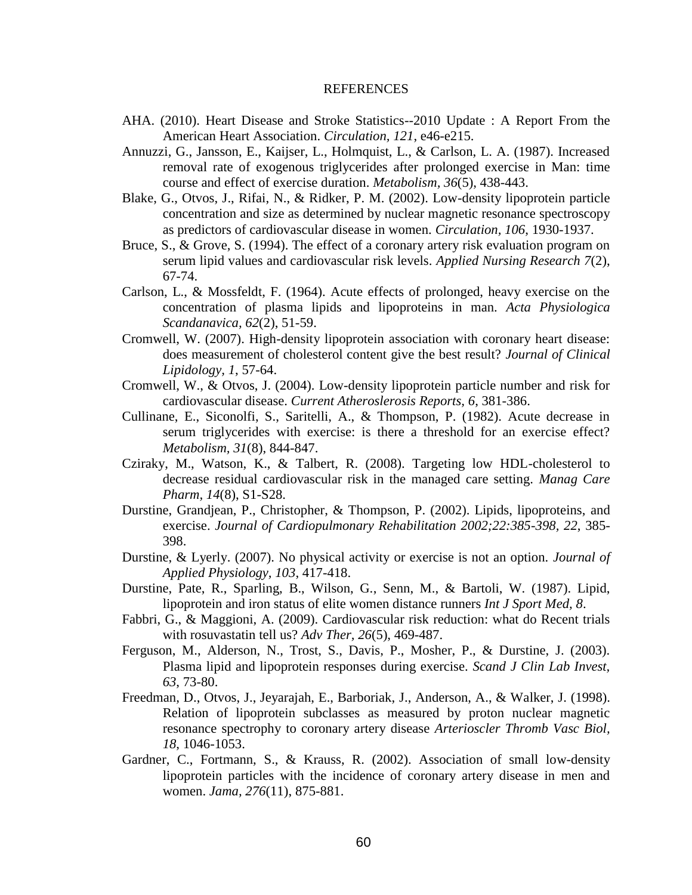# REFERENCES

AHA. (2010). Heart Disease and Stroke Statistics--2010 Update : A Report From the American Heart Association. *Circulation, 121*, e46-e215.

Annuzzi, G., Jansson, E., Kaijser, L., Holmquist, L., & Carlson, L. A. (1987). Increased removal rate of exogenous triglycerides after prolonged exercise in Man: time course and effect of exercise duration. *Metabolism, 36*(5), 438-443.

Blake, G., Otvos, J., Rifai, N., & Ridker, P. M. (2002). Low-density lipoprotein particle concentration and size as determined by nuclear magnetic resonance spectroscopy as predictors of cardiovascular disease in women. *Circulation, 106*, 1930-1937.

Bruce, S., & Grove, S. (1994). The effect of a coronary artery risk evaluation program on serum lipid values and cardiovascular risk levels. *Applied Nursing Research 7*(2), 67-74.

Carlson, L., & Mossfeldt, F. (1964). Acute effects of prolonged, heavy exercise on the concentration of plasma lipids and lipoproteins in man. *Acta Physiologica Scandanavica, 62*(2), 51-59.

Cromwell, W. (2007). High-density lipoprotein association with coronary heart disease: does measurement of cholesterol content give the best result? *Journal of Clinical Lipidology, 1*, 57-64.

Cromwell, W., & Otvos, J. (2004). Low-density lipoprotein particle number and risk for cardiovascular disease. *Current Atheroslerosis Reports, 6*, 381-386.

Cullinane, E., Siconolfi, S., Saritelli, A., & Thompson, P. (1982). Acute decrease in serum triglycerides with exercise: is there a threshold for an exercise effect? *Metabolism, 31*(8), 844-847.

Cziraky, M., Watson, K., & Talbert, R. (2008). Targeting low HDL-cholesterol to decrease residual cardiovascular risk in the managed care setting. *Manag Care Pharm, 14*(8), S1-S28.

Durstine, Grandjean, P., Christopher, & Thompson, P. (2002). Lipids, lipoproteins, and exercise. *Journal of Cardiopulmonary Rehabilitation 2002;22:385-398, 22*, 385-398.

Durstine, & Lyerly. (2007). No physical activity or exercise is not an option. *Journal of Applied Physiology, 103*, 417-418.

Durstine, Pate, R., Sparling, B., Wilson, G., Senn, M., & Bartoli, W. (1987). Lipid, lipoprotein and iron status of elite women distance runners *Int J Sport Med, 8*.

Fabbri, G., & Maggioni, A. (2009). Cardiovascular risk reduction: what do Recent trials with rosuvastatin tell us? *Adv Ther, 26*(5), 469-487.

Ferguson, M., Alderson, N., Trost, S., Davis, P., Mosher, P., & Durstine, J. (2003). Plasma lipid and lipoprotein responses during exercise. *Scand J Clin Lab Invest, 63*, 73-80.

Freedman, D., Otvos, J., Jeyarajah, E., Barboriak, J., Anderson, A., & Walker, J. (1998). Relation of lipoprotein subclasses as measured by proton nuclear magnetic resonance spectrophy to coronary artery disease *Arterioscler Thromb Vasc Biol, 18*, 1046-1053.

Gardner, C., Fortmann, S., & Krauss, R. (2002). Association of small low-density lipoprotein particles with the incidence of coronary artery disease in men and women. *Jama, 276*(11), 875-881.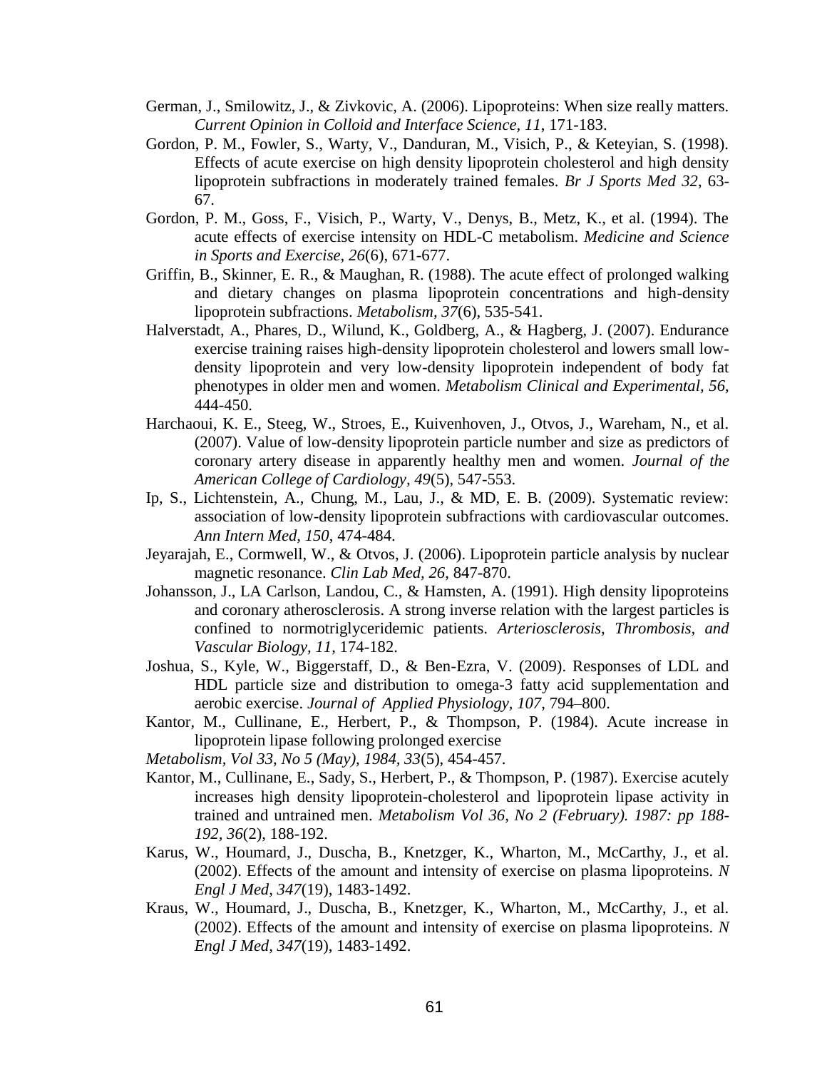German, J., Smilowitz, J., & Zivkovic, A. (2006). Lipoproteins: When size really matters. *Current Opinion in Colloid and Interface Science, 11*, 171-183.

Gordon, P. M., Fowler, S., Warty, V., Danduran, M., Visich, P., & Keteyian, S. (1998). Effects of acute exercise on high density lipoprotein cholesterol and high density lipoprotein subfractions in moderately trained females. *Br J Sports Med 32*, 63-67.

Gordon, P. M., Goss, F., Visich, P., Warty, V., Denys, B., Metz, K., et al. (1994). The acute effects of exercise intensity on HDL-C metabolism. *Medicine and Science in Sports and Exercise, 26*(6), 671-677.

Griffin, B., Skinner, E. R., & Maughan, R. (1988). The acute effect of prolonged walking and dietary changes on plasma lipoprotein concentrations and high-density lipoprotein subfractions. *Metabolism, 37*(6), 535-541.

Halverstadt, A., Phares, D., Wilund, K., Goldberg, A., & Hagberg, J. (2007). Endurance exercise training raises high-density lipoprotein cholesterol and lowers small low-density lipoprotein and very low-density lipoprotein independent of body fat phenotypes in older men and women. *Metabolism Clinical and Experimental, 56*, 444-450.

Harchaoui, K. E., Steeg, W., Stroes, E., Kuivenhoven, J., Otvos, J., Wareham, N., et al. (2007). Value of low-density lipoprotein particle number and size as predictors of coronary artery disease in apparently healthy men and women. *Journal of the American College of Cardiology, 49*(5), 547-553.

Ip, S., Lichtenstein, A., Chung, M., Lau, J., & MD, E. B. (2009). Systematic review: association of low-density lipoprotein subfractions with cardiovascular outcomes. *Ann Intern Med, 150*, 474-484.

Jeyarajah, E., Cormwell, W., & Otvos, J. (2006). Lipoprotein particle analysis by nuclear magnetic resonance. *Clin Lab Med, 26*, 847-870.

Johansson, J., LA Carlson, Landou, C., & Hamsten, A. (1991). High density lipoproteins and coronary atherosclerosis. A strong inverse relation with the largest particles is confined to normotriglyceridemic patients. *Arteriosclerosis, Thrombosis, and Vascular Biology, 11*, 174-182.

Joshua, S., Kyle, W., Biggerstaff, D., & Ben-Ezra, V. (2009). Responses of LDL and HDL particle size and distribution to omega-3 fatty acid supplementation and aerobic exercise. *Journal of Applied Physiology, 107*, 794–800.

Kantor, M., Cullinane, E., Herbert, P., & Thompson, P. (1984). Acute increase in lipoprotein lipase following prolonged exercise
*Metabolism, Vol 33, No 5 (May), 1984, 33*(5), 454-457.

Kantor, M., Cullinane, E., Sady, S., Herbert, P., & Thompson, P. (1987). Exercise acutely increases high density lipoprotein-cholesterol and lipoprotein lipase activity in trained and untrained men. *Metabolism Vol 36, No 2 (February). 1987: pp 188-192, 36*(2), 188-192.

Karus, W., Houmard, J., Duscha, B., Knetzger, K., Wharton, M., McCarthy, J., et al. (2002). Effects of the amount and intensity of exercise on plasma lipoproteins. *N Engl J Med, 347*(19), 1483-1492.

Kraus, W., Houmard, J., Duscha, B., Knetzger, K., Wharton, M., McCarthy, J., et al. (2002). Effects of the amount and intensity of exercise on plasma lipoproteins. *N Engl J Med, 347*(19), 1483-1492.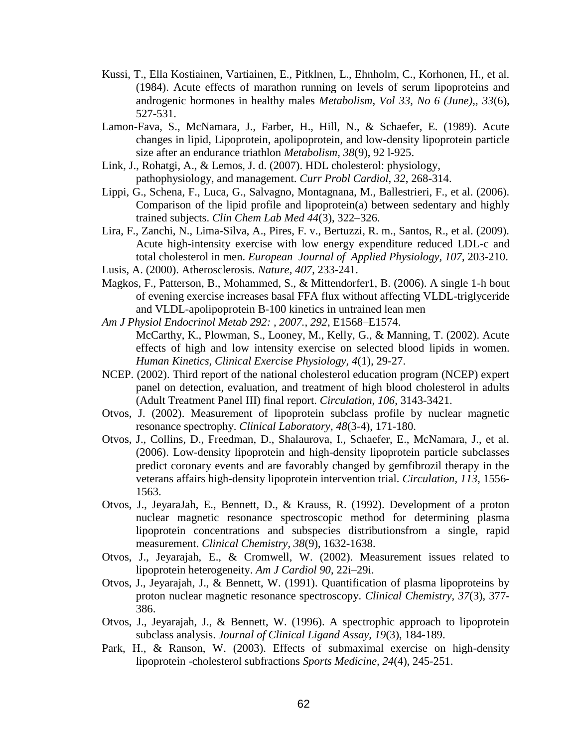Kussi, T., Ella Kostiainen, Vartiainen, E., Pitklnen, L., Ehnholm, C., Korhonen, H., et al. (1984). Acute effects of marathon running on levels of serum lipoproteins and androgenic hormones in healthy males *Metabolism, Vol 33, No 6 (June),, 33*(6), 527-531.

Lamon-Fava, S., McNamara, J., Farber, H., Hill, N., & Schaefer, E. (1989). Acute changes in lipid, Lipoprotein, apolipoprotein, and low-density lipoprotein particle size after an endurance triathlon *Metabolism, 38*(9), 92 l-925.

Link, J., Rohatgi, A., & Lemos, J. d. (2007). HDL cholesterol: physiology, pathophysiology, and management. *Curr Probl Cardiol, 32*, 268-314.

Lippi, G., Schena, F., Luca, G., Salvagno, Montagnana, M., Ballestrieri, F., et al. (2006). Comparison of the lipid profile and lipoprotein(a) between sedentary and highly trained subjects. *Clin Chem Lab Med 44*(3), 322–326.

Lira, F., Zanchi, N., Lima-Silva, A., Pires, F. v., Bertuzzi, R. m., Santos, R., et al. (2009). Acute high-intensity exercise with low energy expenditure reduced LDL-c and total cholesterol in men. *European Journal of Applied Physiology, 107*, 203-210.

Lusis, A. (2000). Atherosclerosis. *Nature, 407*, 233-241.

Magkos, F., Patterson, B., Mohammed, S., & Mittendorfer1, B. (2006). A single 1-h bout of evening exercise increases basal FFA flux without affecting VLDL-triglyceride and VLDL-apolipoprotein B-100 kinetics in untrained lean men *Am J Physiol Endocrinol Metab 292: , 2007., 292*, E1568–E1574.

McCarthy, K., Plowman, S., Looney, M., Kelly, G., & Manning, T. (2002). Acute effects of high and low intensity exercise on selected blood lipids in women. *Human Kinetics, Clinical Exercise Physiology, 4*(1), 29-27.

NCEP. (2002). Third report of the national cholesterol education program (NCEP) expert panel on detection, evaluation, and treatment of high blood cholesterol in adults (Adult Treatment Panel III) final report. *Circulation, 106*, 3143-3421.

Otvos, J. (2002). Measurement of lipoprotein subclass profile by nuclear magnetic resonance spectrophy. *Clinical Laboratory, 48*(3-4), 171-180.

Otvos, J., Collins, D., Freedman, D., Shalaurova, I., Schaefer, E., McNamara, J., et al. (2006). Low-density lipoprotein and high-density lipoprotein particle subclasses predict coronary events and are favorably changed by gemfibrozil therapy in the veterans affairs high-density lipoprotein intervention trial. *Circulation, 113*, 1556-1563.

Otvos, J., JeyaraJah, E., Bennett, D., & Krauss, R. (1992). Development of a proton nuclear magnetic resonance spectroscopic method for determining plasma lipoprotein concentrations and subspecies distributionsfrom a single, rapid measurement. *Clinical Chemistry, 38*(9), 1632-1638.

Otvos, J., Jeyarajah, E., & Cromwell, W. (2002). Measurement issues related to lipoprotein heterogeneity. *Am J Cardiol 90*, 22i–29i.

Otvos, J., Jeyarajah, J., & Bennett, W. (1991). Quantification of plasma lipoproteins by proton nuclear magnetic resonance spectroscopy. *Clinical Chemistry, 37*(3), 377-386.

Otvos, J., Jeyarajah, J., & Bennett, W. (1996). A spectrophic approach to lipoprotein subclass analysis. *Journal of Clinical Ligand Assay, 19*(3), 184-189.

Park, H., & Ranson, W. (2003). Effects of submaximal exercise on high-density lipoprotein -cholesterol subfractions *Sports Medicine, 24*(4), 245-251.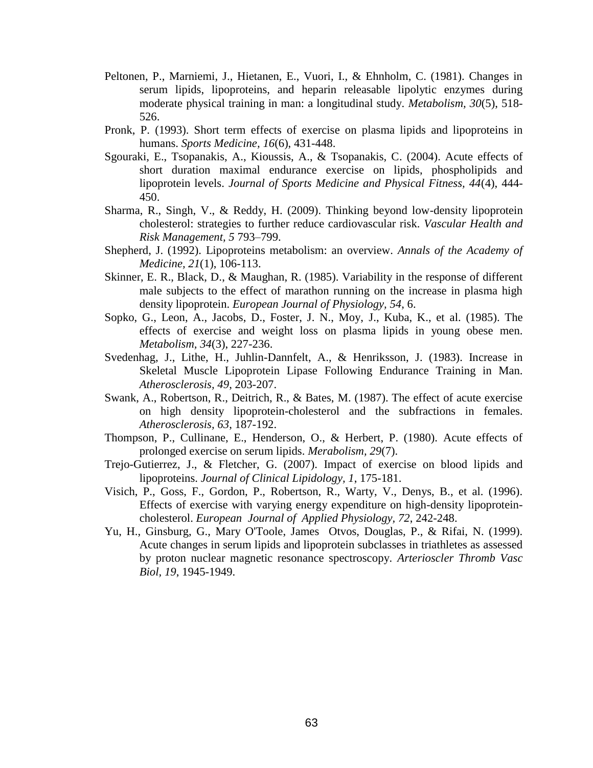Peltonen, P., Marniemi, J., Hietanen, E., Vuori, I., & Ehnholm, C. (1981). Changes in serum lipids, lipoproteins, and heparin releasable lipolytic enzymes during moderate physical training in man: a longitudinal study. *Metabolism, 30*(5), 518-526.

Pronk, P. (1993). Short term effects of exercise on plasma lipids and lipoproteins in humans. *Sports Medicine, 16*(6), 431-448.

Sgouraki, E., Tsopanakis, A., Kioussis, A., & Tsopanakis, C. (2004). Acute effects of short duration maximal endurance exercise on lipids, phospholipids and lipoprotein levels. *Journal of Sports Medicine and Physical Fitness, 44*(4), 444-450.

Sharma, R., Singh, V., & Reddy, H. (2009). Thinking beyond low-density lipoprotein cholesterol: strategies to further reduce cardiovascular risk. *Vascular Health and Risk Management, 5* 793–799.

Shepherd, J. (1992). Lipoproteins metabolism: an overview. *Annals of the Academy of Medicine, 21*(1), 106-113.

Skinner, E. R., Black, D., & Maughan, R. (1985). Variability in the response of different male subjects to the effect of marathon running on the increase in plasma high density lipoprotein. *European Journal of Physiology, 54*, 6.

Sopko, G., Leon, A., Jacobs, D., Foster, J. N., Moy, J., Kuba, K., et al. (1985). The effects of exercise and weight loss on plasma lipids in young obese men. *Metabolism, 34*(3), 227-236.

Svedenhag, J., Lithe, H., Juhlin-Dannfelt, A., & Henriksson, J. (1983). Increase in Skeletal Muscle Lipoprotein Lipase Following Endurance Training in Man. *Atherosclerosis, 49*, 203-207.

Swank, A., Robertson, R., Deitrich, R., & Bates, M. (1987). The effect of acute exercise on high density lipoprotein-cholesterol and the subfractions in females. *Atherosclerosis, 63*, 187-192.

Thompson, P., Cullinane, E., Henderson, O., & Herbert, P. (1980). Acute effects of prolonged exercise on serum lipids. *Merabolism, 29*(7).

Trejo-Gutierrez, J., & Fletcher, G. (2007). Impact of exercise on blood lipids and lipoproteins. *Journal of Clinical Lipidology, 1*, 175-181.

Visich, P., Goss, F., Gordon, P., Robertson, R., Warty, V., Denys, B., et al. (1996). Effects of exercise with varying energy expenditure on high-density lipoprotein-cholesterol. *European Journal of Applied Physiology, 72*, 242-248.

Yu, H., Ginsburg, G., Mary O'Toole, James Otvos, Douglas, P., & Rifai, N. (1999). Acute changes in serum lipids and lipoprotein subclasses in triathletes as assessed by proton nuclear magnetic resonance spectroscopy. *Arterioscler Thromb Vasc Biol, 19*, 1945-1949.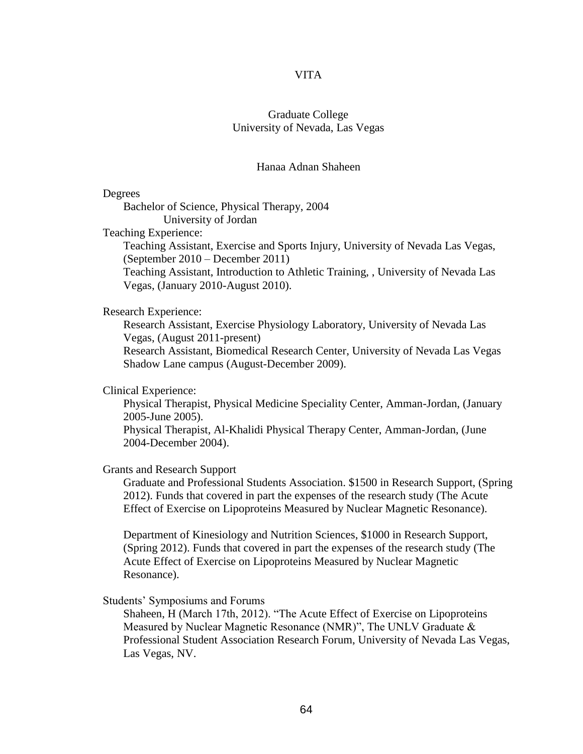# VITA

Graduate College
University of Nevada, Las Vegas

Hanaa Adnan Shaheen

Degrees

Bachelor of Science, Physical Therapy, 2004
University of Jordan

Teaching Experience:

Teaching Assistant, Exercise and Sports Injury, University of Nevada Las Vegas, (September 2010 – December 2011)
Teaching Assistant, Introduction to Athletic Training, , University of Nevada Las Vegas, (January 2010-August 2010).

Research Experience:

Research Assistant, Exercise Physiology Laboratory, University of Nevada Las Vegas, (August 2011-present)
Research Assistant, Biomedical Research Center, University of Nevada Las Vegas Shadow Lane campus (August-December 2009).

Clinical Experience:

Physical Therapist, Physical Medicine Speciality Center, Amman-Jordan, (January 2005-June 2005).
Physical Therapist, Al-Khalidi Physical Therapy Center, Amman-Jordan, (June 2004-December 2004).

Grants and Research Support

Graduate and Professional Students Association. $1500 in Research Support, (Spring 2012). Funds that covered in part the expenses of the research study (The Acute Effect of Exercise on Lipoproteins Measured by Nuclear Magnetic Resonance).

Department of Kinesiology and Nutrition Sciences, $1000 in Research Support, (Spring 2012). Funds that covered in part the expenses of the research study (The Acute Effect of Exercise on Lipoproteins Measured by Nuclear Magnetic Resonance).

Students' Symposiums and Forums

Shaheen, H (March 17th, 2012). "The Acute Effect of Exercise on Lipoproteins Measured by Nuclear Magnetic Resonance (NMR)", The UNLV Graduate & Professional Student Association Research Forum, University of Nevada Las Vegas, Las Vegas, NV.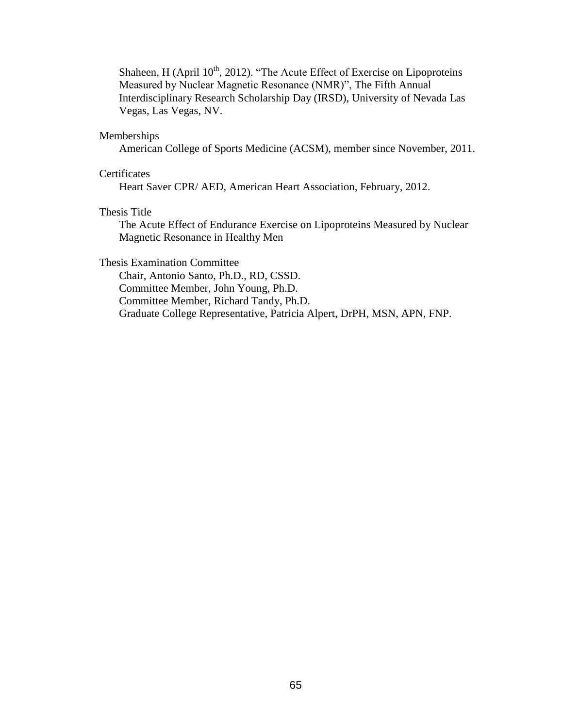Shaheen, H (April 10th, 2012). "The Acute Effect of Exercise on Lipoproteins Measured by Nuclear Magnetic Resonance (NMR)", The Fifth Annual Interdisciplinary Research Scholarship Day (IRSD), University of Nevada Las Vegas, Las Vegas, NV.

Memberships

American College of Sports Medicine (ACSM), member since November, 2011.

Certificates

Heart Saver CPR/ AED, American Heart Association, February, 2012.

Thesis Title

The Acute Effect of Endurance Exercise on Lipoproteins Measured by Nuclear Magnetic Resonance in Healthy Men

Thesis Examination Committee

Chair, Antonio Santo, Ph.D., RD, CSSD.
Committee Member, John Young, Ph.D.
Committee Member, Richard Tandy, Ph.D.
Graduate College Representative, Patricia Alpert, DrPH, MSN, APN, FNP.